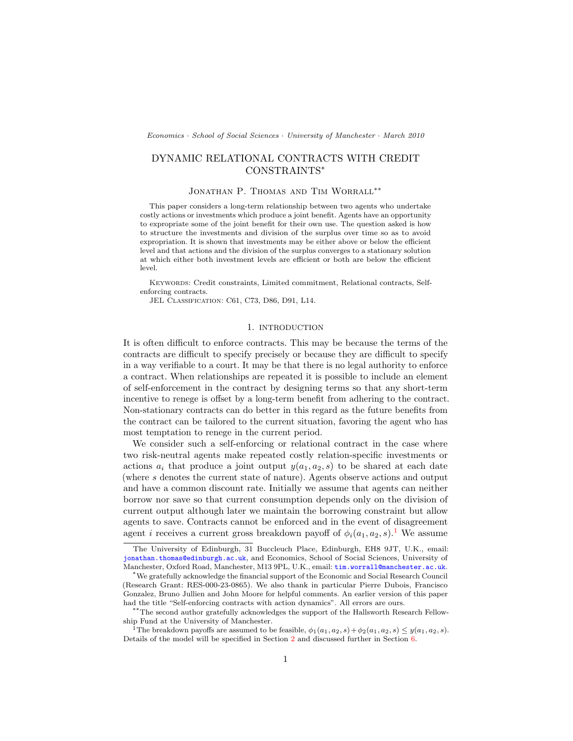*Economics · School of Social Sciences · University of Manchester · March 2010*

# DYNAMIC RELATIONAL CONTRACTS WITH CREDIT CONSTRAINTS*

Jonathan P. Thomas and Tim Worrall**

This paper considers a long-term relationship between two agents who undertake costly actions or investments which produce a joint benefit. Agents have an opportunity to expropriate some of the joint benefit for their own use. The question asked is how to structure the investments and division of the surplus over time so as to avoid expropriation. It is shown that investments may be either above or below the efficient level and that actions and the division of the surplus converges to a stationary solution at which either both investment levels are efficient or both are below the efficient level.

Keywords: Credit constraints, Limited commitment, Relational contracts, Self-enforcing contracts.

JEL Classification: C61, C73, D86, D91, L14.

## 1. INTRODUCTION

It is often difficult to enforce contracts. This may be because the terms of the contracts are difficult to specify precisely or because they are difficult to specify in a way verifiable to a court. It may be that there is no legal authority to enforce a contract. When relationships are repeated it is possible to include an element of self-enforcement in the contract by designing terms so that any short-term incentive to renege is offset by a long-term benefit from adhering to the contract. Non-stationary contracts can do better in this regard as the future benefits from the contract can be tailored to the current situation, favoring the agent who has most temptation to renege in the current period.

We consider such a self-enforcing or relational contract in the case where two risk-neutral agents make repeated costly relation-specific investments or actions $a_i$ that produce a joint output $y(a_1, a_2, s)$ to be shared at each date (where $s$ denotes the current state of nature). Agents observe actions and output and have a common discount rate. Initially we assume that agents can neither borrow nor save so that current consumption depends only on the division of current output although later we maintain the borrowing constraint but allow agents to save. Contracts cannot be enforced and in the event of disagreement agent $i$ receives a current gross breakdown payoff of $\phi_i(a_1, a_2, s)$.[1] We assume

---

The University of Edinburgh, 31 Buccleuch Place, Edinburgh, EH8 9JT, U.K., email: jonathan.thomas@edinburgh.ac.uk, and Economics, School of Social Sciences, University of Manchester, Oxford Road, Manchester, M13 9PL, U.K., email: tim.worrall@manchester.ac.uk.

*We gratefully acknowledge the financial support of the Economic and Social Research Council (Research Grant: RES-000-23-0865). We also thank in particular Pierre Dubois, Francisco Gonzalez, Bruno Jullien and John Moore for helpful comments. An earlier version of this paper had the title "Self-enforcing contracts with action dynamics". All errors are ours.

**The second author gratefully acknowledges the support of the Hallsworth Research Fellowship Fund at the University of Manchester.

[1] The breakdown payoffs are assumed to be feasible, $\phi_1(a_1, a_2, s) + \phi_2(a_1, a_2, s) \leq y(a_1, a_2, s)$. Details of the model will be specified in Section 2 and discussed further in Section 6.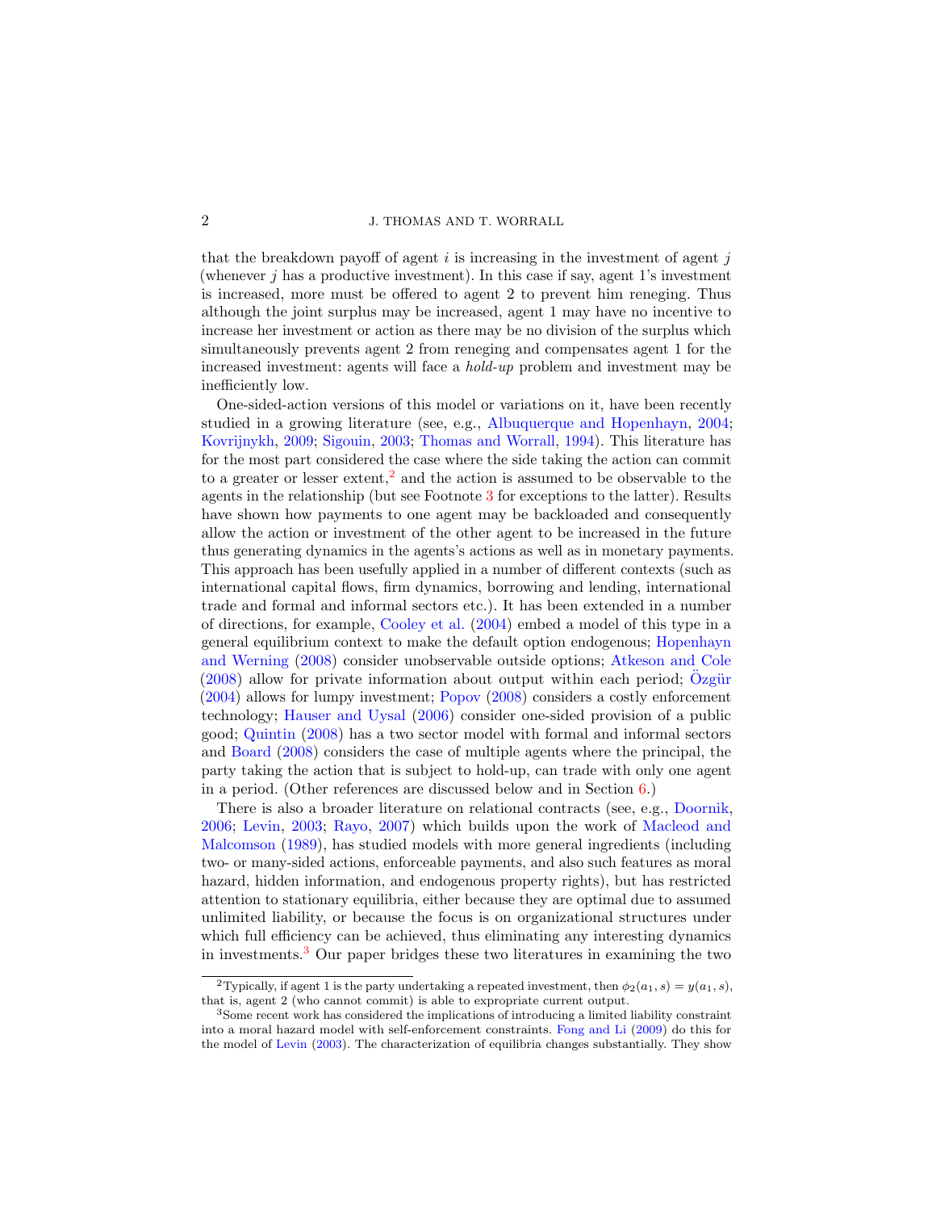that the breakdown payoff of agent $i$ is increasing in the investment of agent $j$ (whenever $j$ has a productive investment). In this case if say, agent 1's investment is increased, more must be offered to agent 2 to prevent him reneging. Thus although the joint surplus may be increased, agent 1 may have no incentive to increase her investment or action as there may be no division of the surplus which simultaneously prevents agent 2 from reneging and compensates agent 1 for the increased investment: agents will face a *hold-up* problem and investment may be inefficiently low.

One-sided-action versions of this model or variations on it, have been recently studied in a growing literature (see, e.g., Albuquerque and Hopenhayn, 2004; Kovrijnykh, 2009; Sigouin, 2003; Thomas and Worrall, 1994). This literature has for the most part considered the case where the side taking the action can commit to a greater or lesser extent,[2] and the action is assumed to be observable to the agents in the relationship (but see Footnote 3 for exceptions to the latter). Results have shown how payments to one agent may be backloaded and consequently allow the action or investment of the other agent to be increased in the future thus generating dynamics in the agents's actions as well as in monetary payments. This approach has been usefully applied in a number of different contexts (such as international capital flows, firm dynamics, borrowing and lending, international trade and formal and informal sectors etc.). It has been extended in a number of directions, for example, Cooley et al. (2004) embed a model of this type in a general equilibrium context to make the default option endogenous; Hopenhayn and Werning (2008) consider unobservable outside options; Atkeson and Cole (2008) allow for private information about output within each period; Özgür (2004) allows for lumpy investment; Popov (2008) considers a costly enforcement technology; Hauser and Uysal (2006) consider one-sided provision of a public good; Quintin (2008) has a two sector model with formal and informal sectors and Board (2008) considers the case of multiple agents where the principal, the party taking the action that is subject to hold-up, can trade with only one agent in a period. (Other references are discussed below and in Section 6.)

There is also a broader literature on relational contracts (see, e.g., Doornik, 2006; Levin, 2003; Rayo, 2007) which builds upon the work of Macleod and Malcomson (1989), has studied models with more general ingredients (including two- or many-sided actions, enforceable payments, and also such features as moral hazard, hidden information, and endogenous property rights), but has restricted attention to stationary equilibria, either because they are optimal due to assumed unlimited liability, or because the focus is on organizational structures under which full efficiency can be achieved, thus eliminating any interesting dynamics in investments.[3] Our paper bridges these two literatures in examining the two

[2]Typically, if agent 1 is the party undertaking a repeated investment, then $\phi_2(a_1, s) = y(a_1, s)$, that is, agent 2 (who cannot commit) is able to expropriate current output.

[3]Some recent work has considered the implications of introducing a limited liability constraint into a moral hazard model with self-enforcement constraints. Fong and Li (2009) do this for the model of Levin (2003). The characterization of equilibria changes substantially. They show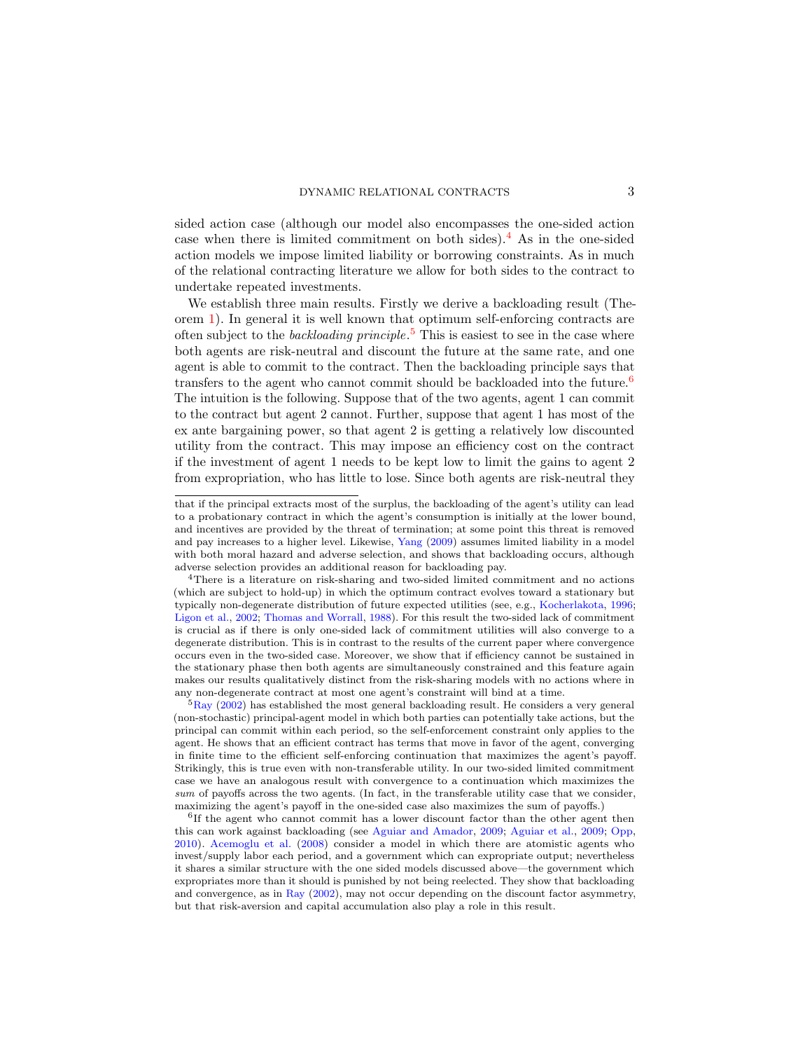sided action case (although our model also encompasses the one-sided action case when there is limited commitment on both sides).[4] As in the one-sided action models we impose limited liability or borrowing constraints. As in much of the relational contracting literature we allow for both sides to the contract to undertake repeated investments.

We establish three main results. Firstly we derive a backloading result (Theorem 1). In general it is well known that optimum self-enforcing contracts are often subject to the *backloading principle*.[5] This is easiest to see in the case where both agents are risk-neutral and discount the future at the same rate, and one agent is able to commit to the contract. Then the backloading principle says that transfers to the agent who cannot commit should be backloaded into the future.[6] The intuition is the following. Suppose that of the two agents, agent 1 can commit to the contract but agent 2 cannot. Further, suppose that agent 1 has most of the ex ante bargaining power, so that agent 2 is getting a relatively low discounted utility from the contract. This may impose an efficiency cost on the contract if the investment of agent 1 needs to be kept low to limit the gains to agent 2 from expropriation, who has little to lose. Since both agents are risk-neutral they

---

that if the principal extracts most of the surplus, the backloading of the agent's utility can lead to a probationary contract in which the agent's consumption is initially at the lower bound, and incentives are provided by the threat of termination; at some point this threat is removed and pay increases to a higher level. Likewise, Yang (2009) assumes limited liability in a model with both moral hazard and adverse selection, and shows that backloading occurs, although adverse selection provides an additional reason for backloading pay.

[4] There is a literature on risk-sharing and two-sided limited commitment and no actions (which are subject to hold-up) in which the optimum contract evolves toward a stationary but typically non-degenerate distribution of future expected utilities (see, e.g., Kocherlakota, 1996; Ligon et al., 2002; Thomas and Worrall, 1988). For this result the two-sided lack of commitment is crucial as if there is only one-sided lack of commitment utilities will also converge to a degenerate distribution. This is in contrast to the results of the current paper where convergence occurs even in the two-sided case. Moreover, we show that if efficiency cannot be sustained in the stationary phase then both agents are simultaneously constrained and this feature again makes our results qualitatively distinct from the risk-sharing models with no actions where in any non-degenerate contract at most one agent's constraint will bind at a time.

[5] Ray (2002) has established the most general backloading result. He considers a very general (non-stochastic) principal-agent model in which both parties can potentially take actions, but the principal can commit within each period, so the self-enforcement constraint only applies to the agent. He shows that an efficient contract has terms that move in favor of the agent, converging in finite time to the efficient self-enforcing continuation that maximizes the agent's payoff. Strikingly, this is true even with non-transferable utility. In our two-sided limited commitment case we have an analogous result with convergence to a continuation which maximizes the *sum* of payoffs across the two agents. (In fact, in the transferable utility case that we consider, maximizing the agent's payoff in the one-sided case also maximizes the sum of payoffs.)

[6] If the agent who cannot commit has a lower discount factor than the other agent then this can work against backloading (see Aguiar and Amador, 2009; Aguiar et al., 2009; Opp, 2010). Acemoglu et al. (2008) consider a model in which there are atomistic agents who invest/supply labor each period, and a government which can expropriate output; nevertheless it shares a similar structure with the one sided models discussed above—the government which expropriates more than it should is punished by not being reelected. They show that backloading and convergence, as in Ray (2002), may not occur depending on the discount factor asymmetry, but that risk-aversion and capital accumulation also play a role in this result.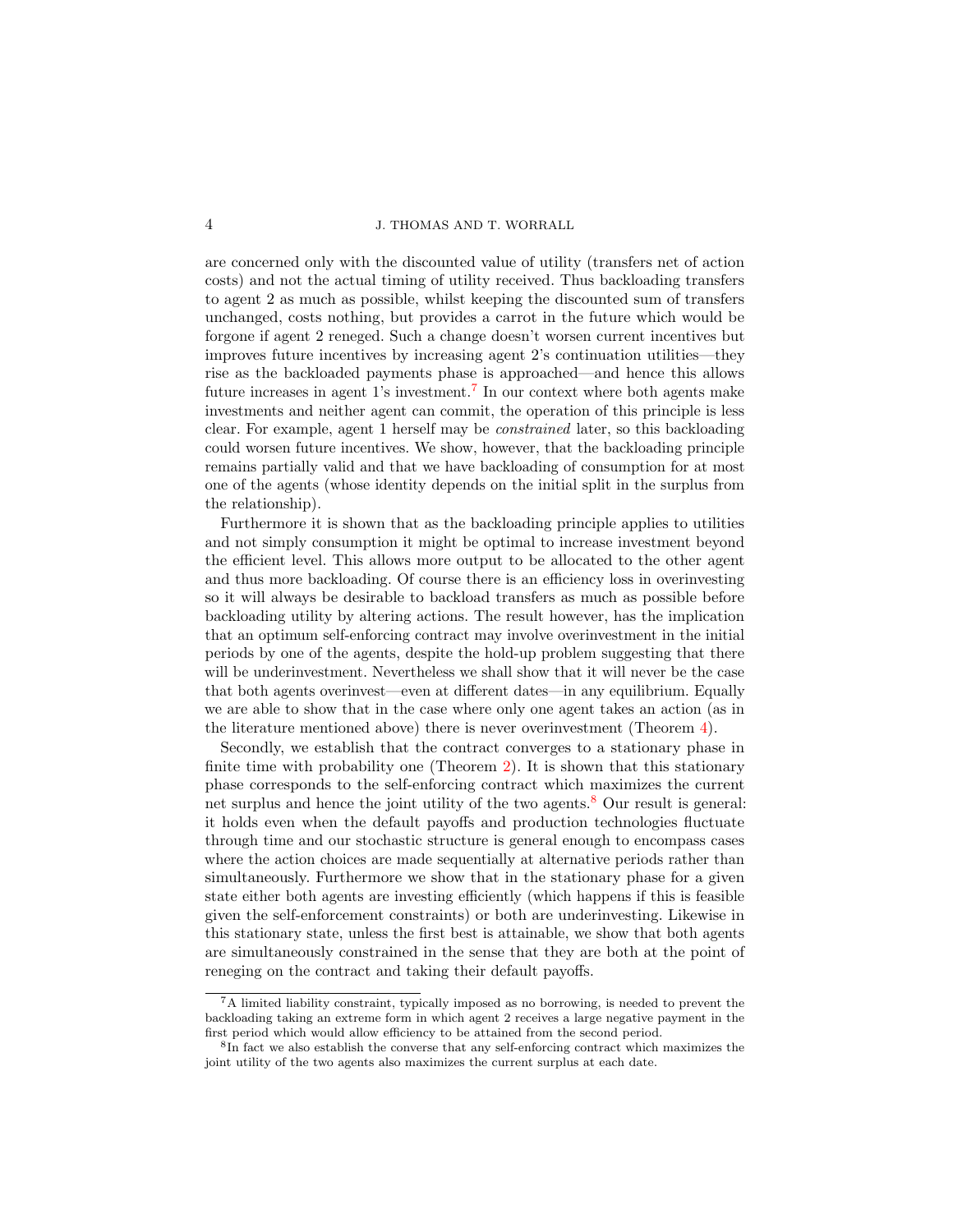are concerned only with the discounted value of utility (transfers net of action costs) and not the actual timing of utility received. Thus backloading transfers to agent 2 as much as possible, whilst keeping the discounted sum of transfers unchanged, costs nothing, but provides a carrot in the future which would be forgone if agent 2 reneged. Such a change doesn't worsen current incentives but improves future incentives by increasing agent 2's continuation utilities—they rise as the backloaded payments phase is approached—and hence this allows future increases in agent 1's investment.[7] In our context where both agents make investments and neither agent can commit, the operation of this principle is less clear. For example, agent 1 herself may be *constrained* later, so this backloading could worsen future incentives. We show, however, that the backloading principle remains partially valid and that we have backloading of consumption for at most one of the agents (whose identity depends on the initial split in the surplus from the relationship).

Furthermore it is shown that as the backloading principle applies to utilities and not simply consumption it might be optimal to increase investment beyond the efficient level. This allows more output to be allocated to the other agent and thus more backloading. Of course there is an efficiency loss in overinvesting so it will always be desirable to backload transfers as much as possible before backloading utility by altering actions. The result however, has the implication that an optimum self-enforcing contract may involve overinvestment in the initial periods by one of the agents, despite the hold-up problem suggesting that there will be underinvestment. Nevertheless we shall show that it will never be the case that both agents overinvest—even at different dates—in any equilibrium. Equally we are able to show that in the case where only one agent takes an action (as in the literature mentioned above) there is never overinvestment (Theorem 4).

Secondly, we establish that the contract converges to a stationary phase in finite time with probability one (Theorem 2). It is shown that this stationary phase corresponds to the self-enforcing contract which maximizes the current net surplus and hence the joint utility of the two agents.[8] Our result is general: it holds even when the default payoffs and production technologies fluctuate through time and our stochastic structure is general enough to encompass cases where the action choices are made sequentially at alternative periods rather than simultaneously. Furthermore we show that in the stationary phase for a given state either both agents are investing efficiently (which happens if this is feasible given the self-enforcement constraints) or both are underinvesting. Likewise in this stationary state, unless the first best is attainable, we show that both agents are simultaneously constrained in the sense that they are both at the point of reneging on the contract and taking their default payoffs.

[7] A limited liability constraint, typically imposed as no borrowing, is needed to prevent the backloading taking an extreme form in which agent 2 receives a large negative payment in the first period which would allow efficiency to be attained from the second period.

[8] In fact we also establish the converse that any self-enforcing contract which maximizes the joint utility of the two agents also maximizes the current surplus at each date.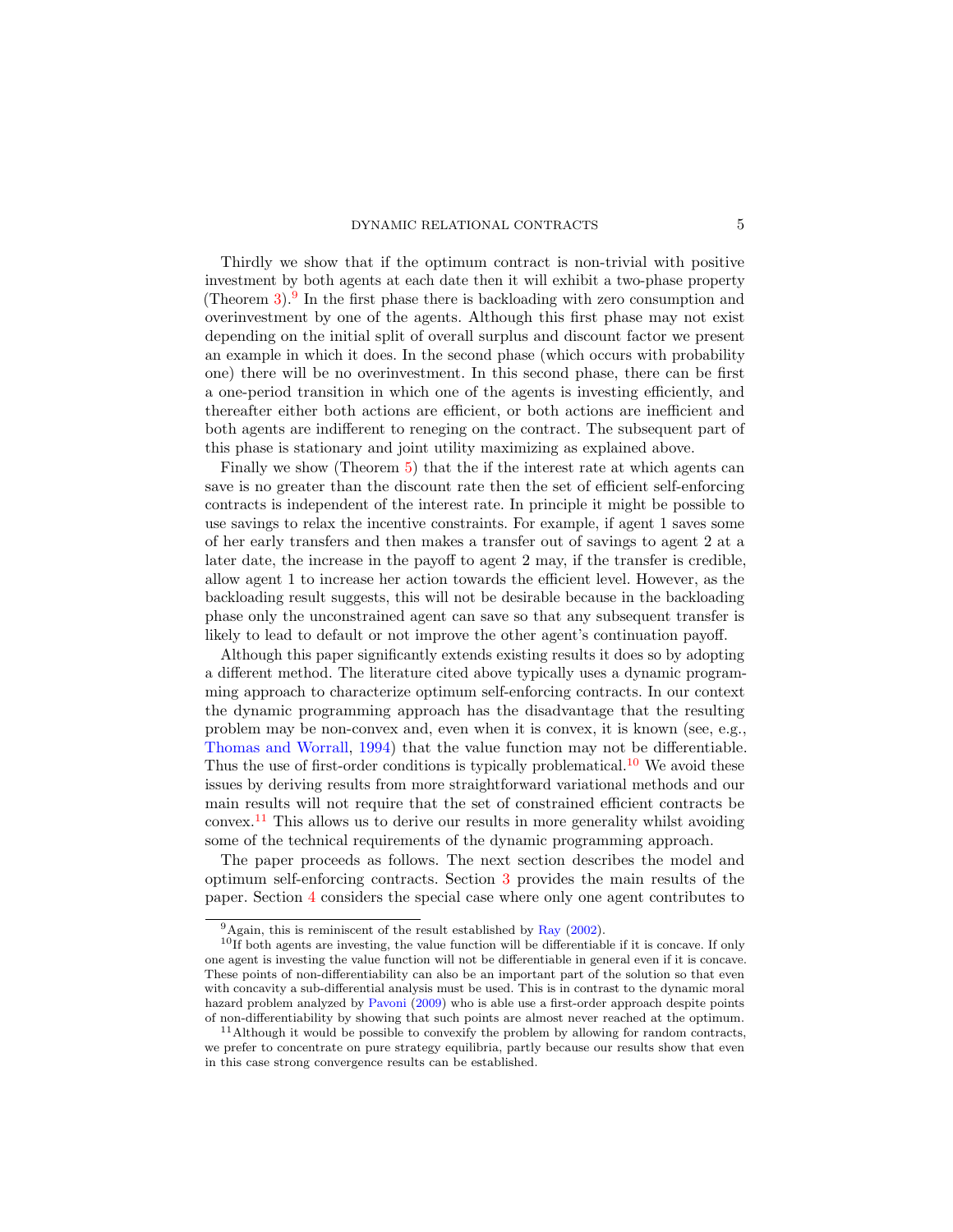Thirdly we show that if the optimum contract is non-trivial with positive investment by both agents at each date then it will exhibit a two-phase property (Theorem 3).[9] In the first phase there is backloading with zero consumption and overinvestment by one of the agents. Although this first phase may not exist depending on the initial split of overall surplus and discount factor we present an example in which it does. In the second phase (which occurs with probability one) there will be no overinvestment. In this second phase, there can be first a one-period transition in which one of the agents is investing efficiently, and thereafter either both actions are efficient, or both actions are inefficient and both agents are indifferent to reneging on the contract. The subsequent part of this phase is stationary and joint utility maximizing as explained above.

Finally we show (Theorem 5) that the if the interest rate at which agents can save is no greater than the discount rate then the set of efficient self-enforcing contracts is independent of the interest rate. In principle it might be possible to use savings to relax the incentive constraints. For example, if agent 1 saves some of her early transfers and then makes a transfer out of savings to agent 2 at a later date, the increase in the payoff to agent 2 may, if the transfer is credible, allow agent 1 to increase her action towards the efficient level. However, as the backloading result suggests, this will not be desirable because in the backloading phase only the unconstrained agent can save so that any subsequent transfer is likely to lead to default or not improve the other agent's continuation payoff.

Although this paper significantly extends existing results it does so by adopting a different method. The literature cited above typically uses a dynamic programming approach to characterize optimum self-enforcing contracts. In our context the dynamic programming approach has the disadvantage that the resulting problem may be non-convex and, even when it is convex, it is known (see, e.g., Thomas and Worrall, 1994) that the value function may not be differentiable. Thus the use of first-order conditions is typically problematical.[10] We avoid these issues by deriving results from more straightforward variational methods and our main results will not require that the set of constrained efficient contracts be convex.[11] This allows us to derive our results in more generality whilst avoiding some of the technical requirements of the dynamic programming approach.

The paper proceeds as follows. The next section describes the model and optimum self-enforcing contracts. Section 3 provides the main results of the paper. Section 4 considers the special case where only one agent contributes to

---

[9] Again, this is reminiscent of the result established by Ray (2002).

[10] If both agents are investing, the value function will be differentiable if it is concave. If only one agent is investing the value function will not be differentiable in general even if it is concave. These points of non-differentiability can also be an important part of the solution so that even with concavity a sub-differential analysis must be used. This is in contrast to the dynamic moral hazard problem analyzed by Pavoni (2009) who is able use a first-order approach despite points of non-differentiability by showing that such points are almost never reached at the optimum.

[11] Although it would be possible to convexify the problem by allowing for random contracts, we prefer to concentrate on pure strategy equilibria, partly because our results show that even in this case strong convergence results can be established.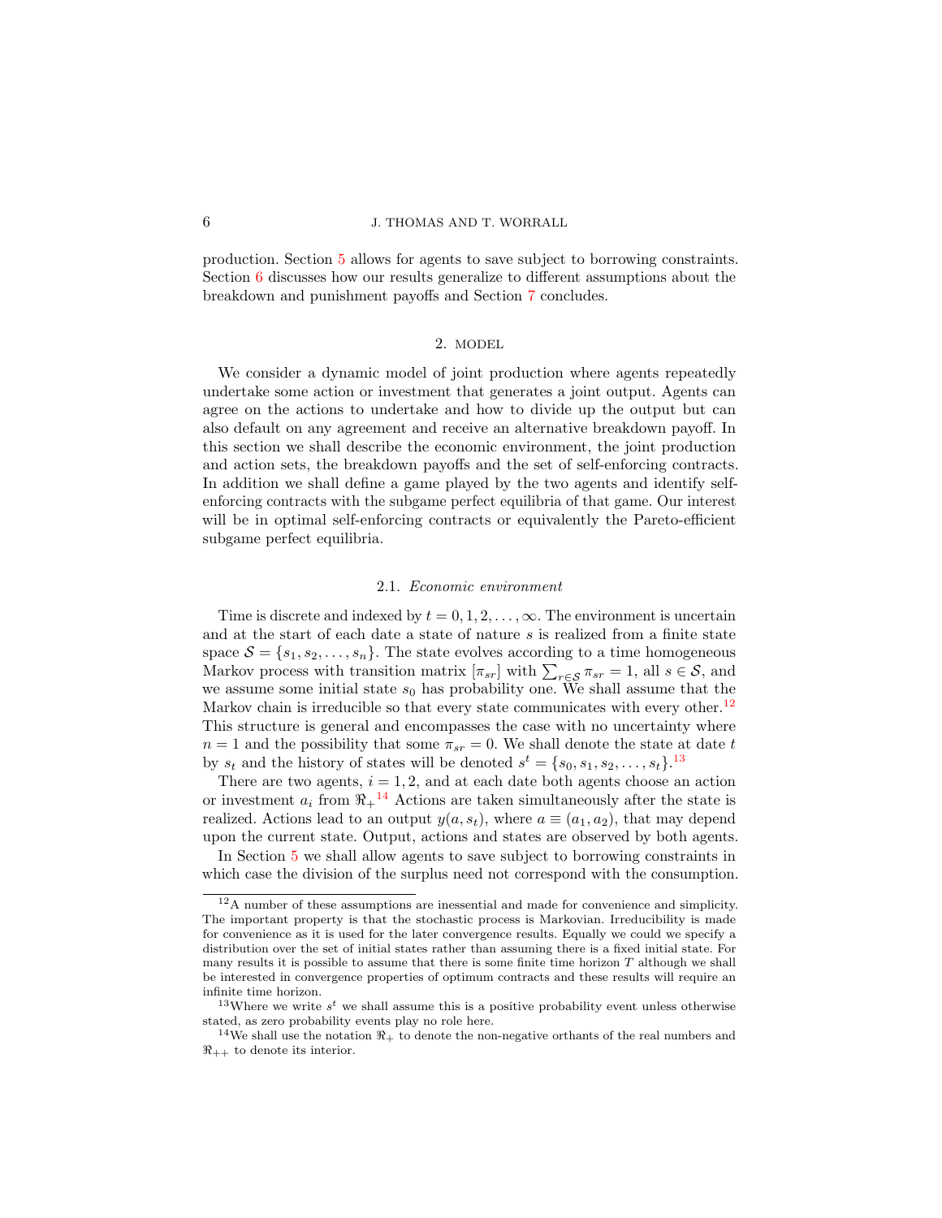production. Section 5 allows for agents to save subject to borrowing constraints. Section 6 discusses how our results generalize to different assumptions about the breakdown and punishment payoffs and Section 7 concludes.

## 2. MODEL

We consider a dynamic model of joint production where agents repeatedly undertake some action or investment that generates a joint output. Agents can agree on the actions to undertake and how to divide up the output but can also default on any agreement and receive an alternative breakdown payoff. In this section we shall describe the economic environment, the joint production and action sets, the breakdown payoffs and the set of self-enforcing contracts. In addition we shall define a game played by the two agents and identify self-enforcing contracts with the subgame perfect equilibria of that game. Our interest will be in optimal self-enforcing contracts or equivalently the Pareto-efficient subgame perfect equilibria.

### 2.1. *Economic environment*

Time is discrete and indexed by $t = 0, 1, 2, \ldots, \infty$. The environment is uncertain and at the start of each date a state of nature $s$ is realized from a finite state space $\mathcal{S} = \{s_1, s_2, \ldots, s_n\}$. The state evolves according to a time homogeneous Markov process with transition matrix $[\pi_{sr}]$ with $\sum_{r \in \mathcal{S}} \pi_{sr} = 1$, all $s \in \mathcal{S}$, and we assume some initial state $s_0$ has probability one. We shall assume that the Markov chain is irreducible so that every state communicates with every other.[12] This structure is general and encompasses the case with no uncertainty where $n = 1$ and the possibility that some $\pi_{sr} = 0$. We shall denote the state at date $t$ by $s_t$ and the history of states will be denoted $s^t = \{s_0, s_1, s_2, \ldots, s_t\}$.[13]

There are two agents, $i = 1, 2$, and at each date both agents choose an action or investment $a_i$ from $\Re_+$[14] Actions are taken simultaneously after the state is realized. Actions lead to an output $y(a, s_t)$, where $a \equiv (a_1, a_2)$, that may depend upon the current state. Output, actions and states are observed by both agents.

In Section 5 we shall allow agents to save subject to borrowing constraints in which case the division of the surplus need not correspond with the consumption.

---

[12] A number of these assumptions are inessential and made for convenience and simplicity. The important property is that the stochastic process is Markovian. Irreducibility is made for convenience as it is used for the later convergence results. Equally we could we specify a distribution over the set of initial states rather than assuming there is a fixed initial state. For many results it is possible to assume that there is some finite time horizon $T$ although we shall be interested in convergence properties of optimum contracts and these results will require an infinite time horizon.

[13] Where we write $s^t$ we shall assume this is a positive probability event unless otherwise stated, as zero probability events play no role here.

[14] We shall use the notation $\Re_+$ to denote the non-negative orthants of the real numbers and $\Re_{++}$ to denote its interior.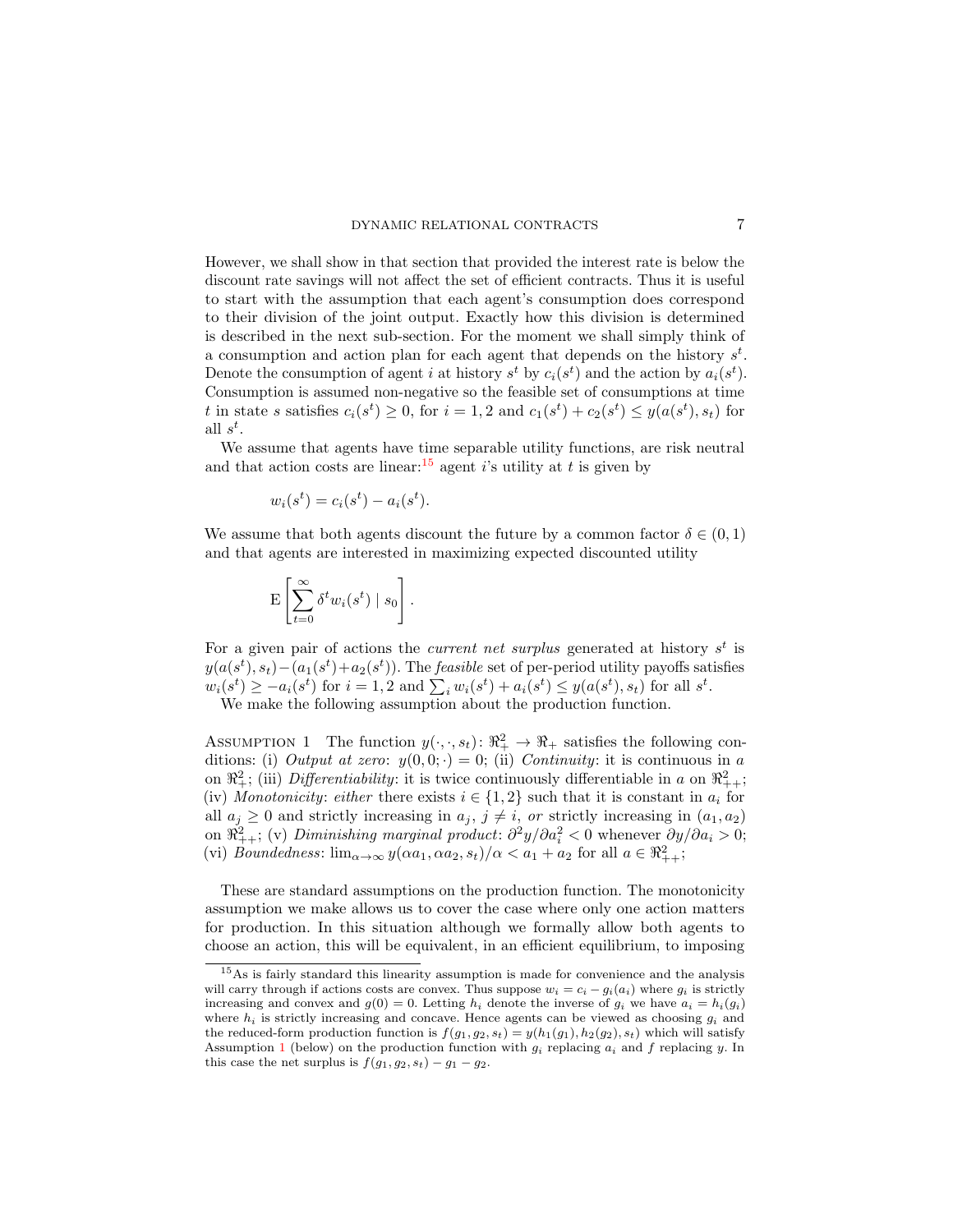However, we shall show in that section that provided the interest rate is below the discount rate savings will not affect the set of efficient contracts. Thus it is useful to start with the assumption that each agent's consumption does correspond to their division of the joint output. Exactly how this division is determined is described in the next sub-section. For the moment we shall simply think of a consumption and action plan for each agent that depends on the history $s^t$. Denote the consumption of agent $i$ at history $s^t$ by $c_i(s^t)$ and the action by $a_i(s^t)$. Consumption is assumed non-negative so the feasible set of consumptions at time $t$ in state $s$ satisfies $c_i(s^t) \geq 0$, for $i = 1, 2$ and $c_1(s^t) + c_2(s^t) \leq y(a(s^t), s_t)$ for all $s^t$.

We assume that agents have time separable utility functions, are risk neutral and that action costs are linear:[15] agent $i$'s utility at $t$ is given by

$$w_i(s^t) = c_i(s^t) - a_i(s^t).$$

We assume that both agents discount the future by a common factor $\delta \in (0, 1)$ and that agents are interested in maximizing expected discounted utility

$$\mathrm{E}\left[\sum_{t=0}^{\infty} \delta^t w_i(s^t) \mid s_0\right].$$

For a given pair of actions the *current net surplus* generated at history $s^t$ is $y(a(s^t), s_t) - (a_1(s^t) + a_2(s^t))$. The *feasible* set of per-period utility payoffs satisfies $w_i(s^t) \geq -a_i(s^t)$ for $i = 1, 2$ and $\sum_i w_i(s^t) + a_i(s^t) \leq y(a(s^t), s_t)$ for all $s^t$.

We make the following assumption about the production function.

Assumption 1 The function $y(\cdot, \cdot, s_t) \colon \Re^2_+ \to \Re_+$ satisfies the following conditions: (i) *Output at zero*: $y(0, 0; \cdot) = 0$; (ii) *Continuity*: it is continuous in $a$ on $\Re^2_+$; (iii) *Differentiability*: it is twice continuously differentiable in $a$ on $\Re^2_{++}$; (iv) *Monotonicity*: *either* there exists $i \in \{1, 2\}$ such that it is constant in $a_i$ for all $a_j \geq 0$ and strictly increasing in $a_j$, $j \neq i$, *or* strictly increasing in $(a_1, a_2)$ on $\Re^2_{++}$; (v) *Diminishing marginal product*: $\partial^2 y / \partial a_i^2 < 0$ whenever $\partial y / \partial a_i > 0$; (vi) *Boundedness*: $\lim_{\alpha \to \infty} y(\alpha a_1, \alpha a_2, s_t)/\alpha < a_1 + a_2$ for all $a \in \Re^2_{++}$;

These are standard assumptions on the production function. The monotonicity assumption we make allows us to cover the case where only one action matters for production. In this situation although we formally allow both agents to choose an action, this will be equivalent, in an efficient equilibrium, to imposing

[15] As is fairly standard this linearity assumption is made for convenience and the analysis will carry through if actions costs are convex. Thus suppose $w_i = c_i - g_i(a_i)$ where $g_i$ is strictly increasing and convex and $g(0) = 0$. Letting $h_i$ denote the inverse of $g_i$ we have $a_i = h_i(g_i)$ where $h_i$ is strictly increasing and concave. Hence agents can be viewed as choosing $g_i$ and the reduced-form production function is $f(g_1, g_2, s_t) = y(h_1(g_1), h_2(g_2), s_t)$ which will satisfy Assumption 1 (below) on the production function with $g_i$ replacing $a_i$ and $f$ replacing $y$. In this case the net surplus is $f(g_1, g_2, s_t) - g_1 - g_2$.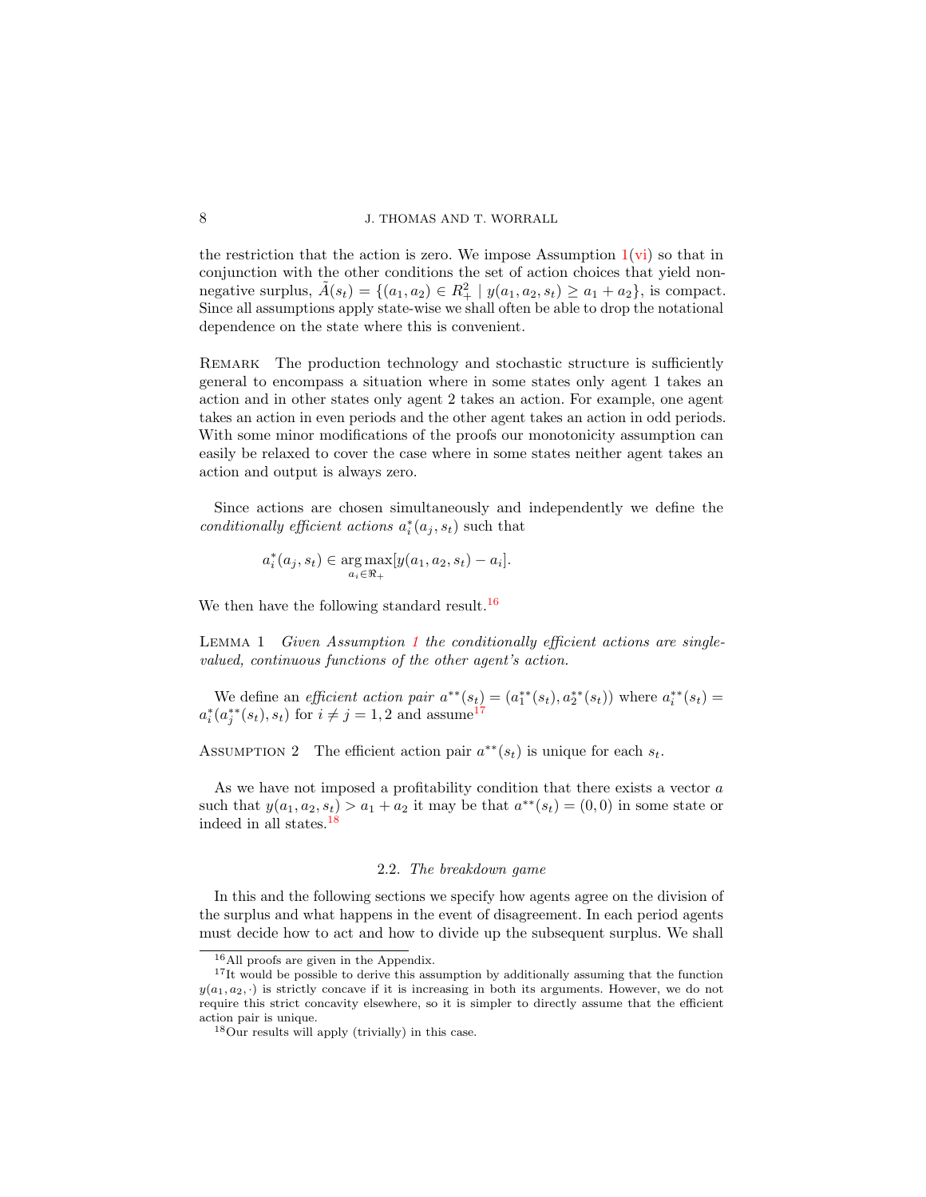the restriction that the action is zero. We impose Assumption 1(vi) so that in conjunction with the other conditions the set of action choices that yield non-negative surplus, $\tilde{A}(s_t) = \{(a_1, a_2) \in R_+^2 \mid y(a_1, a_2, s_t) \geq a_1 + a_2\}$, is compact. Since all assumptions apply state-wise we shall often be able to drop the notational dependence on the state where this is convenient.

Remark The production technology and stochastic structure is sufficiently general to encompass a situation where in some states only agent 1 takes an action and in other states only agent 2 takes an action. For example, one agent takes an action in even periods and the other agent takes an action in odd periods. With some minor modifications of the proofs our monotonicity assumption can easily be relaxed to cover the case where in some states neither agent takes an action and output is always zero.

Since actions are chosen simultaneously and independently we define the *conditionally efficient actions* $a_i^*(a_j, s_t)$ such that

$$a_i^*(a_j, s_t) \in \underset{a_i \in \Re_+}{\arg\max}[y(a_1, a_2, s_t) - a_i].$$

We then have the following standard result.[16]

Lemma 1 *Given Assumption 1 the conditionally efficient actions are single-valued, continuous functions of the other agent's action.*

We define an *efficient action pair* $a^{**}(s_t) = (a_1^{**}(s_t), a_2^{**}(s_t))$ where $a_i^{**}(s_t) = a_i^*(a_j^{**}(s_t), s_t)$ for $i \neq j = 1, 2$ and assume[17]

Assumption 2 The efficient action pair $a^{**}(s_t)$ is unique for each $s_t$.

As we have not imposed a profitability condition that there exists a vector $a$ such that $y(a_1, a_2, s_t) > a_1 + a_2$ it may be that $a^{**}(s_t) = (0, 0)$ in some state or indeed in all states.[18]

### 2.2. *The breakdown game*

In this and the following sections we specify how agents agree on the division of the surplus and what happens in the event of disagreement. In each period agents must decide how to act and how to divide up the subsequent surplus. We shall

---

[16] All proofs are given in the Appendix.

[17] It would be possible to derive this assumption by additionally assuming that the function $y(a_1, a_2, \cdot)$ is strictly concave if it is increasing in both its arguments. However, we do not require this strict concavity elsewhere, so it is simpler to directly assume that the efficient action pair is unique.

[18] Our results will apply (trivially) in this case.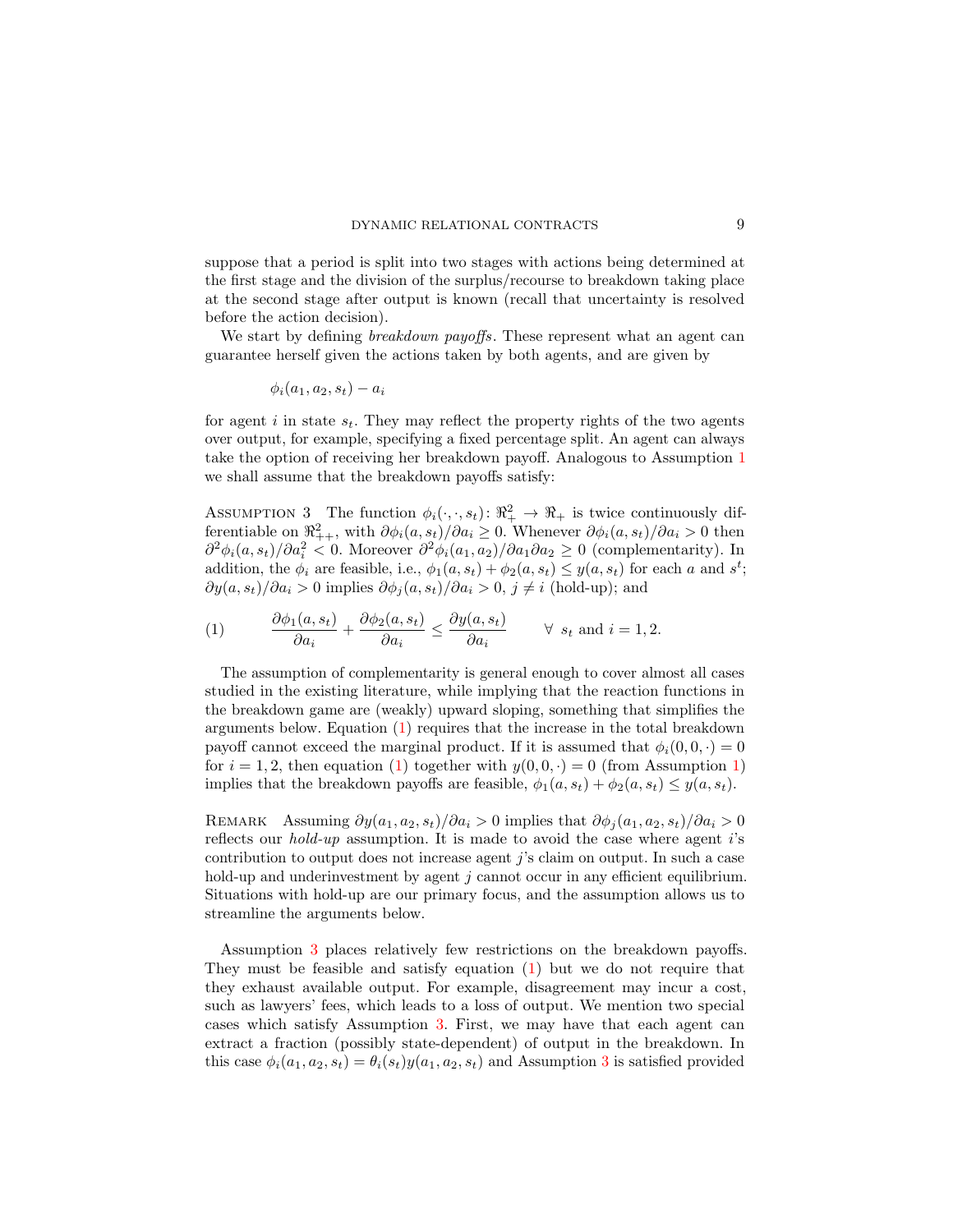suppose that a period is split into two stages with actions being determined at the first stage and the division of the surplus/recourse to breakdown taking place at the second stage after output is known (recall that uncertainty is resolved before the action decision).

We start by defining *breakdown payoffs*. These represent what an agent can guarantee herself given the actions taken by both agents, and are given by

$$\phi_i(a_1, a_2, s_t) - a_i$$

for agent $i$ in state $s_t$. They may reflect the property rights of the two agents over output, for example, specifying a fixed percentage split. An agent can always take the option of receiving her breakdown payoff. Analogous to Assumption 1 we shall assume that the breakdown payoffs satisfy:

Assumption 3 The function $\phi_i(\cdot, \cdot, s_t) \colon \Re^2_+ \to \Re_+$ is twice continuously differentiable on $\Re^2_{++}$, with $\partial \phi_i(a, s_t)/\partial a_i \geq 0$. Whenever $\partial \phi_i(a, s_t)/\partial a_i > 0$ then $\partial^2 \phi_i(a, s_t)/\partial a_i^2 < 0$. Moreover $\partial^2 \phi_i(a_1, a_2)/\partial a_1 \partial a_2 \geq 0$ (complementarity). In addition, the $\phi_i$ are feasible, i.e., $\phi_1(a, s_t) + \phi_2(a, s_t) \leq y(a, s_t)$ for each $a$ and $s^t$; $\partial y(a, s_t)/\partial a_i > 0$ implies $\partial \phi_j(a, s_t)/\partial a_i > 0$, $j \neq i$ (hold-up); and

$$\frac{\partial \phi_1(a, s_t)}{\partial a_i} + \frac{\partial \phi_2(a, s_t)}{\partial a_i} \leq \frac{\partial y(a, s_t)}{\partial a_i} \qquad \forall \; s_t \text{ and } i = 1, 2. \tag{1}$$

The assumption of complementarity is general enough to cover almost all cases studied in the existing literature, while implying that the reaction functions in the breakdown game are (weakly) upward sloping, something that simplifies the arguments below. Equation (1) requires that the increase in the total breakdown payoff cannot exceed the marginal product. If it is assumed that $\phi_i(0, 0, \cdot) = 0$ for $i = 1, 2$, then equation (1) together with $y(0, 0, \cdot) = 0$ (from Assumption 1) implies that the breakdown payoffs are feasible, $\phi_1(a, s_t) + \phi_2(a, s_t) \leq y(a, s_t)$.

Remark Assuming $\partial y(a_1, a_2, s_t)/\partial a_i > 0$ implies that $\partial \phi_j(a_1, a_2, s_t)/\partial a_i > 0$ reflects our *hold-up* assumption. It is made to avoid the case where agent $i$'s contribution to output does not increase agent $j$'s claim on output. In such a case hold-up and underinvestment by agent $j$ cannot occur in any efficient equilibrium. Situations with hold-up are our primary focus, and the assumption allows us to streamline the arguments below.

Assumption 3 places relatively few restrictions on the breakdown payoffs. They must be feasible and satisfy equation (1) but we do not require that they exhaust available output. For example, disagreement may incur a cost, such as lawyers' fees, which leads to a loss of output. We mention two special cases which satisfy Assumption 3. First, we may have that each agent can extract a fraction (possibly state-dependent) of output in the breakdown. In this case $\phi_i(a_1, a_2, s_t) = \theta_i(s_t) y(a_1, a_2, s_t)$ and Assumption 3 is satisfied provided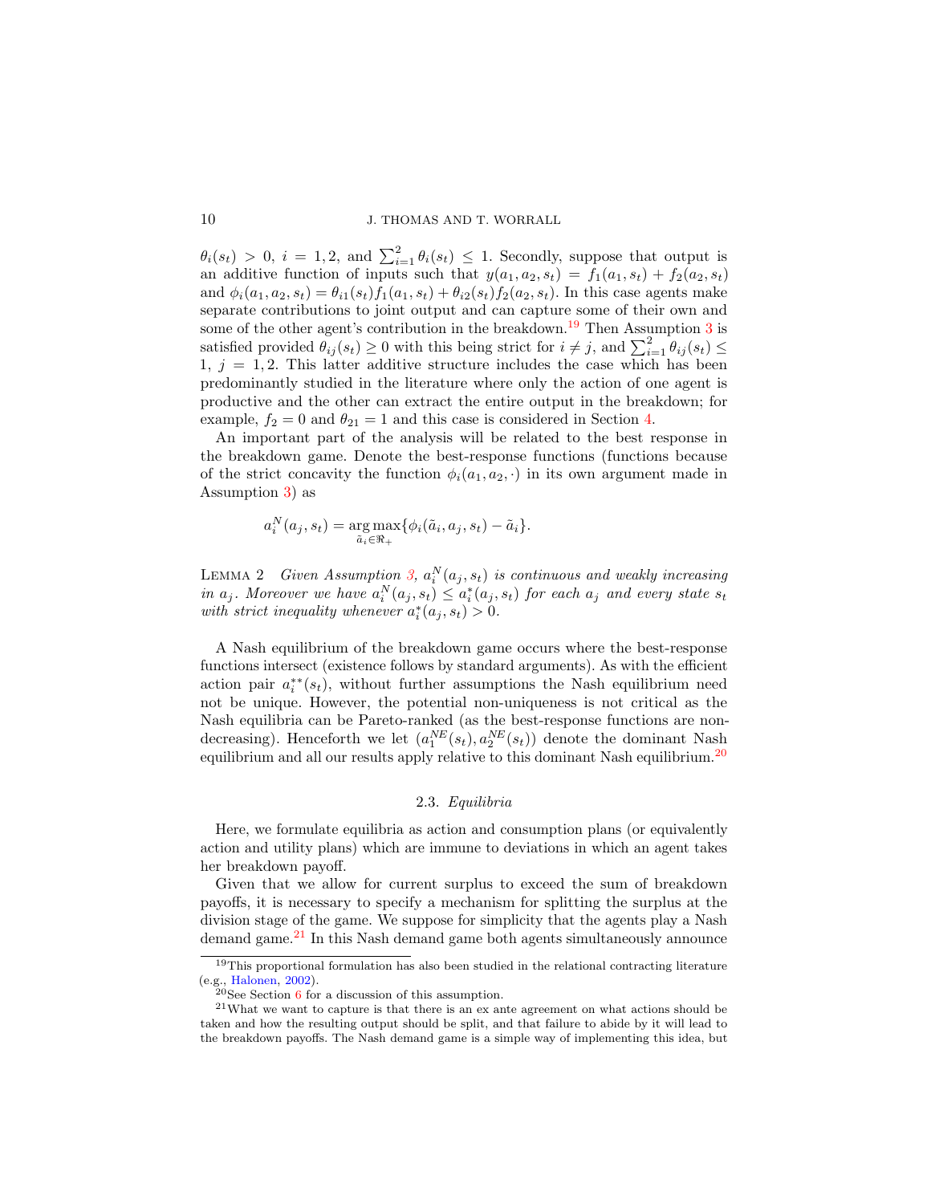$\theta_i(s_t) > 0$, $i = 1, 2$, and $\sum_{i=1}^{2} \theta_i(s_t) \leq 1$. Secondly, suppose that output is an additive function of inputs such that $y(a_1, a_2, s_t) = f_1(a_1, s_t) + f_2(a_2, s_t)$ and $\phi_i(a_1, a_2, s_t) = \theta_{i1}(s_t) f_1(a_1, s_t) + \theta_{i2}(s_t) f_2(a_2, s_t)$. In this case agents make separate contributions to joint output and can capture some of their own and some of the other agent's contribution in the breakdown.[19] Then Assumption 3 is satisfied provided $\theta_{ij}(s_t) \geq 0$ with this being strict for $i \neq j$, and $\sum_{i=1}^{2} \theta_{ij}(s_t) \leq 1$, $j = 1, 2$. This latter additive structure includes the case which has been predominantly studied in the literature where only the action of one agent is productive and the other can extract the entire output in the breakdown; for example, $f_2 = 0$ and $\theta_{21} = 1$ and this case is considered in Section 4.

An important part of the analysis will be related to the best response in the breakdown game. Denote the best-response functions (functions because of the strict concavity the function $\phi_i(a_1, a_2, \cdot)$ in its own argument made in Assumption 3) as

$$a_i^N(a_j, s_t) = \underset{\tilde{a}_i \in \Re_+}{\arg\max} \{\phi_i(\tilde{a}_i, a_j, s_t) - \tilde{a}_i\}.$$

LEMMA 2 *Given Assumption 3, $a_i^N(a_j, s_t)$ is continuous and weakly increasing in $a_j$. Moreover we have $a_i^N(a_j, s_t) \leq a_i^*(a_j, s_t)$ for each $a_j$ and every state $s_t$ with strict inequality whenever $a_i^*(a_j, s_t) > 0$.*

A Nash equilibrium of the breakdown game occurs where the best-response functions intersect (existence follows by standard arguments). As with the efficient action pair $a_i^{**}(s_t)$, without further assumptions the Nash equilibrium need not be unique. However, the potential non-uniqueness is not critical as the Nash equilibria can be Pareto-ranked (as the best-response functions are non-decreasing). Henceforth we let $(a_1^{NE}(s_t), a_2^{NE}(s_t))$ denote the dominant Nash equilibrium and all our results apply relative to this dominant Nash equilibrium.[20]

### 2.3. *Equilibria*

Here, we formulate equilibria as action and consumption plans (or equivalently action and utility plans) which are immune to deviations in which an agent takes her breakdown payoff.

Given that we allow for current surplus to exceed the sum of breakdown payoffs, it is necessary to specify a mechanism for splitting the surplus at the division stage of the game. We suppose for simplicity that the agents play a Nash demand game.[21] In this Nash demand game both agents simultaneously announce

---

[19]This proportional formulation has also been studied in the relational contracting literature (e.g., Halonen, 2002).

[20]See Section 6 for a discussion of this assumption.

[21]What we want to capture is that there is an ex ante agreement on what actions should be taken and how the resulting output should be split, and that failure to abide by it will lead to the breakdown payoffs. The Nash demand game is a simple way of implementing this idea, but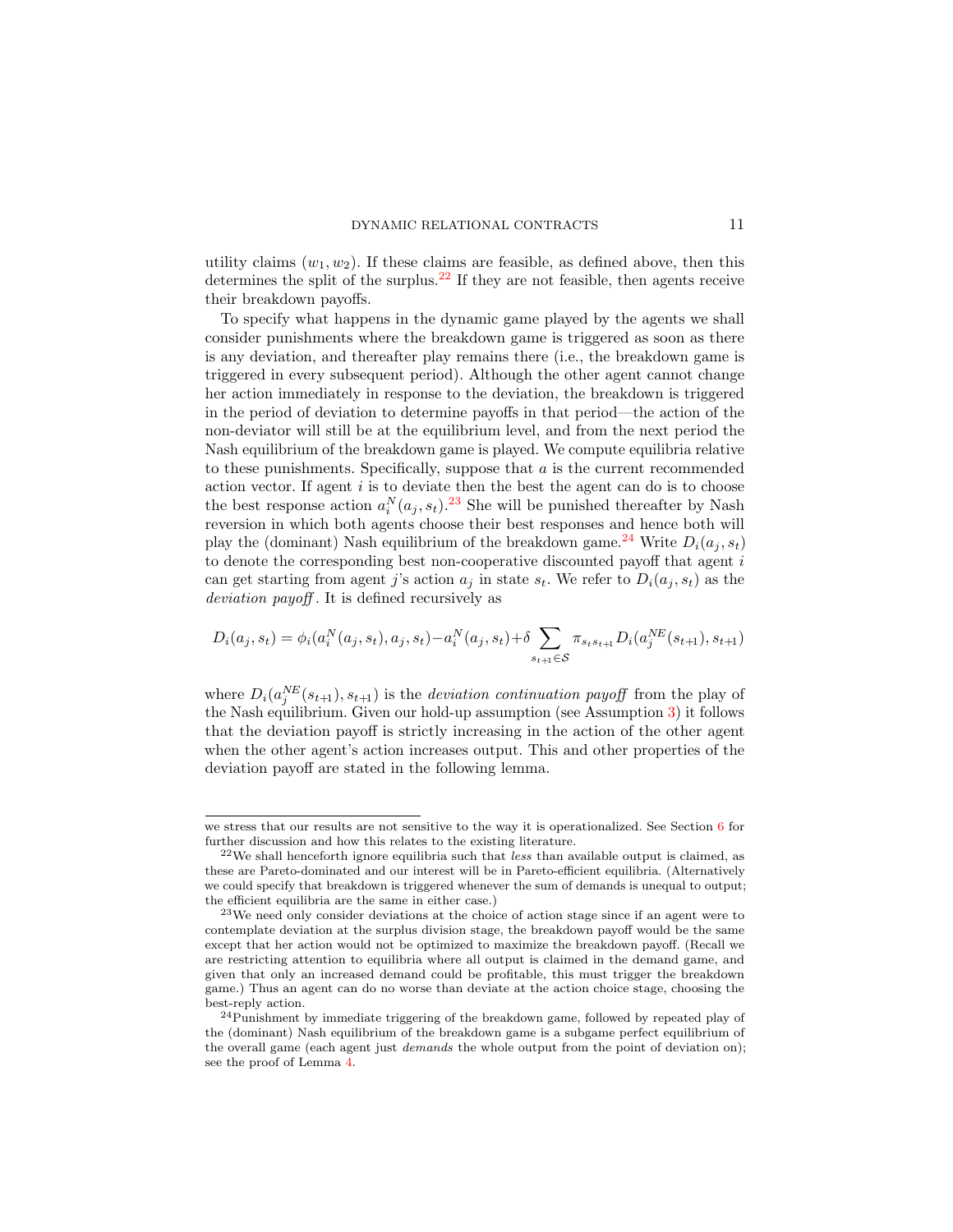utility claims $(w_1, w_2)$. If these claims are feasible, as defined above, then this determines the split of the surplus.[22] If they are not feasible, then agents receive their breakdown payoffs.

To specify what happens in the dynamic game played by the agents we shall consider punishments where the breakdown game is triggered as soon as there is any deviation, and thereafter play remains there (i.e., the breakdown game is triggered in every subsequent period). Although the other agent cannot change her action immediately in response to the deviation, the breakdown is triggered in the period of deviation to determine payoffs in that period—the action of the non-deviator will still be at the equilibrium level, and from the next period the Nash equilibrium of the breakdown game is played. We compute equilibria relative to these punishments. Specifically, suppose that $a$ is the current recommended action vector. If agent $i$ is to deviate then the best the agent can do is to choose the best response action $a_i^N(a_j, s_t)$.[23] She will be punished thereafter by Nash reversion in which both agents choose their best responses and hence both will play the (dominant) Nash equilibrium of the breakdown game.[24] Write $D_i(a_j, s_t)$ to denote the corresponding best non-cooperative discounted payoff that agent $i$ can get starting from agent $j$'s action $a_j$ in state $s_t$. We refer to $D_i(a_j, s_t)$ as the *deviation payoff*. It is defined recursively as

$$D_i(a_j, s_t) = \phi_i(a_i^N(a_j, s_t), a_j, s_t) - a_i^N(a_j, s_t) + \delta \sum_{s_{t+1} \in \mathcal{S}} \pi_{s_t s_{t+1}} D_i(a_j^{NE}(s_{t+1}), s_{t+1})$$

where $D_i(a_j^{NE}(s_{t+1}), s_{t+1})$ is the *deviation continuation payoff* from the play of the Nash equilibrium. Given our hold-up assumption (see Assumption 3) it follows that the deviation payoff is strictly increasing in the action of the other agent when the other agent's action increases output. This and other properties of the deviation payoff are stated in the following lemma.

---

we stress that our results are not sensitive to the way it is operationalized. See Section 6 for further discussion and how this relates to the existing literature.

[22] We shall henceforth ignore equilibria such that *less* than available output is claimed, as these are Pareto-dominated and our interest will be in Pareto-efficient equilibria. (Alternatively we could specify that breakdown is triggered whenever the sum of demands is unequal to output; the efficient equilibria are the same in either case.)

[23] We need only consider deviations at the choice of action stage since if an agent were to contemplate deviation at the surplus division stage, the breakdown payoff would be the same except that her action would not be optimized to maximize the breakdown payoff. (Recall we are restricting attention to equilibria where all output is claimed in the demand game, and given that only an increased demand could be profitable, this must trigger the breakdown game.) Thus an agent can do no worse than deviate at the action choice stage, choosing the best-reply action.

[24] Punishment by immediate triggering of the breakdown game, followed by repeated play of the (dominant) Nash equilibrium of the breakdown game is a subgame perfect equilibrium of the overall game (each agent just *demands* the whole output from the point of deviation on); see the proof of Lemma 4.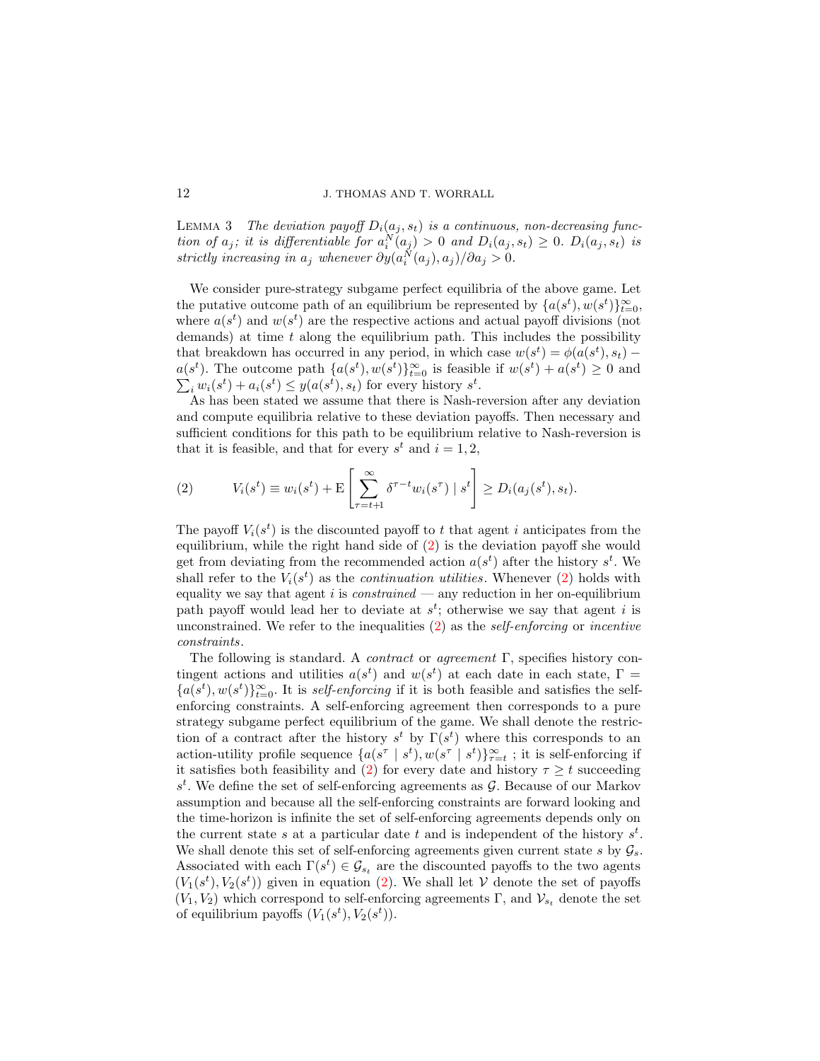LEMMA 3 *The deviation payoff $D_i(a_j, s_t)$ is a continuous, non-decreasing function of $a_j$; it is differentiable for $a_i^N(a_j) > 0$ and $D_i(a_j, s_t) \geq 0$. $D_i(a_j, s_t)$ is strictly increasing in $a_j$ whenever $\partial y(a_i^N(a_j), a_j)/\partial a_j > 0$.*

We consider pure-strategy subgame perfect equilibria of the above game. Let the putative outcome path of an equilibrium be represented by $\{a(s^t), w(s^t)\}_{t=0}^{\infty}$, where $a(s^t)$ and $w(s^t)$ are the respective actions and actual payoff divisions (not demands) at time $t$ along the equilibrium path. This includes the possibility that breakdown has occurred in any period, in which case $w(s^t) = \phi(a(s^t), s_t) - a(s^t)$. The outcome path $\{a(s^t), w(s^t)\}_{t=0}^{\infty}$ is feasible if $w(s^t) + a(s^t) \geq 0$ and $\sum_i w_i(s^t) + a_i(s^t) \leq y(a(s^t), s_t)$ for every history $s^t$.

As has been stated we assume that there is Nash-reversion after any deviation and compute equilibria relative to these deviation payoffs. Then necessary and sufficient conditions for this path to be equilibrium relative to Nash-reversion is that it is feasible, and that for every $s^t$ and $i = 1, 2$,

$$V_i(s^t) \equiv w_i(s^t) + \mathrm{E}\left[\sum_{\tau=t+1}^{\infty} \delta^{\tau-t} w_i(s^\tau) \mid s^t\right] \geq D_i(a_j(s^t), s_t). \tag{2}$$

The payoff $V_i(s^t)$ is the discounted payoff to $t$ that agent $i$ anticipates from the equilibrium, while the right hand side of (2) is the deviation payoff she would get from deviating from the recommended action $a(s^t)$ after the history $s^t$. We shall refer to the $V_i(s^t)$ as the *continuation utilities*. Whenever (2) holds with equality we say that agent $i$ is *constrained* — any reduction in her on-equilibrium path payoff would lead her to deviate at $s^t$; otherwise we say that agent $i$ is unconstrained. We refer to the inequalities (2) as the *self-enforcing* or *incentive constraints*.

The following is standard. A *contract* or *agreement* $\Gamma$, specifies history contingent actions and utilities $a(s^t)$ and $w(s^t)$ at each date in each state, $\Gamma = \{a(s^t), w(s^t)\}_{t=0}^{\infty}$. It is *self-enforcing* if it is both feasible and satisfies the self-enforcing constraints. A self-enforcing agreement then corresponds to a pure strategy subgame perfect equilibrium of the game. We shall denote the restriction of a contract after the history $s^t$ by $\Gamma(s^t)$ where this corresponds to an action-utility profile sequence $\{a(s^\tau \mid s^t), w(s^\tau \mid s^t)\}_{\tau=t}^{\infty}$ ; it is self-enforcing if it satisfies both feasibility and (2) for every date and history $\tau \geq t$ succeeding $s^t$. We define the set of self-enforcing agreements as $\mathcal{G}$. Because of our Markov assumption and because all the self-enforcing constraints are forward looking and the time-horizon is infinite the set of self-enforcing agreements depends only on the current state $s$ at a particular date $t$ and is independent of the history $s^t$. We shall denote this set of self-enforcing agreements given current state $s$ by $\mathcal{G}_s$. Associated with each $\Gamma(s^t) \in \mathcal{G}_{s_t}$ are the discounted payoffs to the two agents $(V_1(s^t), V_2(s^t))$ given in equation (2). We shall let $\mathcal{V}$ denote the set of payoffs $(V_1, V_2)$ which correspond to self-enforcing agreements $\Gamma$, and $\mathcal{V}_{s_t}$ denote the set of equilibrium payoffs $(V_1(s^t), V_2(s^t))$.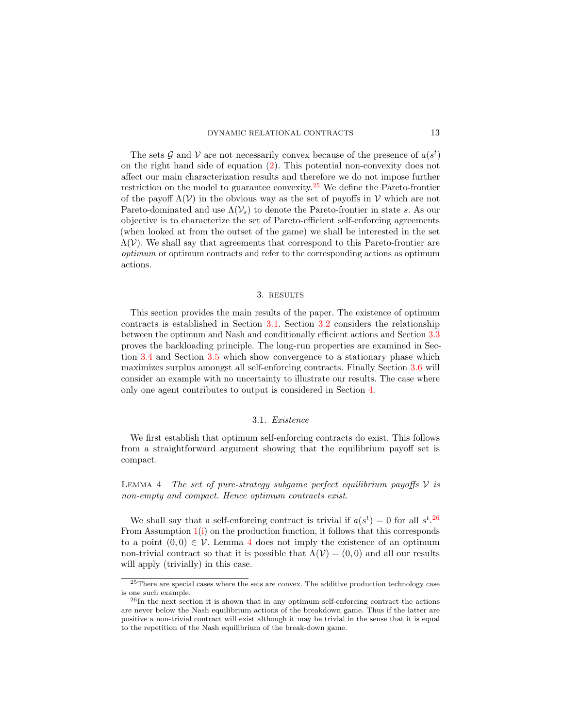The sets $\mathcal{G}$ and $\mathcal{V}$ are not necessarily convex because of the presence of $a(s^t)$ on the right hand side of equation (2). This potential non-convexity does not affect our main characterization results and therefore we do not impose further restriction on the model to guarantee convexity.[25] We define the Pareto-frontier of the payoff $\Lambda(\mathcal{V})$ in the obvious way as the set of payoffs in $\mathcal{V}$ which are not Pareto-dominated and use $\Lambda(\mathcal{V}_s)$ to denote the Pareto-frontier in state $s$. As our objective is to characterize the set of Pareto-efficient self-enforcing agreements (when looked at from the outset of the game) we shall be interested in the set $\Lambda(\mathcal{V})$. We shall say that agreements that correspond to this Pareto-frontier are *optimum* or optimum contracts and refer to the corresponding actions as optimum actions.

## 3. RESULTS

This section provides the main results of the paper. The existence of optimum contracts is established in Section 3.1. Section 3.2 considers the relationship between the optimum and Nash and conditionally efficient actions and Section 3.3 proves the backloading principle. The long-run properties are examined in Section 3.4 and Section 3.5 which show convergence to a stationary phase which maximizes surplus amongst all self-enforcing contracts. Finally Section 3.6 will consider an example with no uncertainty to illustrate our results. The case where only one agent contributes to output is considered in Section 4.

### 3.1. *Existence*

We first establish that optimum self-enforcing contracts do exist. This follows from a straightforward argument showing that the equilibrium payoff set is compact.

LEMMA 4 *The set of pure-strategy subgame perfect equilibrium payoffs $\mathcal{V}$ is non-empty and compact. Hence optimum contracts exist.*

We shall say that a self-enforcing contract is trivial if $a(s^t) = 0$ for all $s^t$.[26] From Assumption 1(i) on the production function, it follows that this corresponds to a point $(0, 0) \in \mathcal{V}$. Lemma 4 does not imply the existence of an optimum non-trivial contract so that it is possible that $\Lambda(\mathcal{V}) = (0, 0)$ and all our results will apply (trivially) in this case.

[25] There are special cases where the sets are convex. The additive production technology case is one such example.

[26] In the next section it is shown that in any optimum self-enforcing contract the actions are never below the Nash equilibrium actions of the breakdown game. Thus if the latter are positive a non-trivial contract will exist although it may be trivial in the sense that it is equal to the repetition of the Nash equilibrium of the break-down game.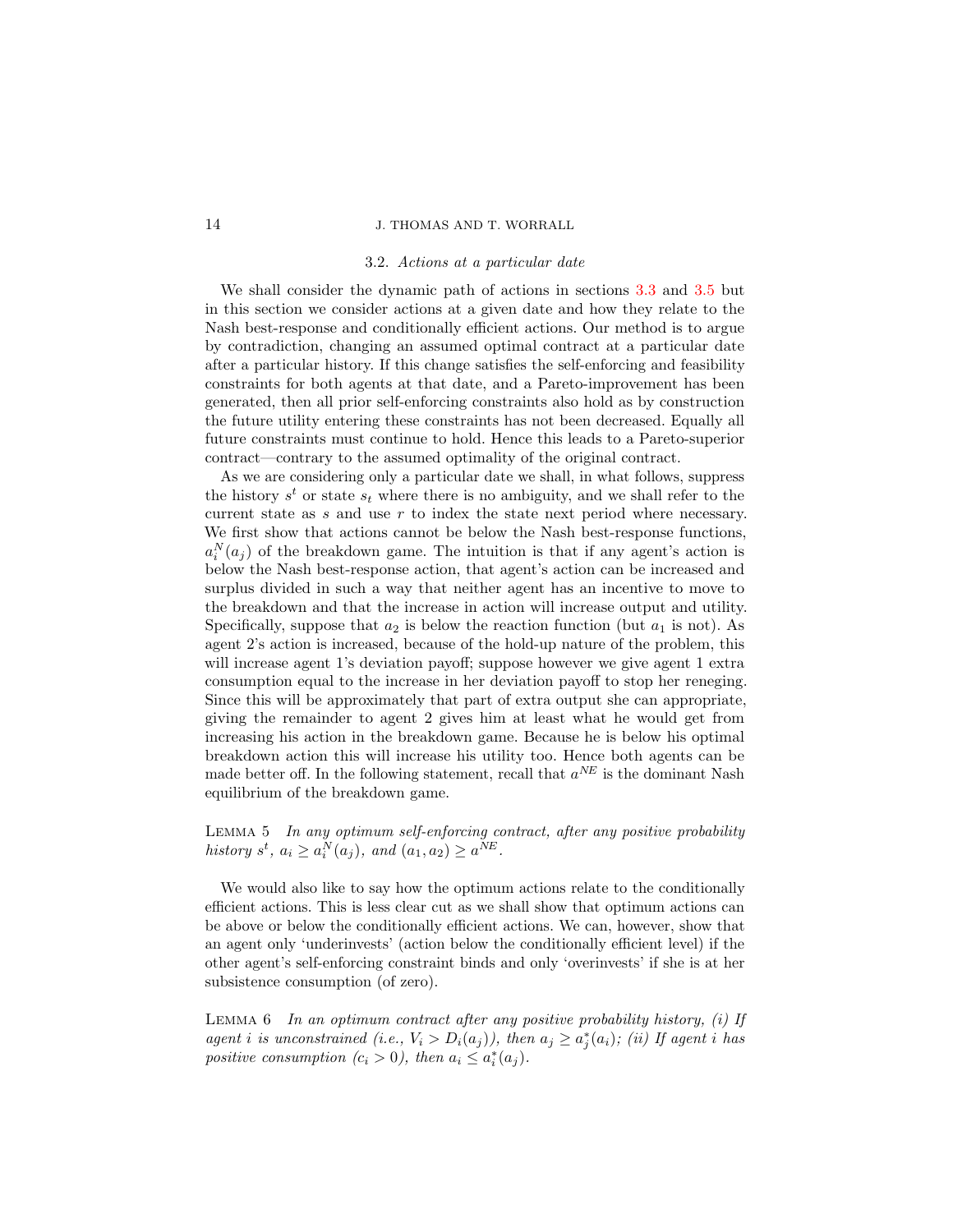### 3.2. *Actions at a particular date*

We shall consider the dynamic path of actions in sections 3.3 and 3.5 but in this section we consider actions at a given date and how they relate to the Nash best-response and conditionally efficient actions. Our method is to argue by contradiction, changing an assumed optimal contract at a particular date after a particular history. If this change satisfies the self-enforcing and feasibility constraints for both agents at that date, and a Pareto-improvement has been generated, then all prior self-enforcing constraints also hold as by construction the future utility entering these constraints has not been decreased. Equally all future constraints must continue to hold. Hence this leads to a Pareto-superior contract—contrary to the assumed optimality of the original contract.

As we are considering only a particular date we shall, in what follows, suppress the history $s^t$ or state $s_t$ where there is no ambiguity, and we shall refer to the current state as $s$ and use $r$ to index the state next period where necessary. We first show that actions cannot be below the Nash best-response functions, $a_i^N(a_j)$ of the breakdown game. The intuition is that if any agent's action is below the Nash best-response action, that agent's action can be increased and surplus divided in such a way that neither agent has an incentive to move to the breakdown and that the increase in action will increase output and utility. Specifically, suppose that $a_2$ is below the reaction function (but $a_1$ is not). As agent 2's action is increased, because of the hold-up nature of the problem, this will increase agent 1's deviation payoff; suppose however we give agent 1 extra consumption equal to the increase in her deviation payoff to stop her reneging. Since this will be approximately that part of extra output she can appropriate, giving the remainder to agent 2 gives him at least what he would get from increasing his action in the breakdown game. Because he is below his optimal breakdown action this will increase his utility too. Hence both agents can be made better off. In the following statement, recall that $a^{NE}$ is the dominant Nash equilibrium of the breakdown game.

Lemma 5 *In any optimum self-enforcing contract, after any positive probability history $s^t$, $a_i \geq a_i^N(a_j)$, and $(a_1, a_2) \geq a^{NE}$.*

We would also like to say how the optimum actions relate to the conditionally efficient actions. This is less clear cut as we shall show that optimum actions can be above or below the conditionally efficient actions. We can, however, show that an agent only 'underinvests' (action below the conditionally efficient level) if the other agent's self-enforcing constraint binds and only 'overinvests' if she is at her subsistence consumption (of zero).

Lemma 6 *In an optimum contract after any positive probability history, (i) If agent $i$ is unconstrained (i.e., $V_i > D_i(a_j)$), then $a_j \geq a_j^*(a_i)$; (ii) If agent $i$ has positive consumption ($c_i > 0$), then $a_i \leq a_i^*(a_j)$.*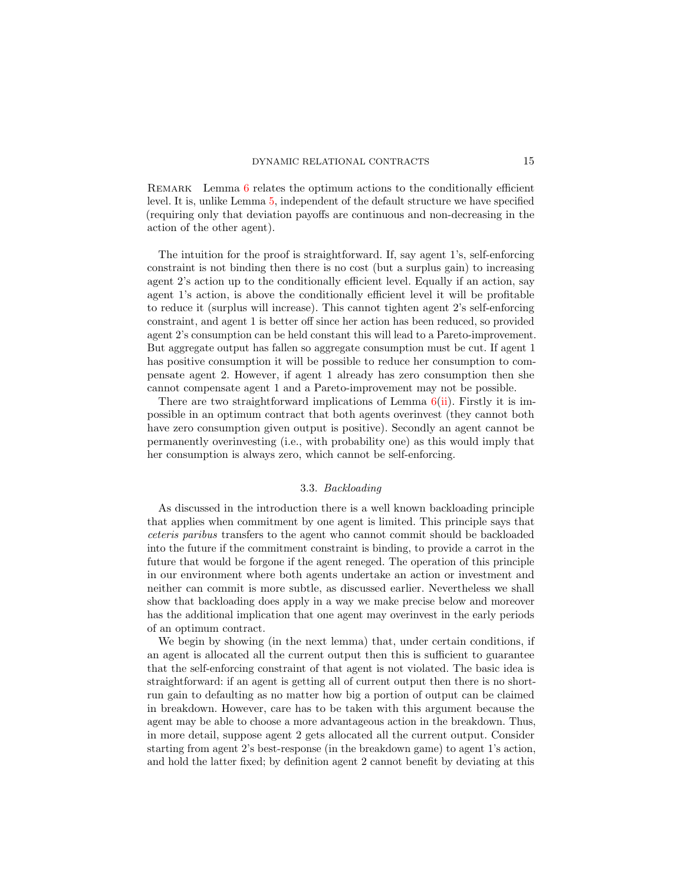Remark Lemma 6 relates the optimum actions to the conditionally efficient level. It is, unlike Lemma 5, independent of the default structure we have specified (requiring only that deviation payoffs are continuous and non-decreasing in the action of the other agent).

The intuition for the proof is straightforward. If, say agent 1's, self-enforcing constraint is not binding then there is no cost (but a surplus gain) to increasing agent 2's action up to the conditionally efficient level. Equally if an action, say agent 1's action, is above the conditionally efficient level it will be profitable to reduce it (surplus will increase). This cannot tighten agent 2's self-enforcing constraint, and agent 1 is better off since her action has been reduced, so provided agent 2's consumption can be held constant this will lead to a Pareto-improvement. But aggregate output has fallen so aggregate consumption must be cut. If agent 1 has positive consumption it will be possible to reduce her consumption to compensate agent 2. However, if agent 1 already has zero consumption then she cannot compensate agent 1 and a Pareto-improvement may not be possible.

There are two straightforward implications of Lemma 6(ii). Firstly it is impossible in an optimum contract that both agents overinvest (they cannot both have zero consumption given output is positive). Secondly an agent cannot be permanently overinvesting (i.e., with probability one) as this would imply that her consumption is always zero, which cannot be self-enforcing.

### 3.3. *Backloading*

As discussed in the introduction there is a well known backloading principle that applies when commitment by one agent is limited. This principle says that *ceteris paribus* transfers to the agent who cannot commit should be backloaded into the future if the commitment constraint is binding, to provide a carrot in the future that would be forgone if the agent reneged. The operation of this principle in our environment where both agents undertake an action or investment and neither can commit is more subtle, as discussed earlier. Nevertheless we shall show that backloading does apply in a way we make precise below and moreover has the additional implication that one agent may overinvest in the early periods of an optimum contract.

We begin by showing (in the next lemma) that, under certain conditions, if an agent is allocated all the current output then this is sufficient to guarantee that the self-enforcing constraint of that agent is not violated. The basic idea is straightforward: if an agent is getting all of current output then there is no short-run gain to defaulting as no matter how big a portion of output can be claimed in breakdown. However, care has to be taken with this argument because the agent may be able to choose a more advantageous action in the breakdown. Thus, in more detail, suppose agent 2 gets allocated all the current output. Consider starting from agent 2's best-response (in the breakdown game) to agent 1's action, and hold the latter fixed; by definition agent 2 cannot benefit by deviating at this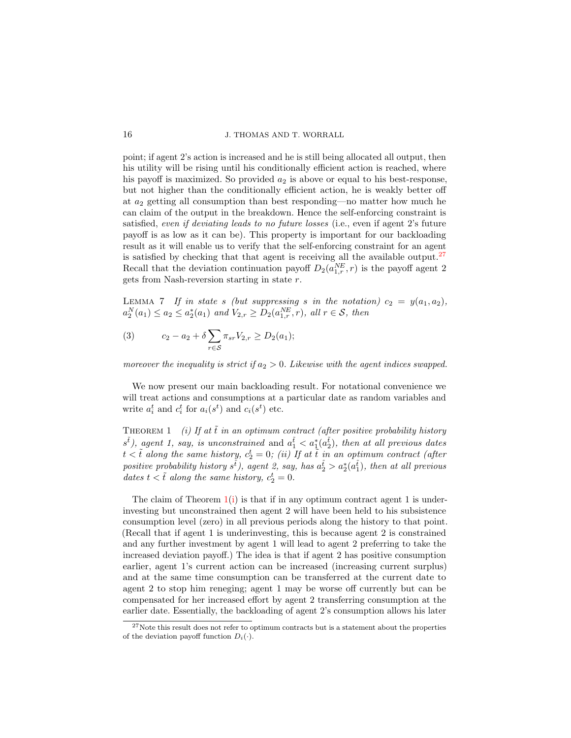point; if agent 2's action is increased and he is still being allocated all output, then his utility will be rising until his conditionally efficient action is reached, where his payoff is maximized. So provided $a_2$ is above or equal to his best-response, but not higher than the conditionally efficient action, he is weakly better off at $a_2$ getting all consumption than best responding—no matter how much he can claim of the output in the breakdown. Hence the self-enforcing constraint is satisfied, *even if deviating leads to no future losses* (i.e., even if agent 2's future payoff is as low as it can be). This property is important for our backloading result as it will enable us to verify that the self-enforcing constraint for an agent is satisfied by checking that that agent is receiving all the available output.[27] Recall that the deviation continuation payoff $D_2(a_{1,r}^{NE}, r)$ is the payoff agent 2 gets from Nash-reversion starting in state $r$.

LEMMA 7 *If in state $s$ (but suppressing $s$ in the notation) $c_2 = y(a_1, a_2)$, $a_2^N(a_1) \leq a_2 \leq a_2^*(a_1)$ and $V_{2,r} \geq D_2(a_{1,r}^{NE}, r)$, all $r \in \mathcal{S}$, then*

$$c_2 - a_2 + \delta \sum_{r \in \mathcal{S}} \pi_{sr} V_{2,r} \geq D_2(a_1); \tag{3}$$

*moreover the inequality is strict if $a_2 > 0$. Likewise with the agent indices swapped.*

We now present our main backloading result. For notational convenience we will treat actions and consumptions at a particular date as random variables and write $a_i^t$ and $c_i^t$ for $a_i(s^t)$ and $c_i(s^t)$ etc.

THEOREM 1 *(i) If at $\tilde{t}$ in an optimum contract (after positive probability history $s^{\tilde{t}}$), agent 1, say, is unconstrained* and $a_1^{\tilde{t}} < a_1^*(a_2^{\tilde{t}})$, *then at all previous dates $t < \tilde{t}$ along the same history, $c_2^t = 0$; (ii) If at $\tilde{t}$ in an optimum contract (after positive probability history $s^{\tilde{t}}$), agent 2, say, has $a_2^{\tilde{t}} > a_2^*(a_1^{\tilde{t}})$, then at all previous dates $t < \tilde{t}$ along the same history, $c_2^t = 0$.*

The claim of Theorem 1(i) is that if in any optimum contract agent 1 is underinvesting but unconstrained then agent 2 will have been held to his subsistence consumption level (zero) in all previous periods along the history to that point. (Recall that if agent 1 is underinvesting, this is because agent 2 is constrained and any further investment by agent 1 will lead to agent 2 preferring to take the increased deviation payoff.) The idea is that if agent 2 has positive consumption earlier, agent 1's current action can be increased (increasing current surplus) and at the same time consumption can be transferred at the current date to agent 2 to stop him reneging; agent 1 may be worse off currently but can be compensated for her increased effort by agent 2 transferring consumption at the earlier date. Essentially, the backloading of agent 2's consumption allows his later

[27] Note this result does not refer to optimum contracts but is a statement about the properties of the deviation payoff function $D_i(\cdot)$.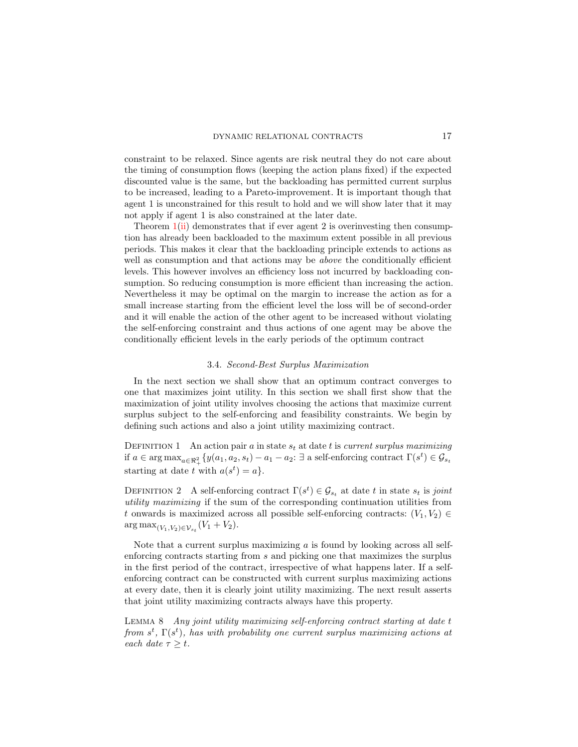constraint to be relaxed. Since agents are risk neutral they do not care about the timing of consumption flows (keeping the action plans fixed) if the expected discounted value is the same, but the backloading has permitted current surplus to be increased, leading to a Pareto-improvement. It is important though that agent 1 is unconstrained for this result to hold and we will show later that it may not apply if agent 1 is also constrained at the later date.

Theorem 1(ii) demonstrates that if ever agent 2 is overinvesting then consumption has already been backloaded to the maximum extent possible in all previous periods. This makes it clear that the backloading principle extends to actions as well as consumption and that actions may be *above* the conditionally efficient levels. This however involves an efficiency loss not incurred by backloading consumption. So reducing consumption is more efficient than increasing the action. Nevertheless it may be optimal on the margin to increase the action as for a small increase starting from the efficient level the loss will be of second-order and it will enable the action of the other agent to be increased without violating the self-enforcing constraint and thus actions of one agent may be above the conditionally efficient levels in the early periods of the optimum contract

### 3.4. *Second-Best Surplus Maximization*

In the next section we shall show that an optimum contract converges to one that maximizes joint utility. In this section we shall first show that the maximization of joint utility involves choosing the actions that maximize current surplus subject to the self-enforcing and feasibility constraints. We begin by defining such actions and also a joint utility maximizing contract.

Definition 1 An action pair $a$ in state $s_t$ at date $t$ is *current surplus maximizing* if $a \in \arg\max_{a \in \Re_+^2} \{y(a_1, a_2, s_t) - a_1 - a_2$: $\exists$ a self-enforcing contract $\Gamma(s^t) \in \mathcal{G}_{s_t}$ starting at date $t$ with $a(s^t) = a\}$.

Definition 2 A self-enforcing contract $\Gamma(s^t) \in \mathcal{G}_{s_t}$ at date $t$ in state $s_t$ is *joint utility maximizing* if the sum of the corresponding continuation utilities from $t$ onwards is maximized across all possible self-enforcing contracts: $(V_1, V_2) \in \arg\max_{(V_1,V_2)\in\mathcal{V}_{s_t}} (V_1 + V_2)$.

Note that a current surplus maximizing $a$ is found by looking across all self-enforcing contracts starting from $s$ and picking one that maximizes the surplus in the first period of the contract, irrespective of what happens later. If a self-enforcing contract can be constructed with current surplus maximizing actions at every date, then it is clearly joint utility maximizing. The next result asserts that joint utility maximizing contracts always have this property.

Lemma 8 *Any joint utility maximizing self-enforcing contract starting at date $t$ from $s^t$, $\Gamma(s^t)$, has with probability one current surplus maximizing actions at each date $\tau \geq t$.*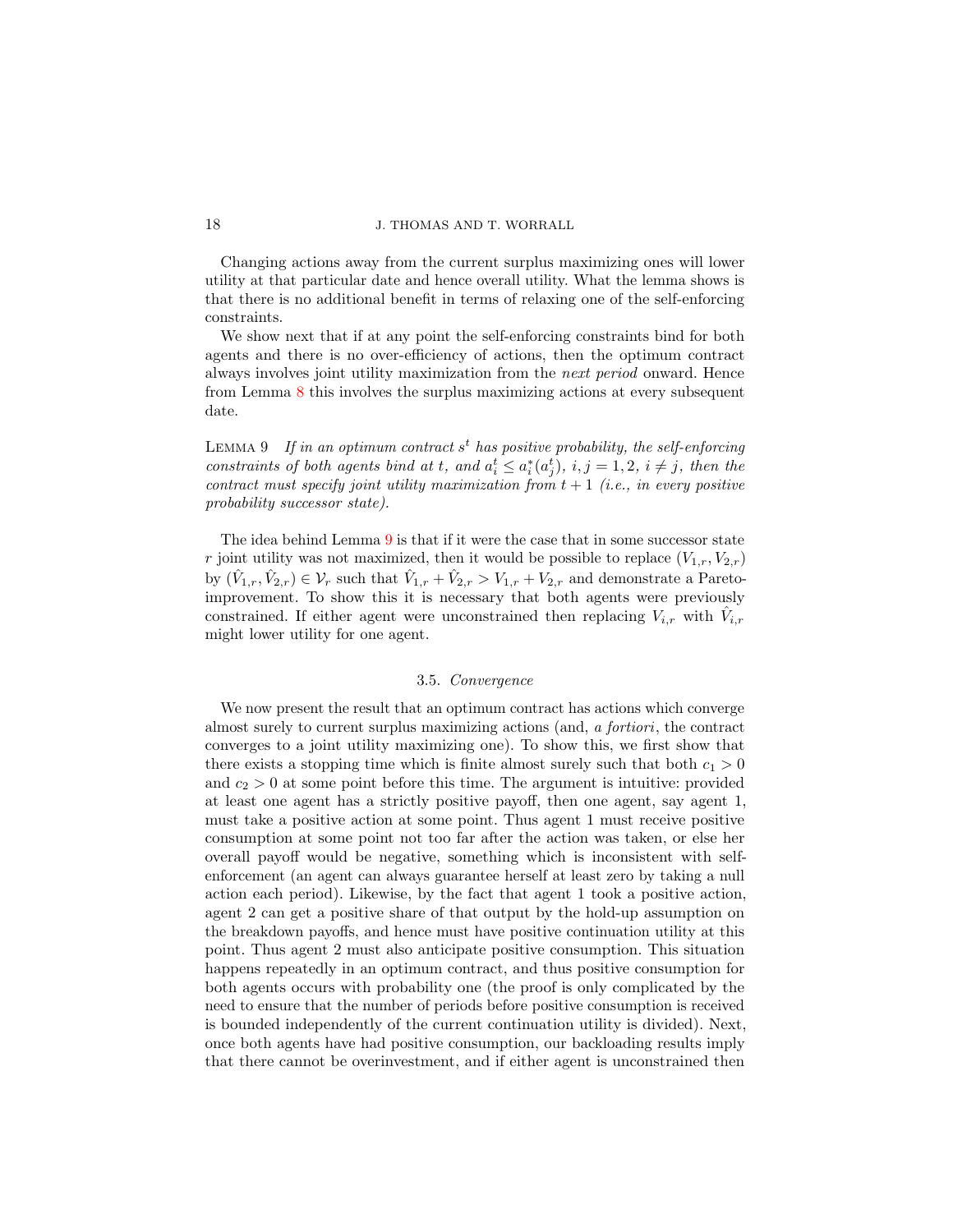Changing actions away from the current surplus maximizing ones will lower utility at that particular date and hence overall utility. What the lemma shows is that there is no additional benefit in terms of relaxing one of the self-enforcing constraints.

We show next that if at any point the self-enforcing constraints bind for both agents and there is no over-efficiency of actions, then the optimum contract always involves joint utility maximization from the *next period* onward. Hence from Lemma 8 this involves the surplus maximizing actions at every subsequent date.

LEMMA 9 *If in an optimum contract $s^t$ has positive probability, the self-enforcing constraints of both agents bind at $t$, and $a_i^t \leq a_i^*(a_j^t)$, $i, j = 1, 2$, $i \neq j$, then the contract must specify joint utility maximization from $t + 1$ (i.e., in every positive probability successor state).*

The idea behind Lemma 9 is that if it were the case that in some successor state $r$ joint utility was not maximized, then it would be possible to replace $(V_{1,r}, V_{2,r})$ by $(\hat{V}_{1,r}, \hat{V}_{2,r}) \in \mathcal{V}_r$ such that $\hat{V}_{1,r} + \hat{V}_{2,r} > V_{1,r} + V_{2,r}$ and demonstrate a Pareto-improvement. To show this it is necessary that both agents were previously constrained. If either agent were unconstrained then replacing $V_{i,r}$ with $\hat{V}_{i,r}$ might lower utility for one agent.

### 3.5. *Convergence*

We now present the result that an optimum contract has actions which converge almost surely to current surplus maximizing actions (and, *a fortiori*, the contract converges to a joint utility maximizing one). To show this, we first show that there exists a stopping time which is finite almost surely such that both $c_1 > 0$ and $c_2 > 0$ at some point before this time. The argument is intuitive: provided at least one agent has a strictly positive payoff, then one agent, say agent 1, must take a positive action at some point. Thus agent 1 must receive positive consumption at some point not too far after the action was taken, or else her overall payoff would be negative, something which is inconsistent with self-enforcement (an agent can always guarantee herself at least zero by taking a null action each period). Likewise, by the fact that agent 1 took a positive action, agent 2 can get a positive share of that output by the hold-up assumption on the breakdown payoffs, and hence must have positive continuation utility at this point. Thus agent 2 must also anticipate positive consumption. This situation happens repeatedly in an optimum contract, and thus positive consumption for both agents occurs with probability one (the proof is only complicated by the need to ensure that the number of periods before positive consumption is received is bounded independently of the current continuation utility is divided). Next, once both agents have had positive consumption, our backloading results imply that there cannot be overinvestment, and if either agent is unconstrained then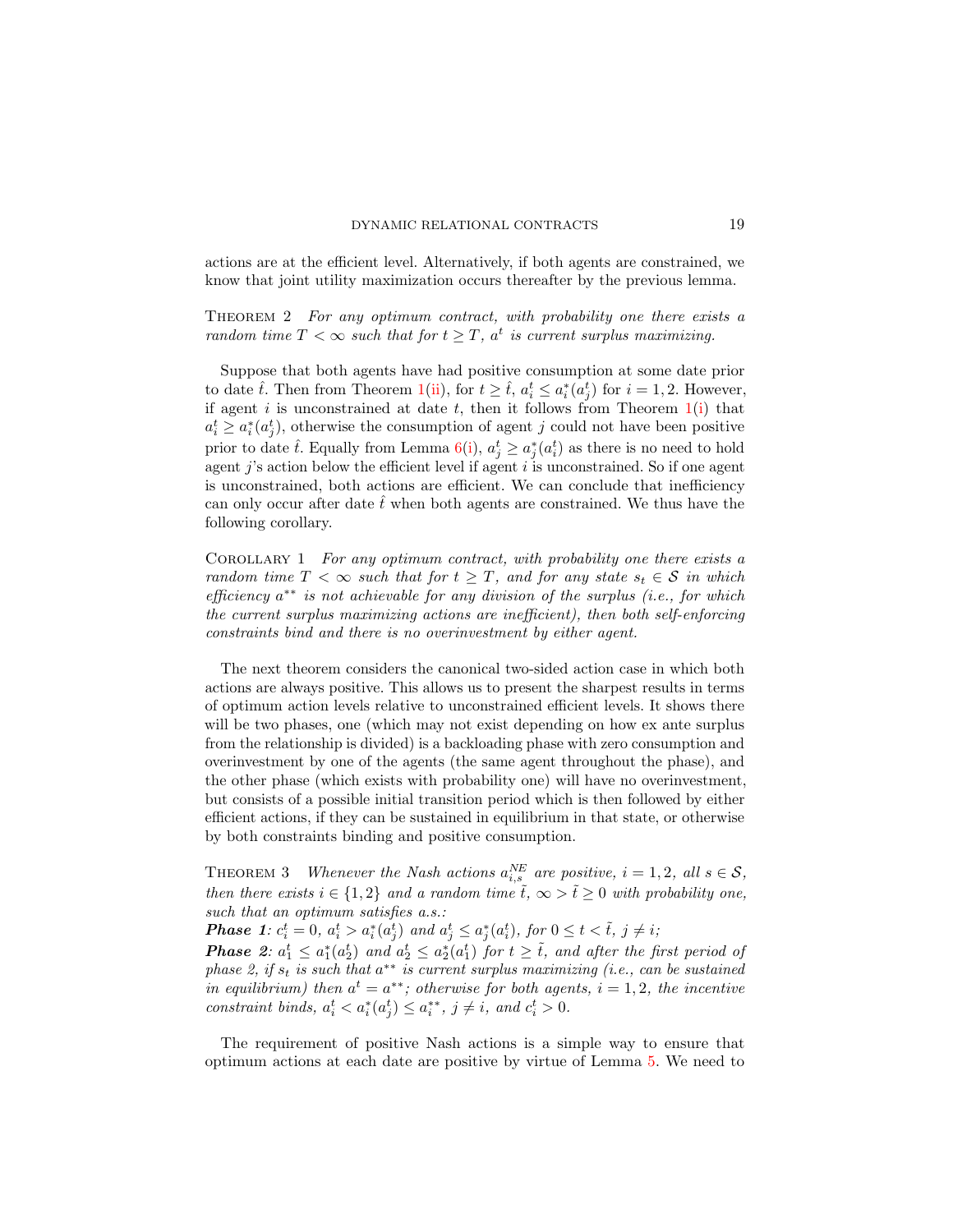actions are at the efficient level. Alternatively, if both agents are constrained, we know that joint utility maximization occurs thereafter by the previous lemma.

THEOREM 2 *For any optimum contract, with probability one there exists a random time $T < \infty$ such that for $t \geq T$, $a^t$ is current surplus maximizing.*

Suppose that both agents have had positive consumption at some date prior to date $\hat{t}$. Then from Theorem 1(ii), for $t \geq \hat{t}$, $a_i^t \leq a_i^*(a_j^t)$ for $i = 1, 2$. However, if agent $i$ is unconstrained at date $t$, then it follows from Theorem 1(i) that $a_i^t \geq a_i^*(a_j^t)$, otherwise the consumption of agent $j$ could not have been positive prior to date $\hat{t}$. Equally from Lemma 6(i), $a_j^t \geq a_j^*(a_i^t)$ as there is no need to hold agent $j$'s action below the efficient level if agent $i$ is unconstrained. So if one agent is unconstrained, both actions are efficient. We can conclude that inefficiency can only occur after date $\hat{t}$ when both agents are constrained. We thus have the following corollary.

COROLLARY 1 *For any optimum contract, with probability one there exists a random time $T < \infty$ such that for $t \geq T$, and for any state $s_t \in \mathcal{S}$ in which efficiency $a^{**}$ is not achievable for any division of the surplus (i.e., for which the current surplus maximizing actions are inefficient), then both self-enforcing constraints bind and there is no overinvestment by either agent.*

The next theorem considers the canonical two-sided action case in which both actions are always positive. This allows us to present the sharpest results in terms of optimum action levels relative to unconstrained efficient levels. It shows there will be two phases, one (which may not exist depending on how ex ante surplus from the relationship is divided) is a backloading phase with zero consumption and overinvestment by one of the agents (the same agent throughout the phase), and the other phase (which exists with probability one) will have no overinvestment, but consists of a possible initial transition period which is then followed by either efficient actions, if they can be sustained in equilibrium in that state, or otherwise by both constraints binding and positive consumption.

THEOREM 3 *Whenever the Nash actions $a_{i,s}^{NE}$ are positive, $i = 1, 2$, all $s \in \mathcal{S}$, then there exists $i \in \{1, 2\}$ and a random time $\tilde{t}$, $\infty > \tilde{t} \geq 0$ with probability one, such that an optimum satisfies a.s.:*
***Phase 1****: $c_i^t = 0$, $a_i^t > a_i^*(a_j^t)$ and $a_j^t \leq a_j^*(a_i^t)$, for $0 \leq t < \tilde{t}$, $j \neq i$;*
***Phase 2****: $a_1^t \leq a_1^*(a_2^t)$ and $a_2^t \leq a_2^*(a_1^t)$ for $t \geq \tilde{t}$, and after the first period of phase 2, if $s_t$ is such that $a^{**}$ is current surplus maximizing (i.e., can be sustained in equilibrium) then $a^t = a^{**}$; otherwise for both agents, $i = 1, 2$, the incentive constraint binds, $a_i^t < a_i^*(a_j^t) \leq a_i^{**}$, $j \neq i$, and $c_i^t > 0$.*

The requirement of positive Nash actions is a simple way to ensure that optimum actions at each date are positive by virtue of Lemma 5. We need to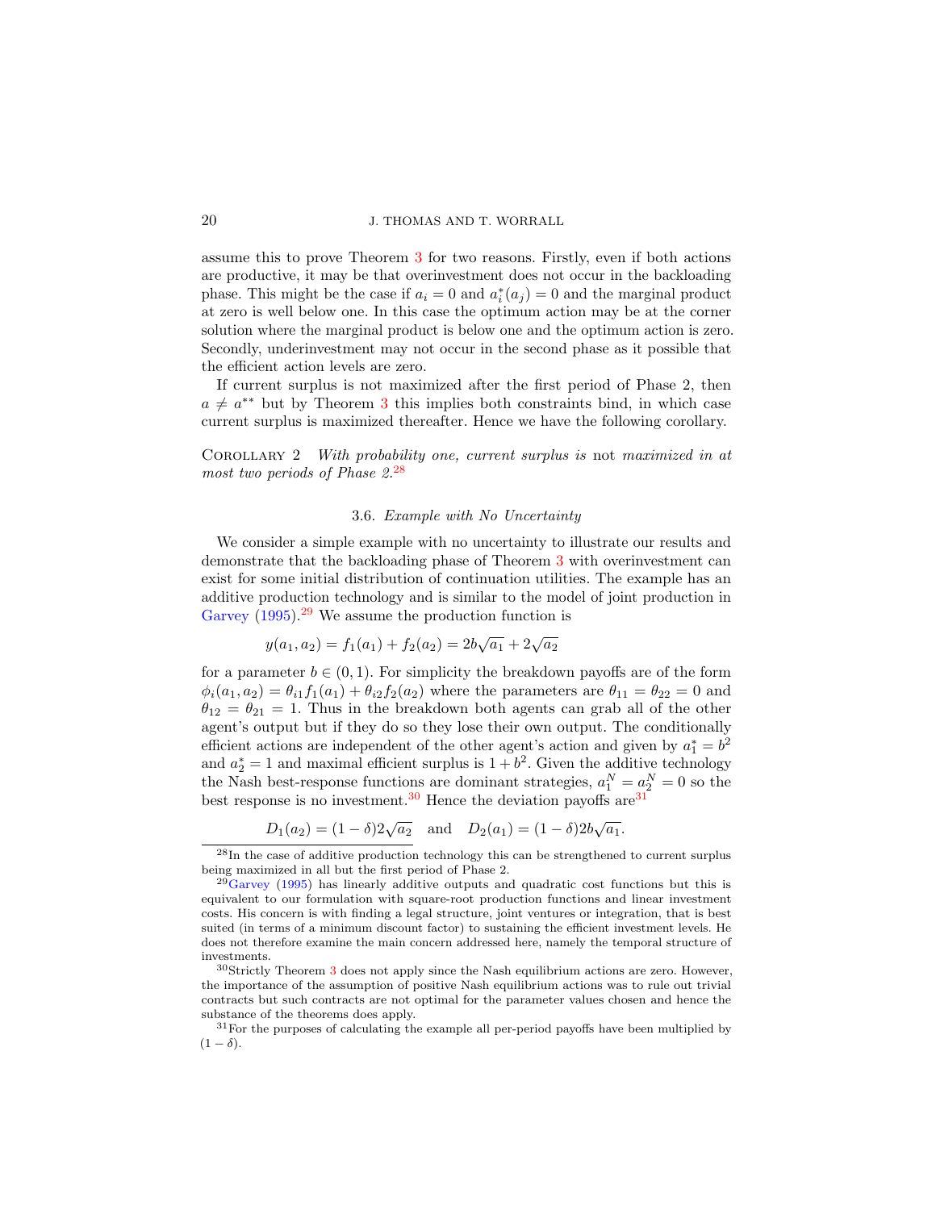assume this to prove Theorem 3 for two reasons. Firstly, even if both actions are productive, it may be that overinvestment does not occur in the backloading phase. This might be the case if $a_i = 0$ and $a_i^*(a_j) = 0$ and the marginal product at zero is well below one. In this case the optimum action may be at the corner solution where the marginal product is below one and the optimum action is zero. Secondly, underinvestment may not occur in the second phase as it possible that the efficient action levels are zero.

If current surplus is not maximized after the first period of Phase 2, then $a \neq a^{**}$ but by Theorem 3 this implies both constraints bind, in which case current surplus is maximized thereafter. Hence we have the following corollary.

Corollary 2 *With probability one, current surplus is* not *maximized in at most two periods of Phase 2.*[28]

### 3.6. *Example with No Uncertainty*

We consider a simple example with no uncertainty to illustrate our results and demonstrate that the backloading phase of Theorem 3 with overinvestment can exist for some initial distribution of continuation utilities. The example has an additive production technology and is similar to the model of joint production in Garvey (1995).[29] We assume the production function is

$$y(a_1, a_2) = f_1(a_1) + f_2(a_2) = 2b\sqrt{a_1} + 2\sqrt{a_2}$$

for a parameter $b \in (0, 1)$. For simplicity the breakdown payoffs are of the form $\phi_i(a_1, a_2) = \theta_{i1} f_1(a_1) + \theta_{i2} f_2(a_2)$ where the parameters are $\theta_{11} = \theta_{22} = 0$ and $\theta_{12} = \theta_{21} = 1$. Thus in the breakdown both agents can grab all of the other agent's output but if they do so they lose their own output. The conditionally efficient actions are independent of the other agent's action and given by $a_1^* = b^2$ and $a_2^* = 1$ and maximal efficient surplus is $1 + b^2$. Given the additive technology the Nash best-response functions are dominant strategies, $a_1^N = a_2^N = 0$ so the best response is no investment.[30] Hence the deviation payoffs are[31]

$$D_1(a_2) = (1 - \delta)2\sqrt{a_2} \quad \text{and} \quad D_2(a_1) = (1 - \delta)2b\sqrt{a_1}.$$

[28] In the case of additive production technology this can be strengthened to current surplus being maximized in all but the first period of Phase 2.

[29] Garvey (1995) has linearly additive outputs and quadratic cost functions but this is equivalent to our formulation with square-root production functions and linear investment costs. His concern is with finding a legal structure, joint ventures or integration, that is best suited (in terms of a minimum discount factor) to sustaining the efficient investment levels. He does not therefore examine the main concern addressed here, namely the temporal structure of investments.

[30] Strictly Theorem 3 does not apply since the Nash equilibrium actions are zero. However, the importance of the assumption of positive Nash equilibrium actions was to rule out trivial contracts but such contracts are not optimal for the parameter values chosen and hence the substance of the theorems does apply.

[31] For the purposes of calculating the example all per-period payoffs have been multiplied by $(1 - \delta)$.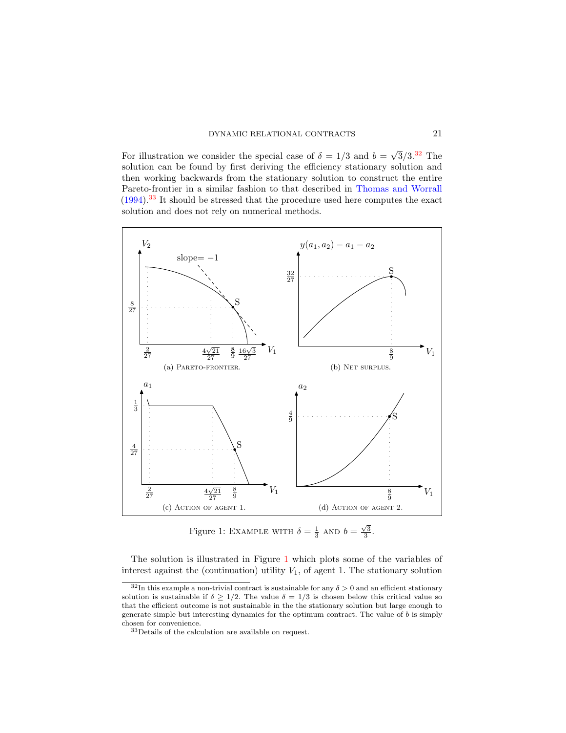For illustration we consider the special case of $\delta = 1/3$ and $b = \sqrt{3}/3$.[32] The solution can be found by first deriving the efficiency stationary solution and then working backwards from the stationary solution to construct the entire Pareto-frontier in a similar fashion to that described in Thomas and Worrall (1994).[33] It should be stressed that the procedure used here computes the exact solution and does not rely on numerical methods.

$V_2$

slope= $-1$

S

$\frac{8}{27}$

$\frac{2}{27}$ $\frac{4\sqrt{21}}{27}$ $\frac{8}{9}$ $\frac{16\sqrt{3}}{27}$ $V_1$

(a) Pareto-frontier.

$y(a_1, a_2) - a_1 - a_2$

S

$\frac{32}{27}$

$\frac{8}{9}$ $V_1$

(b) Net surplus.

$a_1$

$\frac{1}{3}$

S

$\frac{4}{27}$

$\frac{2}{27}$ $\frac{4\sqrt{21}}{27}$ $\frac{8}{9}$ $V_1$

(c) Action of agent 1.

$a_2$

$\frac{4}{9}$

S

$\frac{8}{9}$ $V_1$

(d) Action of agent 2.

Figure 1: Example with $\delta = \frac{1}{3}$ and $b = \frac{\sqrt{3}}{3}$.

The solution is illustrated in Figure 1 which plots some of the variables of interest against the (continuation) utility $V_1$, of agent 1. The stationary solution

[32] In this example a non-trivial contract is sustainable for any $\delta > 0$ and an efficient stationary solution is sustainable if $\delta \geq 1/2$. The value $\delta = 1/3$ is chosen below this critical value so that the efficient outcome is not sustainable in the the stationary solution but large enough to generate simple but interesting dynamics for the optimum contract. The value of $b$ is simply chosen for convenience.

[33] Details of the calculation are available on request.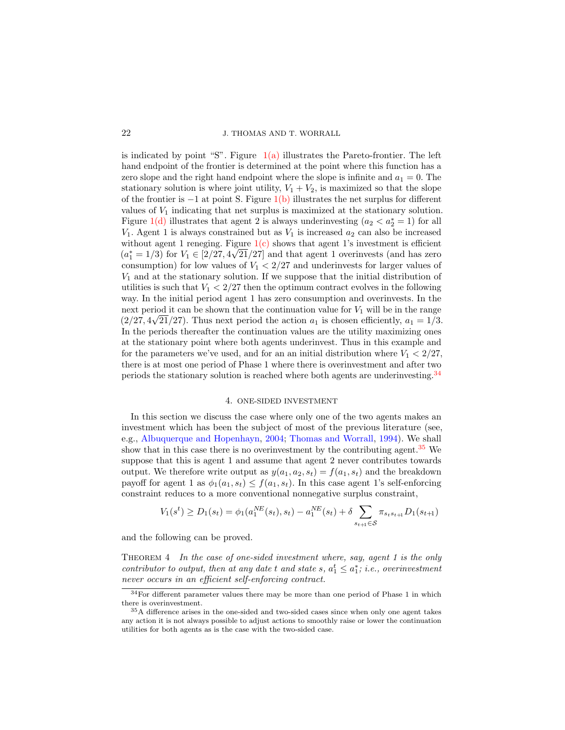is indicated by point "S". Figure 1(a) illustrates the Pareto-frontier. The left hand endpoint of the frontier is determined at the point where this function has a zero slope and the right hand endpoint where the slope is infinite and $a_1 = 0$. The stationary solution is where joint utility, $V_1 + V_2$, is maximized so that the slope of the frontier is $-1$ at point S. Figure 1(b) illustrates the net surplus for different values of $V_1$ indicating that net surplus is maximized at the stationary solution. Figure 1(d) illustrates that agent 2 is always underinvesting ($a_2 < a_2^* = 1$) for all $V_1$. Agent 1 is always constrained but as $V_1$ is increased $a_2$ can also be increased without agent 1 reneging. Figure 1(c) shows that agent 1's investment is efficient ($a_1^* = 1/3$) for $V_1 \in [2/27, 4\sqrt{21}/27]$ and that agent 1 overinvests (and has zero consumption) for low values of $V_1 < 2/27$ and underinvests for larger values of $V_1$ and at the stationary solution. If we suppose that the initial distribution of utilities is such that $V_1 < 2/27$ then the optimum contract evolves in the following way. In the initial period agent 1 has zero consumption and overinvests. In the next period it can be shown that the continuation value for $V_1$ will be in the range $(2/27, 4\sqrt{21}/27)$. Thus next period the action $a_1$ is chosen efficiently, $a_1 = 1/3$. In the periods thereafter the continuation values are the utility maximizing ones at the stationary point where both agents underinvest. Thus in this example and for the parameters we've used, and for an an initial distribution where $V_1 < 2/27$, there is at most one period of Phase 1 where there is overinvestment and after two periods the stationary solution is reached where both agents are underinvesting.[34]

## 4. ONE-SIDED INVESTMENT

In this section we discuss the case where only one of the two agents makes an investment which has been the subject of most of the previous literature (see, e.g., Albuquerque and Hopenhayn, 2004; Thomas and Worrall, 1994). We shall show that in this case there is no overinvestment by the contributing agent.[35] We suppose that this is agent 1 and assume that agent 2 never contributes towards output. We therefore write output as $y(a_1, a_2, s_t) = f(a_1, s_t)$ and the breakdown payoff for agent 1 as $\phi_1(a_1, s_t) \leq f(a_1, s_t)$. In this case agent 1's self-enforcing constraint reduces to a more conventional nonnegative surplus constraint,

$$V_1(s^t) \geq D_1(s_t) = \phi_1(a_1^{NE}(s_t), s_t) - a_1^{NE}(s_t) + \delta \sum_{s_{t+1} \in \mathcal{S}} \pi_{s_t s_{t+1}} D_1(s_{t+1})$$

and the following can be proved.

THEOREM 4 *In the case of one-sided investment where, say, agent 1 is the only contributor to output, then at any date $t$ and state $s$, $a_1^t \leq a_1^*$; i.e., overinvestment never occurs in an efficient self-enforcing contract.*

---

[34] For different parameter values there may be more than one period of Phase 1 in which there is overinvestment.

[35] A difference arises in the one-sided and two-sided cases since when only one agent takes any action it is not always possible to adjust actions to smoothly raise or lower the continuation utilities for both agents as is the case with the two-sided case.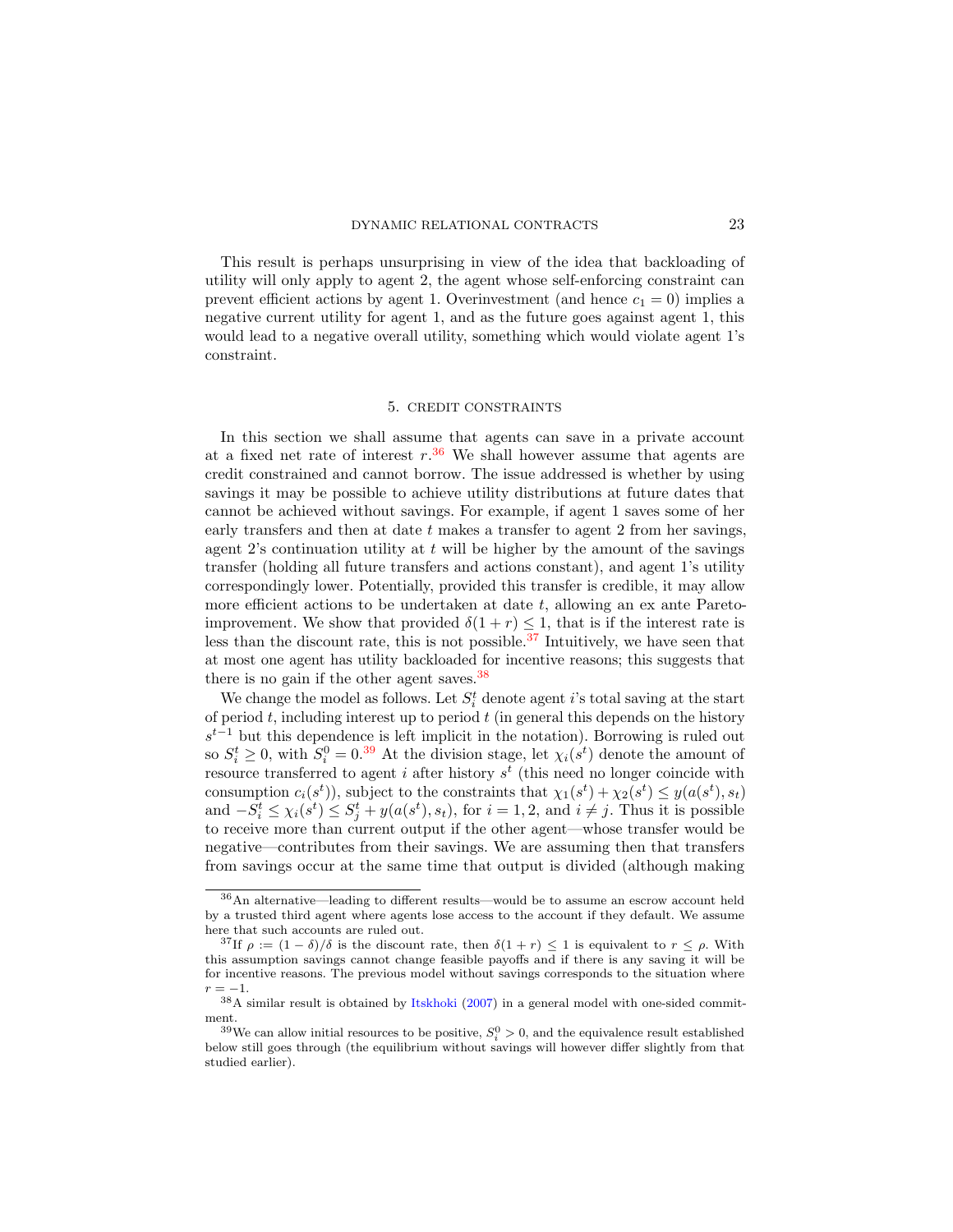This result is perhaps unsurprising in view of the idea that backloading of utility will only apply to agent 2, the agent whose self-enforcing constraint can prevent efficient actions by agent 1. Overinvestment (and hence $c_1 = 0$) implies a negative current utility for agent 1, and as the future goes against agent 1, this would lead to a negative overall utility, something which would violate agent 1's constraint.

## 5. CREDIT CONSTRAINTS

In this section we shall assume that agents can save in a private account at a fixed net rate of interest $r$.[36] We shall however assume that agents are credit constrained and cannot borrow. The issue addressed is whether by using savings it may be possible to achieve utility distributions at future dates that cannot be achieved without savings. For example, if agent 1 saves some of her early transfers and then at date $t$ makes a transfer to agent 2 from her savings, agent 2's continuation utility at $t$ will be higher by the amount of the savings transfer (holding all future transfers and actions constant), and agent 1's utility correspondingly lower. Potentially, provided this transfer is credible, it may allow more efficient actions to be undertaken at date $t$, allowing an ex ante Pareto-improvement. We show that provided $\delta(1+r) \leq 1$, that is if the interest rate is less than the discount rate, this is not possible.[37] Intuitively, we have seen that at most one agent has utility backloaded for incentive reasons; this suggests that there is no gain if the other agent saves.[38]

We change the model as follows. Let $S_i^t$ denote agent $i$'s total saving at the start of period $t$, including interest up to period $t$ (in general this depends on the history $s^{t-1}$ but this dependence is left implicit in the notation). Borrowing is ruled out so $S_i^t \geq 0$, with $S_i^0 = 0$.[39] At the division stage, let $\chi_i(s^t)$ denote the amount of resource transferred to agent $i$ after history $s^t$ (this need no longer coincide with consumption $c_i(s^t)$), subject to the constraints that $\chi_1(s^t) + \chi_2(s^t) \leq y(a(s^t), s_t)$ and $-S_i^t \leq \chi_i(s^t) \leq S_j^t + y(a(s^t), s_t)$, for $i = 1, 2$, and $i \neq j$. Thus it is possible to receive more than current output if the other agent—whose transfer would be negative—contributes from their savings. We are assuming then that transfers from savings occur at the same time that output is divided (although making

---

[36] An alternative—leading to different results—would be to assume an escrow account held by a trusted third agent where agents lose access to the account if they default. We assume here that such accounts are ruled out.

[37] If $\rho := (1-\delta)/\delta$ is the discount rate, then $\delta(1+r) \leq 1$ is equivalent to $r \leq \rho$. With this assumption savings cannot change feasible payoffs and if there is any saving it will be for incentive reasons. The previous model without savings corresponds to the situation where $r = -1$.

[38] A similar result is obtained by Itskhoki (2007) in a general model with one-sided commitment.

[39] We can allow initial resources to be positive, $S_i^0 > 0$, and the equivalence result established below still goes through (the equilibrium without savings will however differ slightly from that studied earlier).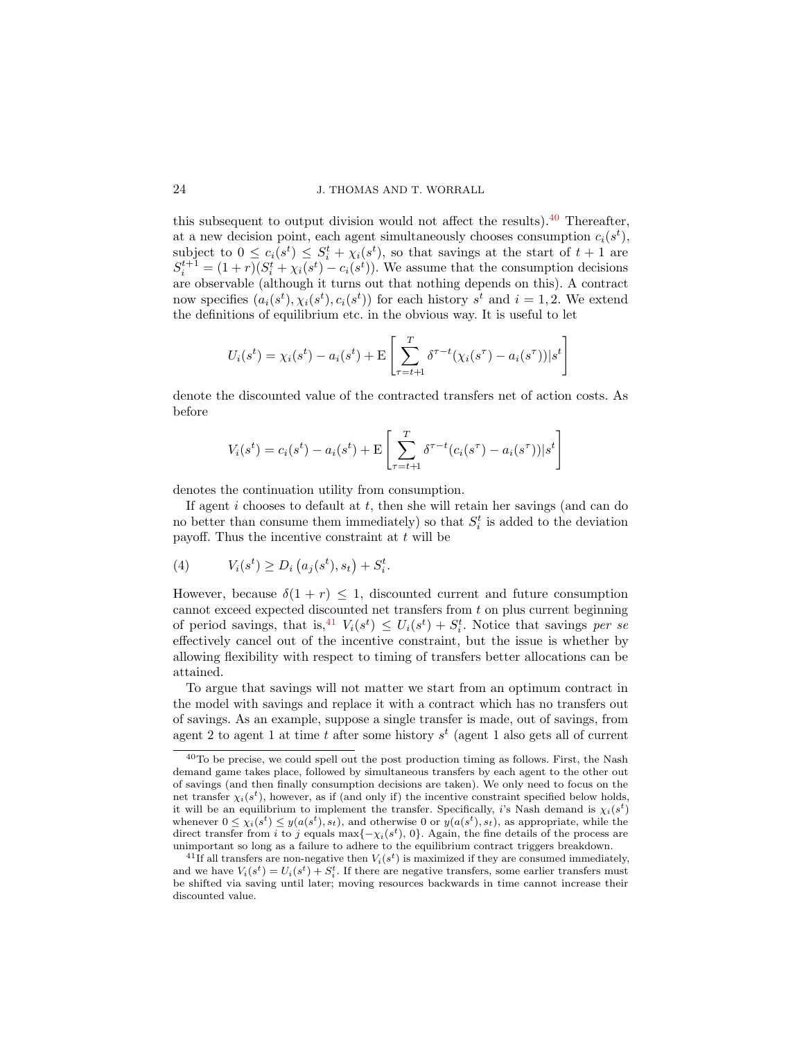this subsequent to output division would not affect the results).[40] Thereafter, at a new decision point, each agent simultaneously chooses consumption $c_i(s^t)$, subject to $0 \leq c_i(s^t) \leq S_i^t + \chi_i(s^t)$, so that savings at the start of $t+1$ are $S_i^{t+1} = (1+r)(S_i^t + \chi_i(s^t) - c_i(s^t))$. We assume that the consumption decisions are observable (although it turns out that nothing depends on this). A contract now specifies $(a_i(s^t), \chi_i(s^t), c_i(s^t))$ for each history $s^t$ and $i = 1, 2$. We extend the definitions of equilibrium etc. in the obvious way. It is useful to let

$$U_i(s^t) = \chi_i(s^t) - a_i(s^t) + \mathrm{E}\left[\sum_{\tau=t+1}^{T} \delta^{\tau-t}(\chi_i(s^\tau) - a_i(s^\tau))|s^t\right]$$

denote the discounted value of the contracted transfers net of action costs. As before

$$V_i(s^t) = c_i(s^t) - a_i(s^t) + \mathrm{E}\left[\sum_{\tau=t+1}^{T} \delta^{\tau-t}(c_i(s^\tau) - a_i(s^\tau))|s^t\right]$$

denotes the continuation utility from consumption.

If agent $i$ chooses to default at $t$, then she will retain her savings (and can do no better than consume them immediately) so that $S_i^t$ is added to the deviation payoff. Thus the incentive constraint at $t$ will be

$$V_i(s^t) \geq D_i\left(a_j(s^t), s_t\right) + S_i^t. \tag{4}$$

However, because $\delta(1+r) \leq 1$, discounted current and future consumption cannot exceed expected discounted net transfers from $t$ on plus current beginning of period savings, that is,[41] $V_i(s^t) \leq U_i(s^t) + S_i^t$. Notice that savings *per se* effectively cancel out of the incentive constraint, but the issue is whether by allowing flexibility with respect to timing of transfers better allocations can be attained.

To argue that savings will not matter we start from an optimum contract in the model with savings and replace it with a contract which has no transfers out of savings. As an example, suppose a single transfer is made, out of savings, from agent 2 to agent 1 at time $t$ after some history $s^t$ (agent 1 also gets all of current

[40] To be precise, we could spell out the post production timing as follows. First, the Nash demand game takes place, followed by simultaneous transfers by each agent to the other out of savings (and then finally consumption decisions are taken). We only need to focus on the net transfer $\chi_i(s^t)$, however, as if (and only if) the incentive constraint specified below holds, it will be an equilibrium to implement the transfer. Specifically, $i$'s Nash demand is $\chi_i(s^t)$ whenever $0 \leq \chi_i(s^t) \leq y(a(s^t), s_t)$, and otherwise 0 or $y(a(s^t), s_t)$, as appropriate, while the direct transfer from $i$ to $j$ equals $\max\{-\chi_i(s^t), 0\}$. Again, the fine details of the process are unimportant so long as a failure to adhere to the equilibrium contract triggers breakdown.

[41] If all transfers are non-negative then $V_i(s^t)$ is maximized if they are consumed immediately, and we have $V_i(s^t) = U_i(s^t) + S_i^t$. If there are negative transfers, some earlier transfers must be shifted via saving until later; moving resources backwards in time cannot increase their discounted value.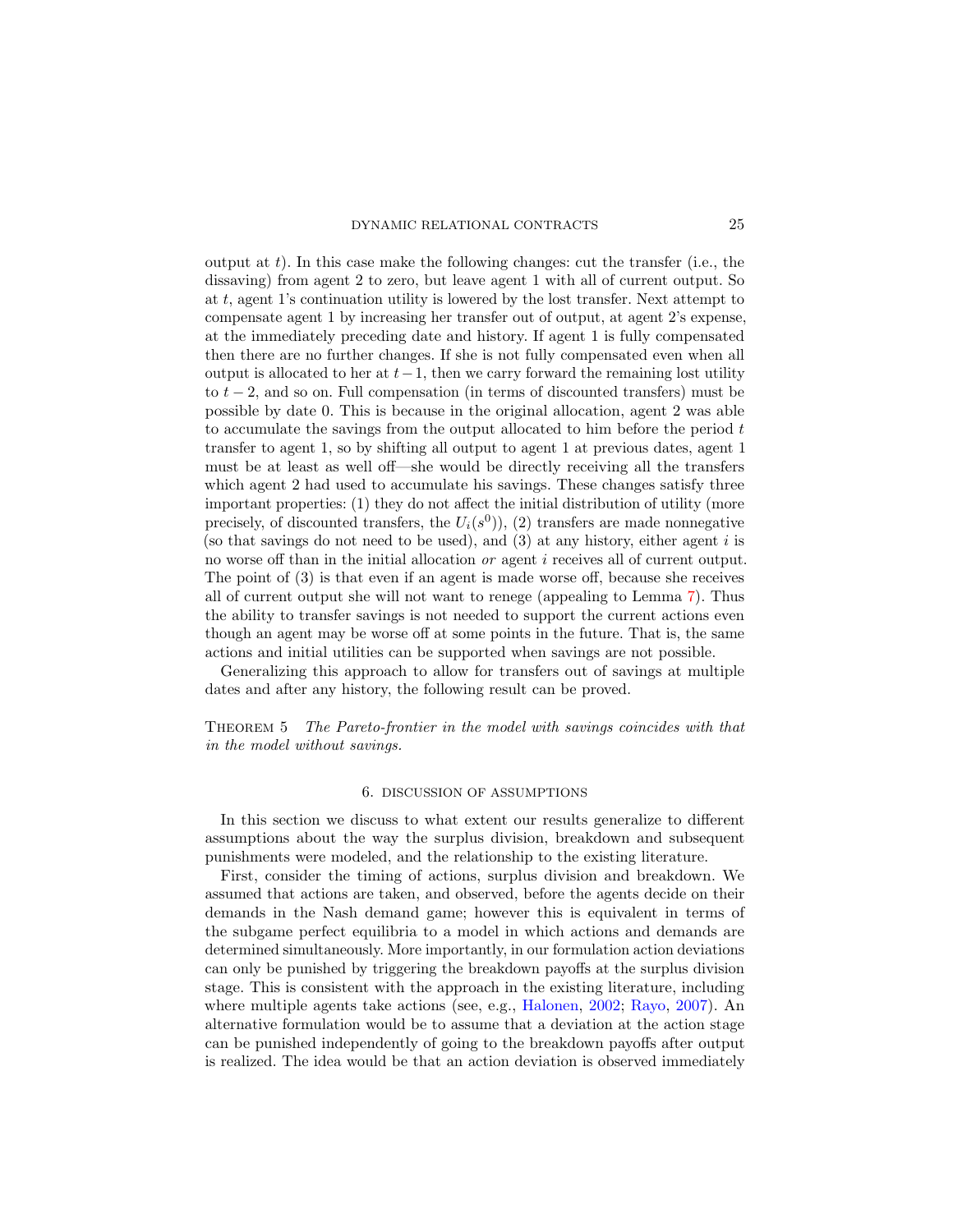output at $t$). In this case make the following changes: cut the transfer (i.e., the dissaving) from agent 2 to zero, but leave agent 1 with all of current output. So at $t$, agent 1's continuation utility is lowered by the lost transfer. Next attempt to compensate agent 1 by increasing her transfer out of output, at agent 2's expense, at the immediately preceding date and history. If agent 1 is fully compensated then there are no further changes. If she is not fully compensated even when all output is allocated to her at $t-1$, then we carry forward the remaining lost utility to $t-2$, and so on. Full compensation (in terms of discounted transfers) must be possible by date 0. This is because in the original allocation, agent 2 was able to accumulate the savings from the output allocated to him before the period $t$ transfer to agent 1, so by shifting all output to agent 1 at previous dates, agent 1 must be at least as well off—she would be directly receiving all the transfers which agent 2 had used to accumulate his savings. These changes satisfy three important properties: (1) they do not affect the initial distribution of utility (more precisely, of discounted transfers, the $U_i(s^0)$), (2) transfers are made nonnegative (so that savings do not need to be used), and (3) at any history, either agent $i$ is no worse off than in the initial allocation *or* agent $i$ receives all of current output. The point of (3) is that even if an agent is made worse off, because she receives all of current output she will not want to renege (appealing to Lemma 7). Thus the ability to transfer savings is not needed to support the current actions even though an agent may be worse off at some points in the future. That is, the same actions and initial utilities can be supported when savings are not possible.

Generalizing this approach to allow for transfers out of savings at multiple dates and after any history, the following result can be proved.

THEOREM 5 *The Pareto-frontier in the model with savings coincides with that in the model without savings.*

## 6. DISCUSSION OF ASSUMPTIONS

In this section we discuss to what extent our results generalize to different assumptions about the way the surplus division, breakdown and subsequent punishments were modeled, and the relationship to the existing literature.

First, consider the timing of actions, surplus division and breakdown. We assumed that actions are taken, and observed, before the agents decide on their demands in the Nash demand game; however this is equivalent in terms of the subgame perfect equilibria to a model in which actions and demands are determined simultaneously. More importantly, in our formulation action deviations can only be punished by triggering the breakdown payoffs at the surplus division stage. This is consistent with the approach in the existing literature, including where multiple agents take actions (see, e.g., Halonen, 2002; Rayo, 2007). An alternative formulation would be to assume that a deviation at the action stage can be punished independently of going to the breakdown payoffs after output is realized. The idea would be that an action deviation is observed immediately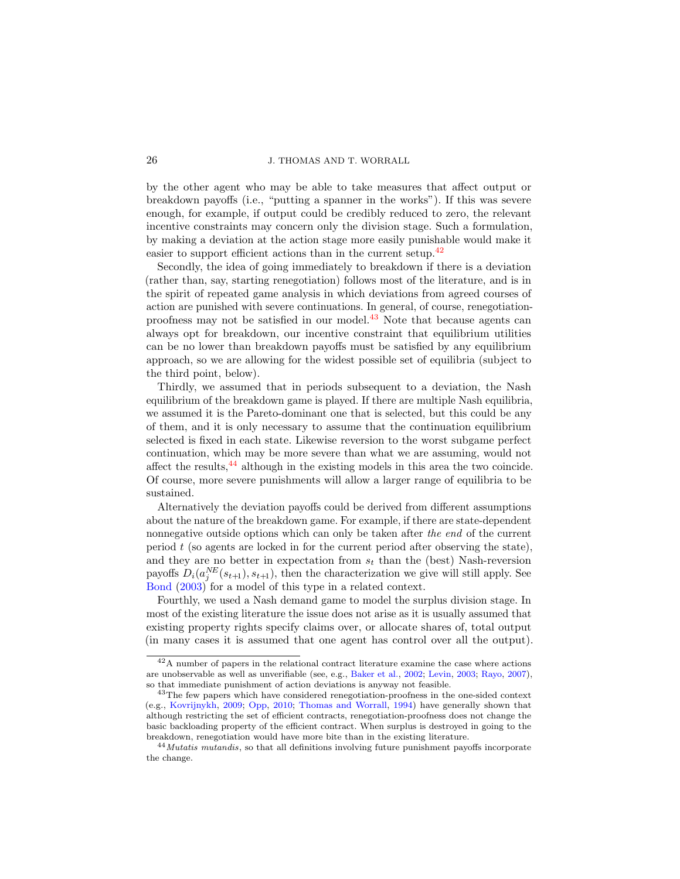by the other agent who may be able to take measures that affect output or breakdown payoffs (i.e., "putting a spanner in the works"). If this was severe enough, for example, if output could be credibly reduced to zero, the relevant incentive constraints may concern only the division stage. Such a formulation, by making a deviation at the action stage more easily punishable would make it easier to support efficient actions than in the current setup.[42]

Secondly, the idea of going immediately to breakdown if there is a deviation (rather than, say, starting renegotiation) follows most of the literature, and is in the spirit of repeated game analysis in which deviations from agreed courses of action are punished with severe continuations. In general, of course, renegotiation-proofness may not be satisfied in our model.[43] Note that because agents can always opt for breakdown, our incentive constraint that equilibrium utilities can be no lower than breakdown payoffs must be satisfied by any equilibrium approach, so we are allowing for the widest possible set of equilibria (subject to the third point, below).

Thirdly, we assumed that in periods subsequent to a deviation, the Nash equilibrium of the breakdown game is played. If there are multiple Nash equilibria, we assumed it is the Pareto-dominant one that is selected, but this could be any of them, and it is only necessary to assume that the continuation equilibrium selected is fixed in each state. Likewise reversion to the worst subgame perfect continuation, which may be more severe than what we are assuming, would not affect the results,[44] although in the existing models in this area the two coincide. Of course, more severe punishments will allow a larger range of equilibria to be sustained.

Alternatively the deviation payoffs could be derived from different assumptions about the nature of the breakdown game. For example, if there are state-dependent nonnegative outside options which can only be taken after *the end* of the current period $t$ (so agents are locked in for the current period after observing the state), and they are no better in expectation from $s_t$ than the (best) Nash-reversion payoffs $D_i(a_j^{NE}(s_{t+1}), s_{t+1})$, then the characterization we give will still apply. See Bond (2003) for a model of this type in a related context.

Fourthly, we used a Nash demand game to model the surplus division stage. In most of the existing literature the issue does not arise as it is usually assumed that existing property rights specify claims over, or allocate shares of, total output (in many cases it is assumed that one agent has control over all the output).

[42] A number of papers in the relational contract literature examine the case where actions are unobservable as well as unverifiable (see, e.g., Baker et al., 2002; Levin, 2003; Rayo, 2007), so that immediate punishment of action deviations is anyway not feasible.

[43] The few papers which have considered renegotiation-proofness in the one-sided context (e.g., Kovrijnykh, 2009; Opp, 2010; Thomas and Worrall, 1994) have generally shown that although restricting the set of efficient contracts, renegotiation-proofness does not change the basic backloading property of the efficient contract. When surplus is destroyed in going to the breakdown, renegotiation would have more bite than in the existing literature.

[44] *Mutatis mutandis*, so that all definitions involving future punishment payoffs incorporate the change.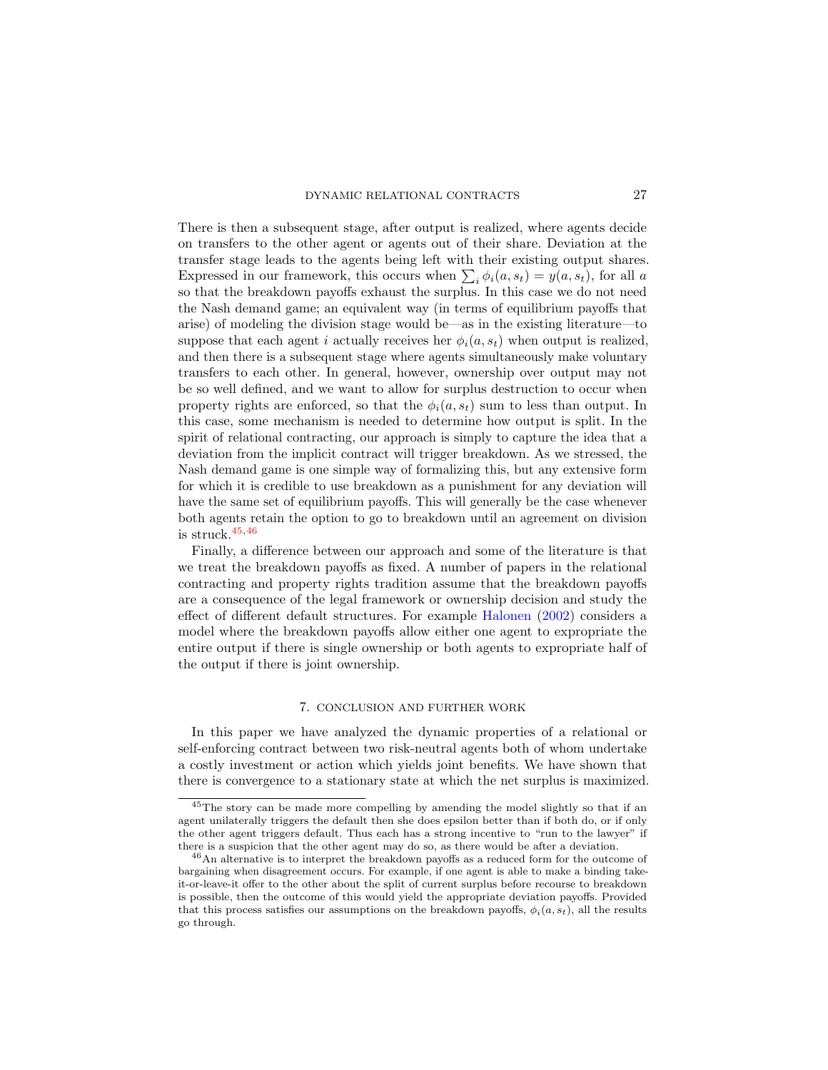There is then a subsequent stage, after output is realized, where agents decide on transfers to the other agent or agents out of their share. Deviation at the transfer stage leads to the agents being left with their existing output shares. Expressed in our framework, this occurs when $\sum_i \phi_i(a, s_t) = y(a, s_t)$, for all $a$ so that the breakdown payoffs exhaust the surplus. In this case we do not need the Nash demand game; an equivalent way (in terms of equilibrium payoffs that arise) of modeling the division stage would be—as in the existing literature—to suppose that each agent $i$ actually receives her $\phi_i(a, s_t)$ when output is realized, and then there is a subsequent stage where agents simultaneously make voluntary transfers to each other. In general, however, ownership over output may not be so well defined, and we want to allow for surplus destruction to occur when property rights are enforced, so that the $\phi_i(a, s_t)$ sum to less than output. In this case, some mechanism is needed to determine how output is split. In the spirit of relational contracting, our approach is simply to capture the idea that a deviation from the implicit contract will trigger breakdown. As we stressed, the Nash demand game is one simple way of formalizing this, but any extensive form for which it is credible to use breakdown as a punishment for any deviation will have the same set of equilibrium payoffs. This will generally be the case whenever both agents retain the option to go to breakdown until an agreement on division is struck.[45,46]

Finally, a difference between our approach and some of the literature is that we treat the breakdown payoffs as fixed. A number of papers in the relational contracting and property rights tradition assume that the breakdown payoffs are a consequence of the legal framework or ownership decision and study the effect of different default structures. For example Halonen (2002) considers a model where the breakdown payoffs allow either one agent to expropriate the entire output if there is single ownership or both agents to expropriate half of the output if there is joint ownership.

## 7. CONCLUSION AND FURTHER WORK

In this paper we have analyzed the dynamic properties of a relational or self-enforcing contract between two risk-neutral agents both of whom undertake a costly investment or action which yields joint benefits. We have shown that there is convergence to a stationary state at which the net surplus is maximized.

[45] The story can be made more compelling by amending the model slightly so that if an agent unilaterally triggers the default then she does epsilon better than if both do, or if only the other agent triggers default. Thus each has a strong incentive to "run to the lawyer" if there is a suspicion that the other agent may do so, as there would be after a deviation.

[46] An alternative is to interpret the breakdown payoffs as a reduced form for the outcome of bargaining when disagreement occurs. For example, if one agent is able to make a binding take-it-or-leave-it offer to the other about the split of current surplus before recourse to breakdown is possible, then the outcome of this would yield the appropriate deviation payoffs. Provided that this process satisfies our assumptions on the breakdown payoffs, $\phi_i(a, s_t)$, all the results go through.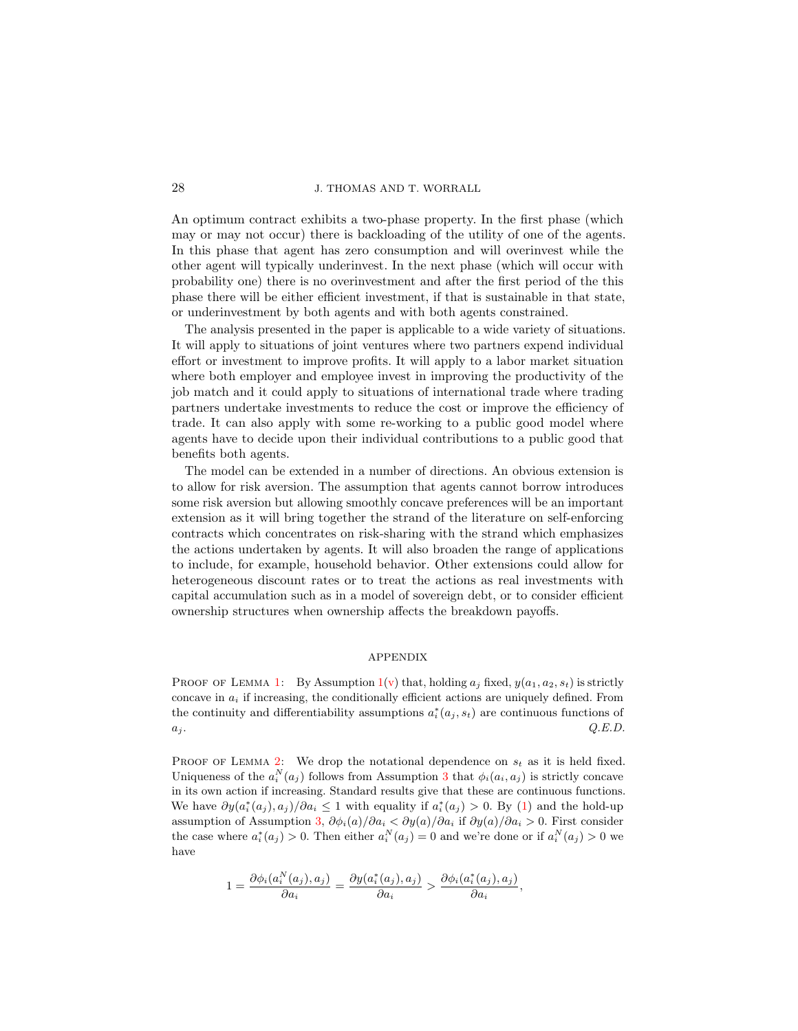An optimum contract exhibits a two-phase property. In the first phase (which may or may not occur) there is backloading of the utility of one of the agents. In this phase that agent has zero consumption and will overinvest while the other agent will typically underinvest. In the next phase (which will occur with probability one) there is no overinvestment and after the first period of the this phase there will be either efficient investment, if that is sustainable in that state, or underinvestment by both agents and with both agents constrained.

The analysis presented in the paper is applicable to a wide variety of situations. It will apply to situations of joint ventures where two partners expend individual effort or investment to improve profits. It will apply to a labor market situation where both employer and employee invest in improving the productivity of the job match and it could apply to situations of international trade where trading partners undertake investments to reduce the cost or improve the efficiency of trade. It can also apply with some re-working to a public good model where agents have to decide upon their individual contributions to a public good that benefits both agents.

The model can be extended in a number of directions. An obvious extension is to allow for risk aversion. The assumption that agents cannot borrow introduces some risk aversion but allowing smoothly concave preferences will be an important extension as it will bring together the strand of the literature on self-enforcing contracts which concentrates on risk-sharing with the strand which emphasizes the actions undertaken by agents. It will also broaden the range of applications to include, for example, household behavior. Other extensions could allow for heterogeneous discount rates or to treat the actions as real investments with capital accumulation such as in a model of sovereign debt, or to consider efficient ownership structures when ownership affects the breakdown payoffs.

## APPENDIX

PROOF OF LEMMA 1: By Assumption 1(v) that, holding $a_j$ fixed, $y(a_1, a_2, s_t)$ is strictly concave in $a_i$ if increasing, the conditionally efficient actions are uniquely defined. From the continuity and differentiability assumptions $a_i^*(a_j, s_t)$ are continuous functions of $a_j$. *Q.E.D.*

PROOF OF LEMMA 2: We drop the notational dependence on $s_t$ as it is held fixed. Uniqueness of the $a_i^N(a_j)$ follows from Assumption 3 that $\phi_i(a_i, a_j)$ is strictly concave in its own action if increasing. Standard results give that these are continuous functions. We have $\partial y(a_i^*(a_j), a_j)/\partial a_i \leq 1$ with equality if $a_i^*(a_j) > 0$. By (1) and the hold-up assumption of Assumption 3, $\partial \phi_i(a)/\partial a_i < \partial y(a)/\partial a_i$ if $\partial y(a)/\partial a_i > 0$. First consider the case where $a_i^*(a_j) > 0$. Then either $a_i^N(a_j) = 0$ and we're done or if $a_i^N(a_j) > 0$ we have

$$1 = \frac{\partial \phi_i(a_i^N(a_j), a_j)}{\partial a_i} = \frac{\partial y(a_i^*(a_j), a_j)}{\partial a_i} > \frac{\partial \phi_i(a_i^*(a_j), a_j)}{\partial a_i},$$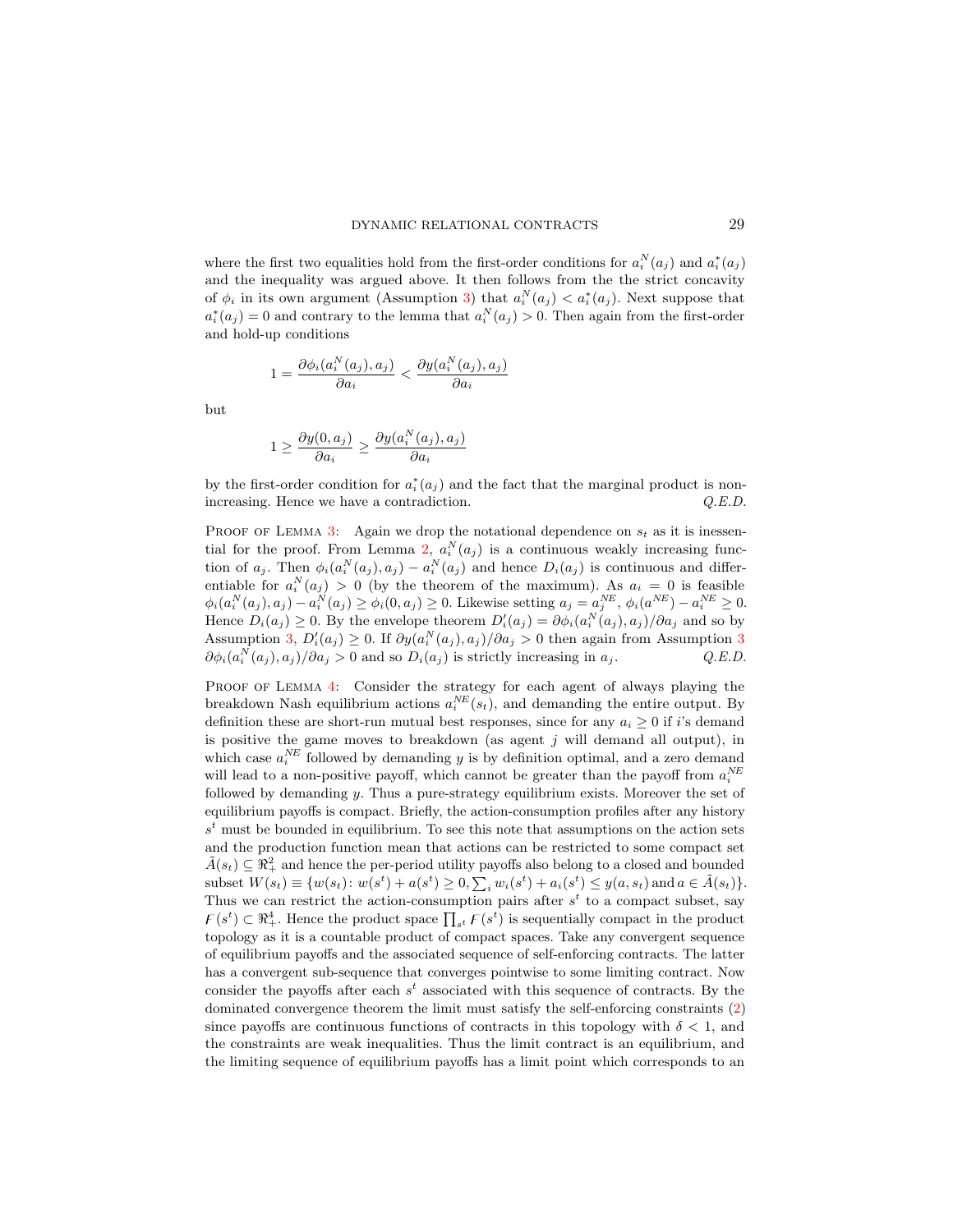where the first two equalities hold from the first-order conditions for $a_i^N(a_j)$ and $a_i^*(a_j)$ and the inequality was argued above. It then follows from the the strict concavity of $\phi_i$ in its own argument (Assumption 3) that $a_i^N(a_j) < a_i^*(a_j)$. Next suppose that $a_i^*(a_j) = 0$ and contrary to the lemma that $a_i^N(a_j) > 0$. Then again from the first-order and hold-up conditions

$$1 = \frac{\partial \phi_i(a_i^N(a_j), a_j)}{\partial a_i} < \frac{\partial y(a_i^N(a_j), a_j)}{\partial a_i}$$

but

$$1 \geq \frac{\partial y(0, a_j)}{\partial a_i} \geq \frac{\partial y(a_i^N(a_j), a_j)}{\partial a_i}$$

by the first-order condition for $a_i^*(a_j)$ and the fact that the marginal product is non-increasing. Hence we have a contradiction. *Q.E.D.*

Proof of Lemma 3: Again we drop the notational dependence on $s_t$ as it is inessential for the proof. From Lemma 2, $a_i^N(a_j)$ is a continuous weakly increasing function of $a_j$. Then $\phi_i(a_i^N(a_j), a_j) - a_i^N(a_j)$ and hence $D_i(a_j)$ is continuous and differentiable for $a_i^N(a_j) > 0$ (by the theorem of the maximum). As $a_i = 0$ is feasible $\phi_i(a_i^N(a_j), a_j) - a_i^N(a_j) \geq \phi_i(0, a_j) \geq 0$. Likewise setting $a_j = a_j^{NE}$, $\phi_i(a^{NE}) - a_i^{NE} \geq 0$. Hence $D_i(a_j) \geq 0$. By the envelope theorem $D_i'(a_j) = \partial \phi_i(a_i^N(a_j), a_j)/\partial a_j$ and so by Assumption 3, $D_i'(a_j) \geq 0$. If $\partial y(a_i^N(a_j), a_j)/\partial a_j > 0$ then again from Assumption 3 $\partial \phi_i(a_i^N(a_j), a_j)/\partial a_j > 0$ and so $D_i(a_j)$ is strictly increasing in $a_j$. *Q.E.D.*

Proof of Lemma 4: Consider the strategy for each agent of always playing the breakdown Nash equilibrium actions $a_i^{NE}(s_t)$, and demanding the entire output. By definition these are short-run mutual best responses, since for any $a_i \geq 0$ if $i$'s demand is positive the game moves to breakdown (as agent $j$ will demand all output), in which case $a_i^{NE}$ followed by demanding $y$ is by definition optimal, and a zero demand will lead to a non-positive payoff, which cannot be greater than the payoff from $a_i^{NE}$ followed by demanding $y$. Thus a pure-strategy equilibrium exists. Moreover the set of equilibrium payoffs is compact. Briefly, the action-consumption profiles after any history $s^t$ must be bounded in equilibrium. To see this note that assumptions on the action sets and the production function mean that actions can be restricted to some compact set $\tilde{A}(s_t) \subseteq \Re_+^2$ and hence the per-period utility payoffs also belong to a closed and bounded subset $W(s_t) \equiv \{w(s_t) \colon w(s^t) + a(s^t) \geq 0, \sum_i w_i(s^t) + a_i(s^t) \leq y(a, s_t) \,\text{and}\, a \in \tilde{A}(s_t)\}$. Thus we can restrict the action-consumption pairs after $s^t$ to a compact subset, say $F(s^t) \subset \Re_+^4$. Hence the product space $\prod_{s^t} F(s^t)$ is sequentially compact in the product topology as it is a countable product of compact spaces. Take any convergent sequence of equilibrium payoffs and the associated sequence of self-enforcing contracts. The latter has a convergent sub-sequence that converges pointwise to some limiting contract. Now consider the payoffs after each $s^t$ associated with this sequence of contracts. By the dominated convergence theorem the limit must satisfy the self-enforcing constraints (2) since payoffs are continuous functions of contracts in this topology with $\delta < 1$, and the constraints are weak inequalities. Thus the limit contract is an equilibrium, and the limiting sequence of equilibrium payoffs has a limit point which corresponds to an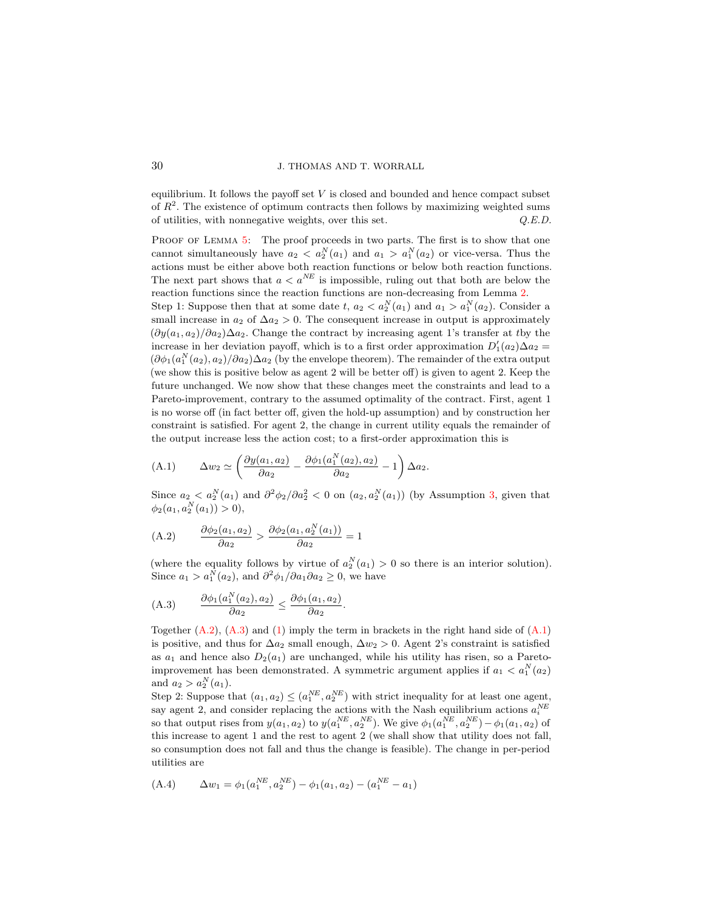equilibrium. It follows the payoff set $V$ is closed and bounded and hence compact subset of $R^2$. The existence of optimum contracts then follows by maximizing weighted sums of utilities, with nonnegative weights, over this set. *Q.E.D.*

Proof of Lemma 5: The proof proceeds in two parts. The first is to show that one cannot simultaneously have $a_2 < a_2^N(a_1)$ and $a_1 > a_1^N(a_2)$ or vice-versa. Thus the actions must be either above both reaction functions or below both reaction functions. The next part shows that $a < a^{NE}$ is impossible, ruling out that both are below the reaction functions since the reaction functions are non-decreasing from Lemma 2.

Step 1: Suppose then that at some date $t$, $a_2 < a_2^N(a_1)$ and $a_1 > a_1^N(a_2)$. Consider a small increase in $a_2$ of $\Delta a_2 > 0$. The consequent increase in output is approximately $(\partial y(a_1, a_2)/\partial a_2)\Delta a_2$. Change the contract by increasing agent 1's transfer at $t$by the increase in her deviation payoff, which is to a first order approximation $D_1'(a_2)\Delta a_2 = (\partial \phi_1(a_1^N(a_2), a_2)/\partial a_2)\Delta a_2$ (by the envelope theorem). The remainder of the extra output (we show this is positive below as agent 2 will be better off) is given to agent 2. Keep the future unchanged. We now show that these changes meet the constraints and lead to a Pareto-improvement, contrary to the assumed optimality of the contract. First, agent 1 is no worse off (in fact better off, given the hold-up assumption) and by construction her constraint is satisfied. For agent 2, the change in current utility equals the remainder of the output increase less the action cost; to a first-order approximation this is

$$\text{(A.1)} \qquad \Delta w_2 \simeq \left( \frac{\partial y(a_1, a_2)}{\partial a_2} - \frac{\partial \phi_1(a_1^N(a_2), a_2)}{\partial a_2} - 1 \right) \Delta a_2.$$

Since $a_2 < a_2^N(a_1)$ and $\partial^2 \phi_2 / \partial a_2^2 < 0$ on $(a_2, a_2^N(a_1))$ (by Assumption 3, given that $\phi_2(a_1, a_2^N(a_1)) > 0$),

$$\text{(A.2)} \qquad \frac{\partial \phi_2(a_1, a_2)}{\partial a_2} > \frac{\partial \phi_2(a_1, a_2^N(a_1))}{\partial a_2} = 1$$

(where the equality follows by virtue of $a_2^N(a_1) > 0$ so there is an interior solution). Since $a_1 > a_1^N(a_2)$, and $\partial^2 \phi_1 / \partial a_1 \partial a_2 \geq 0$, we have

$$\text{(A.3)} \qquad \frac{\partial \phi_1(a_1^N(a_2), a_2)}{\partial a_2} \leq \frac{\partial \phi_1(a_1, a_2)}{\partial a_2}.$$

Together (A.2), (A.3) and (1) imply the term in brackets in the right hand side of (A.1) is positive, and thus for $\Delta a_2$ small enough, $\Delta w_2 > 0$. Agent 2's constraint is satisfied as $a_1$ and hence also $D_2(a_1)$ are unchanged, while his utility has risen, so a Pareto-improvement has been demonstrated. A symmetric argument applies if $a_1 < a_1^N(a_2)$ and $a_2 > a_2^N(a_1)$.

Step 2: Suppose that $(a_1, a_2) \leq (a_1^{NE}, a_2^{NE})$ with strict inequality for at least one agent, say agent 2, and consider replacing the actions with the Nash equilibrium actions $a_i^{NE}$ so that output rises from $y(a_1, a_2)$ to $y(a_1^{NE}, a_2^{NE})$. We give $\phi_1(a_1^{NE}, a_2^{NE}) - \phi_1(a_1, a_2)$ of this increase to agent 1 and the rest to agent 2 (we shall show that utility does not fall, so consumption does not fall and thus the change is feasible). The change in per-period utilities are

$$\text{(A.4)} \qquad \Delta w_1 = \phi_1(a_1^{NE}, a_2^{NE}) - \phi_1(a_1, a_2) - (a_1^{NE} - a_1)$$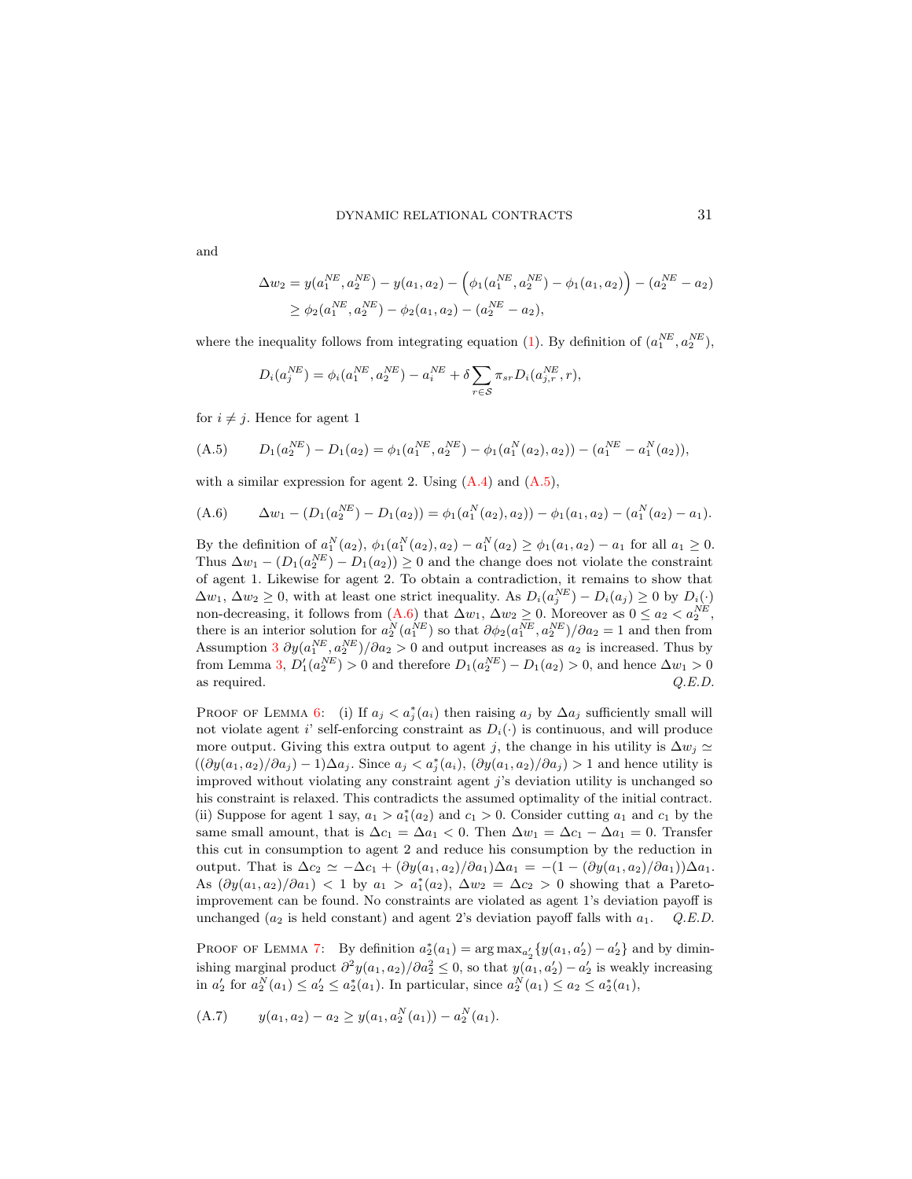and

$$\Delta w_2 = y(a_1^{NE}, a_2^{NE}) - y(a_1, a_2) - \Big(\phi_1(a_1^{NE}, a_2^{NE}) - \phi_1(a_1, a_2)\Big) - (a_2^{NE} - a_2)$$
$$\geq \phi_2(a_1^{NE}, a_2^{NE}) - \phi_2(a_1, a_2) - (a_2^{NE} - a_2),$$

where the inequality follows from integrating equation (1). By definition of $(a_1^{NE}, a_2^{NE})$,

$$D_i(a_j^{NE}) = \phi_i(a_1^{NE}, a_2^{NE}) - a_i^{NE} + \delta \sum_{r \in \mathcal{S}} \pi_{sr} D_i(a_{j,r}^{NE}, r),$$

for $i \neq j$. Hence for agent 1

$$\text{(A.5)} \qquad D_1(a_2^{NE}) - D_1(a_2) = \phi_1(a_1^{NE}, a_2^{NE}) - \phi_1(a_1^N(a_2), a_2)) - (a_1^{NE} - a_1^N(a_2)),$$

with a similar expression for agent 2. Using (A.4) and (A.5),

$$\text{(A.6)} \qquad \Delta w_1 - (D_1(a_2^{NE}) - D_1(a_2)) = \phi_1(a_1^N(a_2), a_2)) - \phi_1(a_1, a_2) - (a_1^N(a_2) - a_1).$$

By the definition of $a_1^N(a_2)$, $\phi_1(a_1^N(a_2), a_2) - a_1^N(a_2) \geq \phi_1(a_1, a_2) - a_1$ for all $a_1 \geq 0$. Thus $\Delta w_1 - (D_1(a_2^{NE}) - D_1(a_2)) \geq 0$ and the change does not violate the constraint of agent 1. Likewise for agent 2. To obtain a contradiction, it remains to show that $\Delta w_1$, $\Delta w_2 \geq 0$, with at least one strict inequality. As $D_i(a_j^{NE}) - D_i(a_j) \geq 0$ by $D_i(\cdot)$ non-decreasing, it follows from (A.6) that $\Delta w_1$, $\Delta w_2 \geq 0$. Moreover as $0 \leq a_2 < a_2^{NE}$, there is an interior solution for $a_2^N(a_1^{NE})$ so that $\partial\phi_2(a_1^{NE}, a_2^{NE})/\partial a_2 = 1$ and then from Assumption 3 $\partial y(a_1^{NE}, a_2^{NE})/\partial a_2 > 0$ and output increases as $a_2$ is increased. Thus by from Lemma 3, $D_1'(a_2^{NE}) > 0$ and therefore $D_1(a_2^{NE}) - D_1(a_2) > 0$, and hence $\Delta w_1 > 0$ as required. *Q.E.D.*

Proof of Lemma 6: (i) If $a_j < a_j^*(a_i)$ then raising $a_j$ by $\Delta a_j$ sufficiently small will not violate agent $i$' self-enforcing constraint as $D_i(\cdot)$ is continuous, and will produce more output. Giving this extra output to agent $j$, the change in his utility is $\Delta w_j \simeq ((\partial y(a_1, a_2)/\partial a_j) - 1)\Delta a_j$. Since $a_j < a_j^*(a_i)$, $(\partial y(a_1, a_2)/\partial a_j) > 1$ and hence utility is improved without violating any constraint agent $j$'s deviation utility is unchanged so his constraint is relaxed. This contradicts the assumed optimality of the initial contract. (ii) Suppose for agent 1 say, $a_1 > a_1^*(a_2)$ and $c_1 > 0$. Consider cutting $a_1$ and $c_1$ by the same small amount, that is $\Delta c_1 = \Delta a_1 < 0$. Then $\Delta w_1 = \Delta c_1 - \Delta a_1 = 0$. Transfer this cut in consumption to agent 2 and reduce his consumption by the reduction in output. That is $\Delta c_2 \simeq -\Delta c_1 + (\partial y(a_1, a_2)/\partial a_1)\Delta a_1 = -(1 - (\partial y(a_1, a_2)/\partial a_1))\Delta a_1$. As $(\partial y(a_1, a_2)/\partial a_1) < 1$ by $a_1 > a_1^*(a_2)$, $\Delta w_2 = \Delta c_2 > 0$ showing that a Pareto-improvement can be found. No constraints are violated as agent 1's deviation payoff is unchanged ($a_2$ is held constant) and agent 2's deviation payoff falls with $a_1$. *Q.E.D.*

Proof of Lemma 7: By definition $a_2^*(a_1) = \arg\max_{a_2'}\{y(a_1, a_2') - a_2'\}$ and by diminishing marginal product $\partial^2 y(a_1, a_2)/\partial a_2^2 \leq 0$, so that $y(a_1, a_2') - a_2'$ is weakly increasing in $a_2'$ for $a_2^N(a_1) \leq a_2' \leq a_2^*(a_1)$. In particular, since $a_2^N(a_1) \leq a_2 \leq a_2^*(a_1)$,

$$\text{(A.7)} \qquad y(a_1, a_2) - a_2 \geq y(a_1, a_2^N(a_1)) - a_2^N(a_1).$$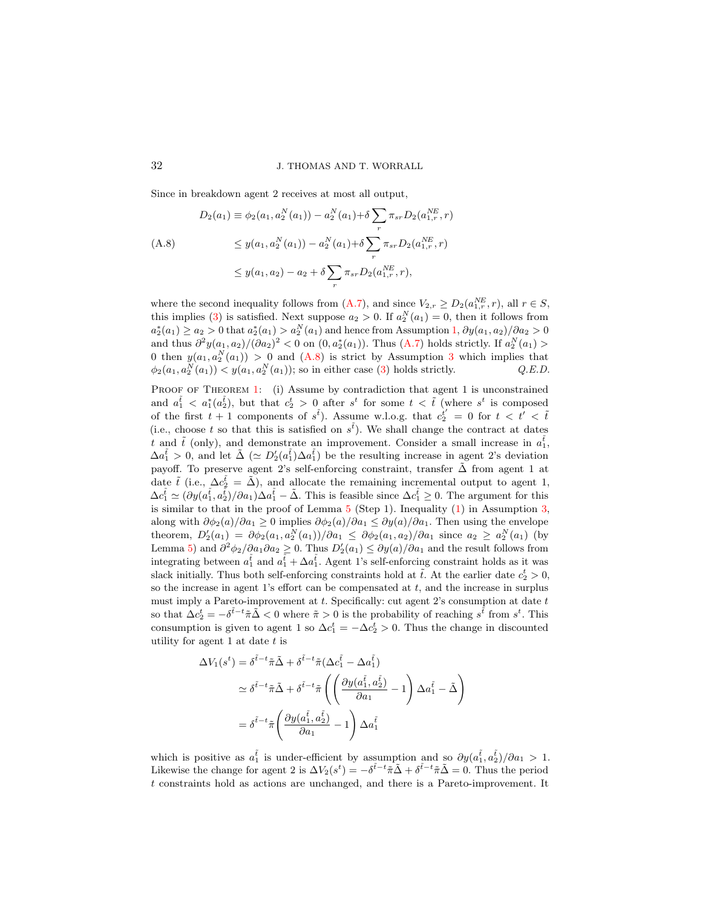Since in breakdown agent 2 receives at most all output,

$$
\begin{aligned}
D_2(a_1) &\equiv \phi_2(a_1, a_2^N(a_1)) - a_2^N(a_1) + \delta \sum_r \pi_{sr} D_2(a_{1,r}^{NE}, r) \\
&\leq y(a_1, a_2^N(a_1)) - a_2^N(a_1) + \delta \sum_r \pi_{sr} D_2(a_{1,r}^{NE}, r) \\
&\leq y(a_1, a_2) - a_2 + \delta \sum_r \pi_{sr} D_2(a_{1,r}^{NE}, r),
\end{aligned} \tag{A.8}
$$

where the second inequality follows from (A.7), and since $V_{2,r} \geq D_2(a_{1,r}^{NE}, r)$, all $r \in S$, this implies (3) is satisfied. Next suppose $a_2 > 0$. If $a_2^N(a_1) = 0$, then it follows from $a_2^*(a_1) \geq a_2 > 0$ that $a_2^*(a_1) > a_2^N(a_1)$ and hence from Assumption 1, $\partial y(a_1, a_2)/\partial a_2 > 0$ and thus $\partial^2 y(a_1, a_2)/(\partial a_2)^2 < 0$ on $(0, a_2^*(a_1))$. Thus (A.7) holds strictly. If $a_2^N(a_1) > 0$ then $y(a_1, a_2^N(a_1)) > 0$ and (A.8) is strict by Assumption 3 which implies that $\phi_2(a_1, a_2^N(a_1)) < y(a_1, a_2^N(a_1))$; so in either case (3) holds strictly. *Q.E.D.*

Proof of Theorem 1: (i) Assume by contradiction that agent 1 is unconstrained and $a_1^{\tilde{t}} < a_1^*(a_2^{\tilde{t}})$, but that $c_2^t > 0$ after $s^t$ for some $t < \tilde{t}$ (where $s^t$ is composed of the first $t+1$ components of $s^{\tilde{t}}$). Assume w.l.o.g. that $c_2^{t'} = 0$ for $t < t' < \tilde{t}$ (i.e., choose $t$ so that this is satisfied on $s^{\tilde{t}}$). We shall change the contract at dates $t$ and $\tilde{t}$ (only), and demonstrate an improvement. Consider a small increase in $a_1^{\tilde{t}}$, $\Delta a_1^{\tilde{t}} > 0$, and let $\tilde{\Delta}$ ($\simeq D_2'(a_1^{\tilde{t}})\Delta a_1^{\tilde{t}}$) be the resulting increase in agent 2's deviation payoff. To preserve agent 2's self-enforcing constraint, transfer $\tilde{\Delta}$ from agent 1 at date $\tilde{t}$ (i.e., $\Delta c_2^{\tilde{t}} = \tilde{\Delta}$), and allocate the remaining incremental output to agent 1, $\Delta c_1^{\tilde{t}} \simeq (\partial y(a_1^{\tilde{t}}, a_2^{\tilde{t}})/\partial a_1)\Delta a_1^{\tilde{t}} - \tilde{\Delta}$. This is feasible since $\Delta c_1^{\tilde{t}} \geq 0$. The argument for this is similar to that in the proof of Lemma 5 (Step 1). Inequality (1) in Assumption 3, along with $\partial \phi_2(a)/\partial a_1 \geq 0$ implies $\partial \phi_2(a)/\partial a_1 \leq \partial y(a)/\partial a_1$. Then using the envelope theorem, $D_2'(a_1) = \partial \phi_2(a_1, a_2^N(a_1))/\partial a_1 \leq \partial \phi_2(a_1, a_2)/\partial a_1$ since $a_2 \geq a_2^N(a_1)$ (by Lemma 5) and $\partial^2 \phi_2/\partial a_1 \partial a_2 \geq 0$. Thus $D_2'(a_1) \leq \partial y(a)/\partial a_1$ and the result follows from integrating between $a_1^{\tilde{t}}$ and $a_1^{\tilde{t}} + \Delta a_1^{\tilde{t}}$. Agent 1's self-enforcing constraint holds as it was slack initially. Thus both self-enforcing constraints hold at $\tilde{t}$. At the earlier date $c_2^t > 0$, so the increase in agent 1's effort can be compensated at $t$, and the increase in surplus must imply a Pareto-improvement at $t$. Specifically: cut agent 2's consumption at date $t$ so that $\Delta c_2^t = -\delta^{\tilde{t}-t}\tilde{\pi}\tilde{\Delta} < 0$ where $\tilde{\pi} > 0$ is the probability of reaching $s^{\tilde{t}}$ from $s^t$. This consumption is given to agent 1 so $\Delta c_1^t = -\Delta c_2^t > 0$. Thus the change in discounted utility for agent 1 at date $t$ is

$$
\begin{aligned}
\Delta V_1(s^t) &= \delta^{\tilde{t}-t}\tilde{\pi}\tilde{\Delta} + \delta^{\tilde{t}-t}\tilde{\pi}(\Delta c_1^{\tilde{t}} - \Delta a_1^{\tilde{t}}) \\
&\simeq \delta^{\tilde{t}-t}\tilde{\pi}\tilde{\Delta} + \delta^{\tilde{t}-t}\tilde{\pi}\left(\left(\frac{\partial y(a_1^{\tilde{t}}, a_2^{\tilde{t}})}{\partial a_1} - 1\right)\Delta a_1^{\tilde{t}} - \tilde{\Delta}\right) \\
&= \delta^{\tilde{t}-t}\tilde{\pi}\left(\frac{\partial y(a_1^{\tilde{t}}, a_2^{\tilde{t}})}{\partial a_1} - 1\right)\Delta a_1^{\tilde{t}}
\end{aligned}
$$

which is positive as $a_1^{\tilde{t}}$ is under-efficient by assumption and so $\partial y(a_1^{\tilde{t}}, a_2^{\tilde{t}})/\partial a_1 > 1$. Likewise the change for agent 2 is $\Delta V_2(s^t) = -\delta^{\tilde{t}-t}\tilde{\pi}\tilde{\Delta} + \delta^{\tilde{t}-t}\tilde{\pi}\tilde{\Delta} = 0$. Thus the period $t$ constraints hold as actions are unchanged, and there is a Pareto-improvement. It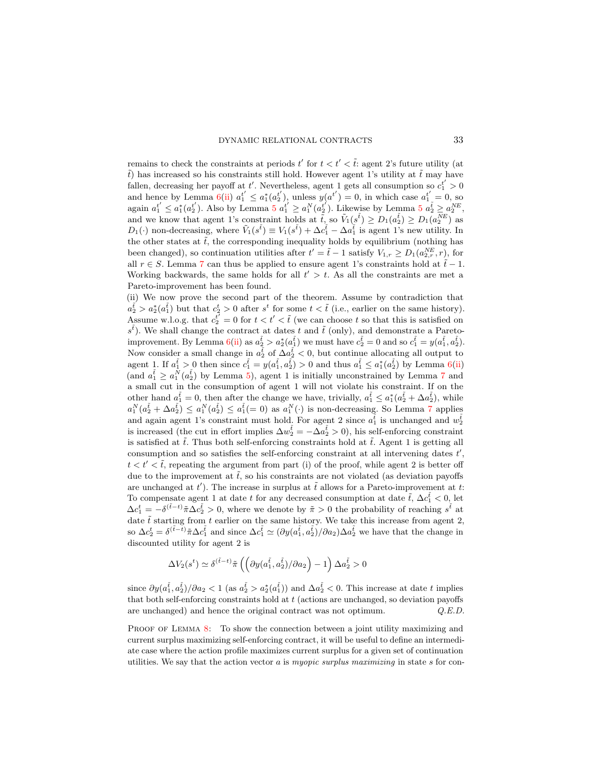remains to check the constraints at periods $t'$ for $t < t' < \tilde{t}$: agent 2's future utility (at $\tilde{t}$) has increased so his constraints still hold. However agent 1's utility at $\tilde{t}$ may have fallen, decreasing her payoff at $t'$. Nevertheless, agent 1 gets all consumption so $c_1^{t'} > 0$ and hence by Lemma 6(ii) $a_1^{t'} \leq a_1^*(a_2^{t'})$, unless $y(a^{t'}) = 0$, in which case $a_1^{t'} = 0$, so again $a_1^{t'} \leq a_1^*(a_2^{t'})$. Also by Lemma 5 $a_1^{t'} \geq a_1^N(a_2^{t'})$. Likewise by Lemma 5 $a_2^{\tilde{t}} \geq a_2^{NE}$, and we know that agent 1's constraint holds at $\tilde{t}$, so $\tilde{V}_1(s^{\tilde{t}}) \geq D_1(a_2^{\tilde{t}}) \geq D_1(a_2^{NE})$ as $D_1(\cdot)$ non-decreasing, where $\tilde{V}_1(s^{\tilde{t}}) \equiv V_1(s^{\tilde{t}}) + \Delta c_1^{\tilde{t}} - \Delta a_1^{\tilde{t}}$ is agent 1's new utility. In the other states at $\tilde{t}$, the corresponding inequality holds by equilibrium (nothing has been changed), so continuation utilities after $t' = \tilde{t} - 1$ satisfy $V_{1,r} \geq D_1(a_{2,r}^{NE}, r)$, for all $r \in S$. Lemma 7 can thus be applied to ensure agent 1's constraints hold at $\tilde{t} - 1$. Working backwards, the same holds for all $t' > t$. As all the constraints are met a Pareto-improvement has been found.

(ii) We now prove the second part of the theorem. Assume by contradiction that $a_2^{\tilde{t}} > a_2^*(a_1^{\tilde{t}})$ but that $c_2^t > 0$ after $s^t$ for some $t < \tilde{t}$ (i.e., earlier on the same history). Assume w.l.o.g. that $c_2^{t'} = 0$ for $t < t' < \tilde{t}$ (we can choose $t$ so that this is satisfied on $s^{\tilde{t}}$). We shall change the contract at dates $t$ and $\tilde{t}$ (only), and demonstrate a Pareto-improvement. By Lemma 6(ii) as $a_2^{\tilde{t}} > a_2^*(a_1^{\tilde{t}})$ we must have $c_2^{\tilde{t}} = 0$ and so $c_1^{\tilde{t}} = y(a_1^{\tilde{t}}, a_2^{\tilde{t}})$. Now consider a small change in $a_2^{\tilde{t}}$ of $\Delta a_2^{\tilde{t}} < 0$, but continue allocating all output to agent 1. If $a_1^{\tilde{t}} > 0$ then since $c_1^{\tilde{t}} = y(a_1^{\tilde{t}}, a_2^{\tilde{t}}) > 0$ and thus $a_1^{\tilde{t}} \leq a_1^*(a_2^{\tilde{t}})$ by Lemma 6(ii) (and $a_1^{\tilde{t}} \geq a_1^N(a_2^{\tilde{t}})$ by Lemma 5), agent 1 is initially unconstrained by Lemma 7 and a small cut in the consumption of agent 1 will not violate his constraint. If on the other hand $a_1^{\tilde{t}} = 0$, then after the change we have, trivially, $a_1^{\tilde{t}} \leq a_1^*(a_2^{\tilde{t}} + \Delta a_2^{\tilde{t}})$, while $a_1^N(a_2^{\tilde{t}} + \Delta a_2^{\tilde{t}}) \leq a_1^N(a_2^{\tilde{t}}) \leq a_1^{\tilde{t}} (= 0)$ as $a_1^N(\cdot)$ is non-decreasing. So Lemma 7 applies and again agent 1's constraint must hold. For agent 2 since $a_1^{\tilde{t}}$ is unchanged and $w_2^{\tilde{t}}$ is increased (the cut in effort implies $\Delta w_2^{\tilde{t}} = -\Delta a_2^{\tilde{t}} > 0$), his self-enforcing constraint is satisfied at $\tilde{t}$. Thus both self-enforcing constraints hold at $\tilde{t}$. Agent 1 is getting all consumption and so satisfies the self-enforcing constraint at all intervening dates $t'$, $t < t' < \tilde{t}$, repeating the argument from part (i) of the proof, while agent 2 is better off due to the improvement at $\tilde{t}$, so his constraints are not violated (as deviation payoffs are unchanged at $t'$). The increase in surplus at $\tilde{t}$ allows for a Pareto-improvement at $t$: To compensate agent 1 at date $t$ for any decreased consumption at date $\tilde{t}$, $\Delta c_1^{\tilde{t}} < 0$, let $\Delta c_1^t = -\delta^{(\tilde{t}-t)} \tilde{\pi} \Delta c_2^{\tilde{t}} > 0$, where we denote by $\tilde{\pi} > 0$ the probability of reaching $s^{\tilde{t}}$ at date $\tilde{t}$ starting from $t$ earlier on the same history. We take this increase from agent 2, so $\Delta c_2^t = \delta^{(\tilde{t}-t)} \tilde{\pi} \Delta c_1^{\tilde{t}}$ and since $\Delta c_1^{\tilde{t}} \simeq (\partial y(a_1^{\tilde{t}}, a_2^{\tilde{t}}) / \partial a_2) \Delta a_2^{\tilde{t}}$ we have that the change in discounted utility for agent 2 is

$$\Delta V_2(s^t) \simeq \delta^{(\tilde{t}-t)} \tilde{\pi} \left( \left( \partial y(a_1^{\tilde{t}}, a_2^{\tilde{t}}) / \partial a_2 \right) - 1 \right) \Delta a_2^{\tilde{t}} > 0$$

since $\partial y(a_1^{\tilde{t}}, a_2^{\tilde{t}}) / \partial a_2 < 1$ (as $a_2^{\tilde{t}} > a_2^*(a_1^{\tilde{t}})$) and $\Delta a_2^{\tilde{t}} < 0$. This increase at date $t$ implies that both self-enforcing constraints hold at $t$ (actions are unchanged, so deviation payoffs are unchanged) and hence the original contract was not optimum. *Q.E.D.*

Proof of Lemma 8: To show the connection between a joint utility maximizing and current surplus maximizing self-enforcing contract, it will be useful to define an intermediate case where the action profile maximizes current surplus for a given set of continuation utilities. We say that the action vector $a$ is *myopic surplus maximizing* in state $s$ for con-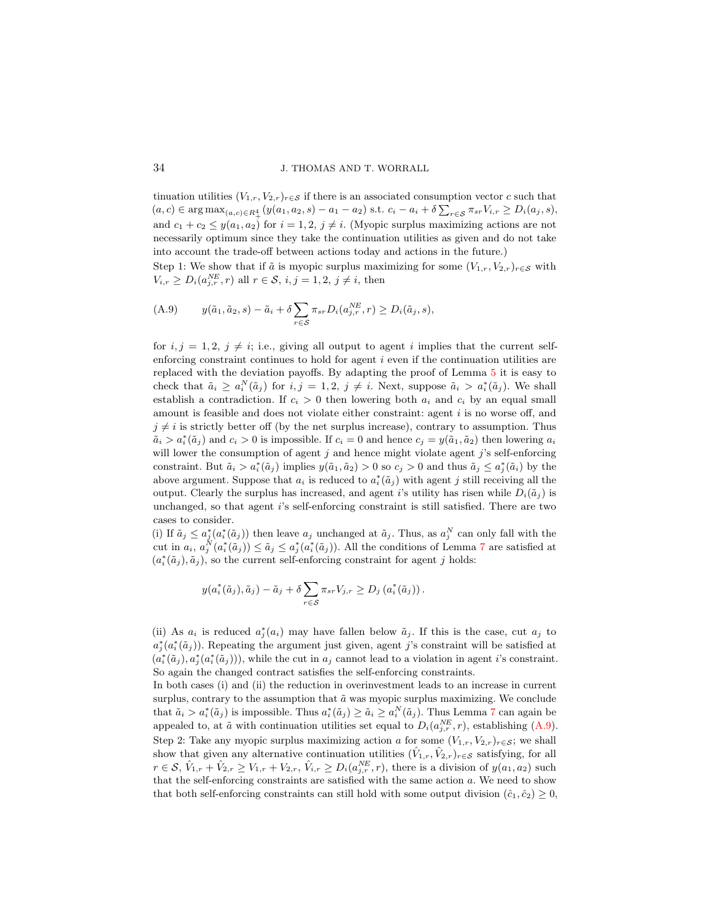tinuation utilities $(V_{1,r}, V_{2,r})_{r\in\mathcal{S}}$ if there is an associated consumption vector $c$ such that $(a,c) \in \arg\max_{(a,c)\in R_+^4} (y(a_1,a_2,s) - a_1 - a_2)$ s.t. $c_i - a_i + \delta \sum_{r\in\mathcal{S}} \pi_{sr} V_{i,r} \geq D_i(a_j, s)$, and $c_1 + c_2 \leq y(a_1, a_2)$ for $i = 1, 2$, $j \neq i$. (Myopic surplus maximizing actions are not necessarily optimum since they take the continuation utilities as given and do not take into account the trade-off between actions today and actions in the future.)

Step 1: We show that if $\tilde{a}$ is myopic surplus maximizing for some $(V_{1,r}, V_{2,r})_{r\in\mathcal{S}}$ with $V_{i,r} \geq D_i(a_{j,r}^{NE}, r)$ all $r \in \mathcal{S}$, $i,j = 1,2$, $j \neq i$, then

$$
\text{(A.9)} \qquad y(\tilde{a}_1, \tilde{a}_2, s) - \tilde{a}_i + \delta \sum_{r\in\mathcal{S}} \pi_{sr} D_i(a_{j,r}^{NE}, r) \geq D_i(\tilde{a}_j, s),
$$

for $i,j = 1,2$, $j \neq i$; i.e., giving all output to agent $i$ implies that the current self-enforcing constraint continues to hold for agent $i$ even if the continuation utilities are replaced with the deviation payoffs. By adapting the proof of Lemma 5 it is easy to check that $\tilde{a}_i \geq a_i^N(\tilde{a}_j)$ for $i,j = 1,2$, $j \neq i$. Next, suppose $\tilde{a}_i > a_i^*(\tilde{a}_j)$. We shall establish a contradiction. If $c_i > 0$ then lowering both $a_i$ and $c_i$ by an equal small amount is feasible and does not violate either constraint: agent $i$ is no worse off, and $j \neq i$ is strictly better off (by the net surplus increase), contrary to assumption. Thus $\tilde{a}_i > a_i^*(\tilde{a}_j)$ and $c_i > 0$ is impossible. If $c_i = 0$ and hence $c_j = y(\tilde{a}_1, \tilde{a}_2)$ then lowering $a_i$ will lower the consumption of agent $j$ and hence might violate agent $j$'s self-enforcing constraint. But $\tilde{a}_i > a_i^*(\tilde{a}_j)$ implies $y(\tilde{a}_1, \tilde{a}_2) > 0$ so $c_j > 0$ and thus $\tilde{a}_j \leq a_j^*(\tilde{a}_i)$ by the above argument. Suppose that $a_i$ is reduced to $a_i^*(\tilde{a}_j)$ with agent $j$ still receiving all the output. Clearly the surplus has increased, and agent $i$'s utility has risen while $D_i(\tilde{a}_j)$ is unchanged, so that agent $i$'s self-enforcing constraint is still satisfied. There are two cases to consider.

(i) If $\tilde{a}_j \leq a_j^*(a_i^*(\tilde{a}_j))$ then leave $a_j$ unchanged at $\tilde{a}_j$. Thus, as $a_j^N$ can only fall with the cut in $a_i$, $a_j^N(a_i^*(\tilde{a}_j)) \leq \tilde{a}_j \leq a_j^*(a_i^*(\tilde{a}_j))$. All the conditions of Lemma 7 are satisfied at $(a_i^*(\tilde{a}_j), \tilde{a}_j)$, so the current self-enforcing constraint for agent $j$ holds:

$$
y(a_i^*(\tilde{a}_j), \tilde{a}_j) - \tilde{a}_j + \delta \sum_{r\in\mathcal{S}} \pi_{sr} V_{j,r} \geq D_j\left(a_i^*(\tilde{a}_j)\right).
$$

(ii) As $a_i$ is reduced $a_j^*(a_i)$ may have fallen below $\tilde{a}_j$. If this is the case, cut $a_j$ to $a_j^*(a_i^*(\tilde{a}_j))$. Repeating the argument just given, agent $j$'s constraint will be satisfied at $(a_i^*(\tilde{a}_j), a_j^*(a_i^*(\tilde{a}_j)))$, while the cut in $a_j$ cannot lead to a violation in agent $i$'s constraint. So again the changed contract satisfies the self-enforcing constraints.

In both cases (i) and (ii) the reduction in overinvestment leads to an increase in current surplus, contrary to the assumption that $\tilde{a}$ was myopic surplus maximizing. We conclude that $\tilde{a}_i > a_i^*(\tilde{a}_j)$ is impossible. Thus $a_i^*(\tilde{a}_j) \geq \tilde{a}_i \geq a_i^N(\tilde{a}_j)$. Thus Lemma 7 can again be appealed to, at $\tilde{a}$ with continuation utilities set equal to $D_i(a_{j,r}^{NE}, r)$, establishing (A.9).

Step 2: Take any myopic surplus maximizing action $a$ for some $(V_{1,r}, V_{2,r})_{r\in\mathcal{S}}$; we shall show that given any alternative continuation utilities $(\hat{V}_{1,r}, \hat{V}_{2,r})_{r\in\mathcal{S}}$ satisfying, for all $r \in \mathcal{S}$, $\hat{V}_{1,r} + \hat{V}_{2,r} \geq V_{1,r} + V_{2,r}$, $\hat{V}_{i,r} \geq D_i(a_{j,r}^{NE}, r)$, there is a division of $y(a_1, a_2)$ such that the self-enforcing constraints are satisfied with the same action $a$. We need to show that both self-enforcing constraints can still hold with some output division $(\hat{c}_1, \hat{c}_2) \geq 0$,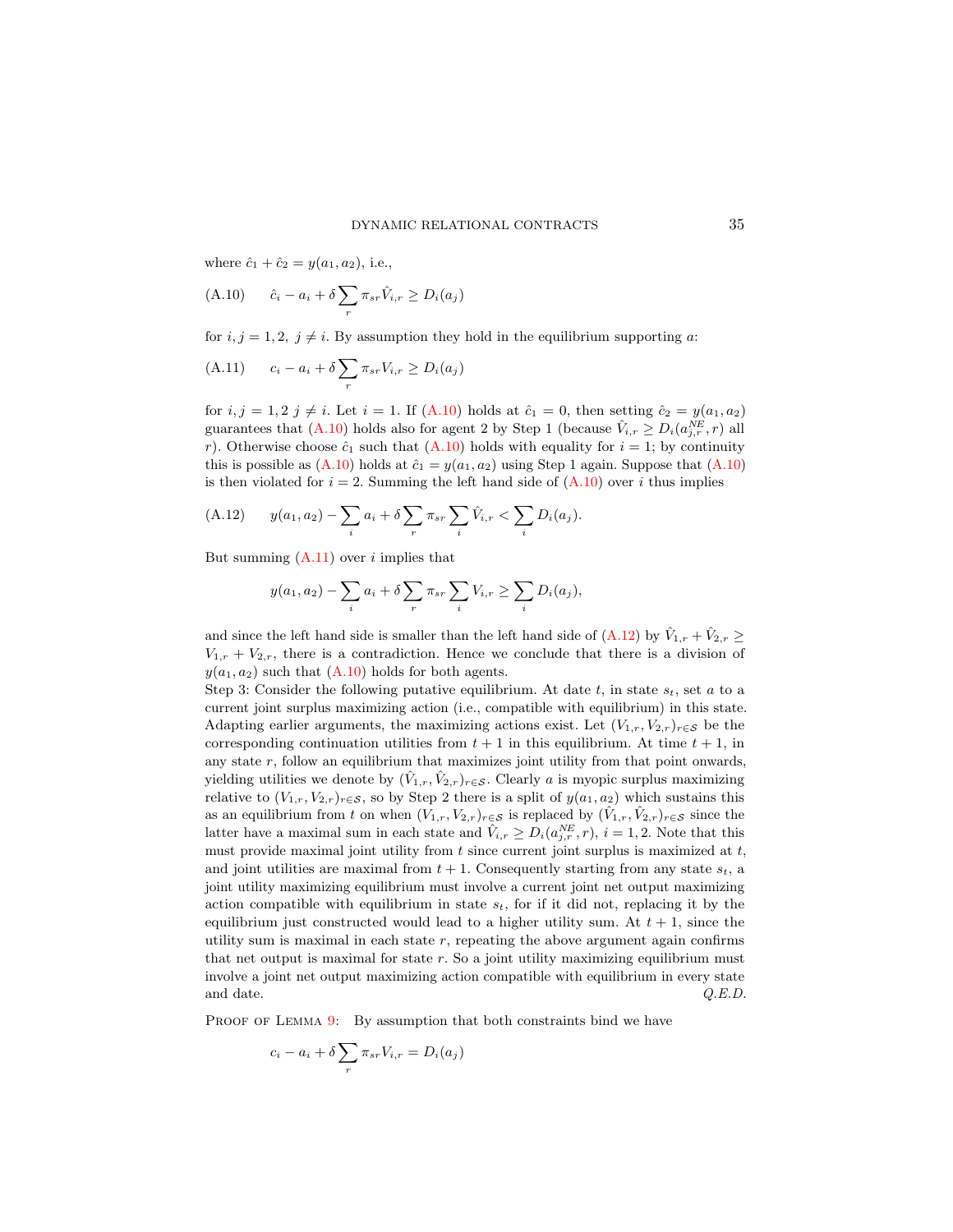where $\hat{c}_1 + \hat{c}_2 = y(a_1, a_2)$, i.e.,

$$\text{(A.10)} \qquad \hat{c}_i - a_i + \delta \sum_r \pi_{sr} \hat{V}_{i,r} \geq D_i(a_j)$$

for $i, j = 1, 2,\ j \neq i$. By assumption they hold in the equilibrium supporting $a$:

$$\text{(A.11)} \qquad c_i - a_i + \delta \sum_r \pi_{sr} V_{i,r} \geq D_i(a_j)$$

for $i, j = 1, 2\ j \neq i$. Let $i = 1$. If (A.10) holds at $\hat{c}_1 = 0$, then setting $\hat{c}_2 = y(a_1, a_2)$ guarantees that (A.10) holds also for agent 2 by Step 1 (because $\hat{V}_{i,r} \geq D_i(a^{NE}_{j,r}, r)$ all $r$). Otherwise choose $\hat{c}_1$ such that (A.10) holds with equality for $i = 1$; by continuity this is possible as (A.10) holds at $\hat{c}_1 = y(a_1, a_2)$ using Step 1 again. Suppose that (A.10) is then violated for $i = 2$. Summing the left hand side of (A.10) over $i$ thus implies

$$\text{(A.12)} \qquad y(a_1, a_2) - \sum_i a_i + \delta \sum_r \pi_{sr} \sum_i \hat{V}_{i,r} < \sum_i D_i(a_j).$$

But summing (A.11) over $i$ implies that

$$y(a_1, a_2) - \sum_i a_i + \delta \sum_r \pi_{sr} \sum_i V_{i,r} \geq \sum_i D_i(a_j),$$

and since the left hand side is smaller than the left hand side of (A.12) by $\hat{V}_{1,r} + \hat{V}_{2,r} \geq V_{1,r} + V_{2,r}$, there is a contradiction. Hence we conclude that there is a division of $y(a_1, a_2)$ such that (A.10) holds for both agents.

Step 3: Consider the following putative equilibrium. At date $t$, in state $s_t$, set $a$ to a current joint surplus maximizing action (i.e., compatible with equilibrium) in this state. Adapting earlier arguments, the maximizing actions exist. Let $(V_{1,r}, V_{2,r})_{r\in\mathcal{S}}$ be the corresponding continuation utilities from $t+1$ in this equilibrium. At time $t+1$, in any state $r$, follow an equilibrium that maximizes joint utility from that point onwards, yielding utilities we denote by $(\hat{V}_{1,r}, \hat{V}_{2,r})_{r\in\mathcal{S}}$. Clearly $a$ is myopic surplus maximizing relative to $(V_{1,r}, V_{2,r})_{r\in\mathcal{S}}$, so by Step 2 there is a split of $y(a_1, a_2)$ which sustains this as an equilibrium from $t$ on when $(V_{1,r}, V_{2,r})_{r\in\mathcal{S}}$ is replaced by $(\hat{V}_{1,r}, \hat{V}_{2,r})_{r\in\mathcal{S}}$ since the latter have a maximal sum in each state and $\hat{V}_{i,r} \geq D_i(a^{NE}_{j,r}, r)$, $i = 1, 2$. Note that this must provide maximal joint utility from $t$ since current joint surplus is maximized at $t$, and joint utilities are maximal from $t+1$. Consequently starting from any state $s_t$, a joint utility maximizing equilibrium must involve a current joint net output maximizing action compatible with equilibrium in state $s_t$, for if it did not, replacing it by the equilibrium just constructed would lead to a higher utility sum. At $t+1$, since the utility sum is maximal in each state $r$, repeating the above argument again confirms that net output is maximal for state $r$. So a joint utility maximizing equilibrium must involve a joint net output maximizing action compatible with equilibrium in every state and date. *Q.E.D.*

Proof of Lemma 9: By assumption that both constraints bind we have

$$c_i - a_i + \delta \sum_r \pi_{sr} V_{i,r} = D_i(a_j)$$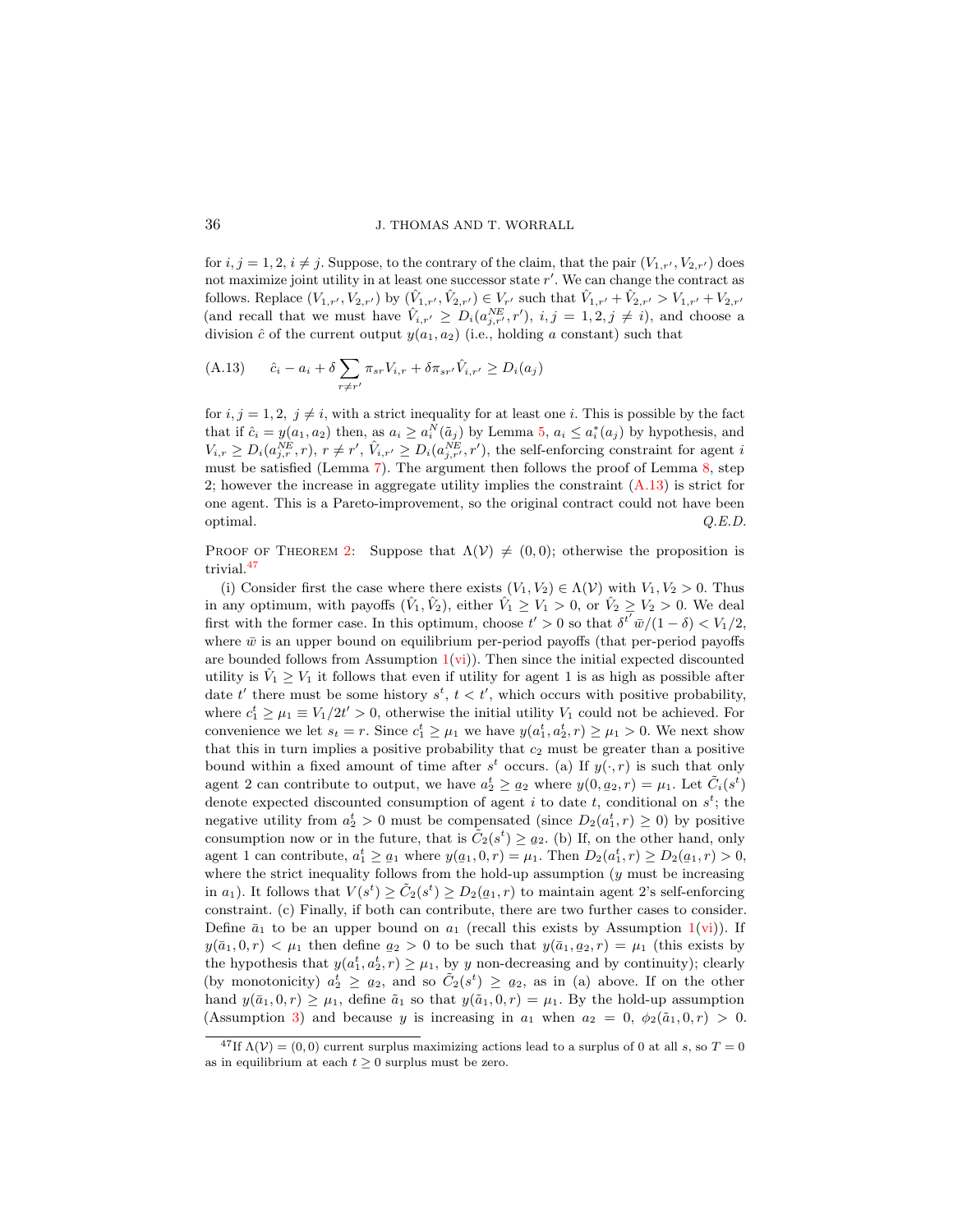for $i, j = 1, 2$, $i \neq j$. Suppose, to the contrary of the claim, that the pair $(V_{1,r'}, V_{2,r'})$ does not maximize joint utility in at least one successor state $r'$. We can change the contract as follows. Replace $(V_{1,r'}, V_{2,r'})$ by $(\hat{V}_{1,r'}, \hat{V}_{2,r'}) \in V_{r'}$ such that $\hat{V}_{1,r'} + \hat{V}_{2,r'} > V_{1,r'} + V_{2,r'}$ (and recall that we must have $\hat{V}_{i,r'} \geq D_i(a^{NE}_{j,r'}, r')$, $i, j = 1, 2, j \neq i$), and choose a division $\hat{c}$ of the current output $y(a_1, a_2)$ (i.e., holding $a$ constant) such that

$$\text{(A.13)} \qquad \hat{c}_i - a_i + \delta \sum_{r \neq r'} \pi_{sr} V_{i,r} + \delta \pi_{sr'} \hat{V}_{i,r'} \geq D_i(a_j)$$

for $i, j = 1, 2$, $j \neq i$, with a strict inequality for at least one $i$. This is possible by the fact that if $\hat{c}_i = y(a_1, a_2)$ then, as $a_i \geq a^N_i(\bar{a}_j)$ by Lemma 5, $a_i \leq a^*_i(a_j)$ by hypothesis, and $V_{i,r} \geq D_i(a^{NE}_{j,r}, r)$, $r \neq r'$, $\hat{V}_{i,r'} \geq D_i(a^{NE}_{j,r'}, r')$, the self-enforcing constraint for agent $i$ must be satisfied (Lemma 7). The argument then follows the proof of Lemma 8, step 2; however the increase in aggregate utility implies the constraint (A.13) is strict for one agent. This is a Pareto-improvement, so the original contract could not have been optimal. *Q.E.D.*

PROOF OF THEOREM 2: Suppose that $\Lambda(\mathcal{V}) \neq (0, 0)$; otherwise the proposition is trivial.[47]

(i) Consider first the case where there exists $(V_1, V_2) \in \Lambda(\mathcal{V})$ with $V_1, V_2 > 0$. Thus in any optimum, with payoffs $(\hat{V}_1, \hat{V}_2)$, either $\hat{V}_1 \geq V_1 > 0$, or $\hat{V}_2 \geq V_2 > 0$. We deal first with the former case. In this optimum, choose $t' > 0$ so that $\delta^{t'} \bar{w}/(1-\delta) < V_1/2$, where $\bar{w}$ is an upper bound on equilibrium per-period payoffs (that per-period payoffs are bounded follows from Assumption 1(vi)). Then since the initial expected discounted utility is $\hat{V}_1 \geq V_1$ it follows that even if utility for agent 1 is as high as possible after date $t'$ there must be some history $s^t$, $t < t'$, which occurs with positive probability, where $c^t_1 \geq \mu_1 \equiv V_1/2t' > 0$, otherwise the initial utility $V_1$ could not be achieved. For convenience we let $s_t = r$. Since $c^t_1 \geq \mu_1$ we have $y(a^t_1, a^t_2, r) \geq \mu_1 > 0$. We next show that this in turn implies a positive probability that $c_2$ must be greater than a positive bound within a fixed amount of time after $s^t$ occurs. (a) If $y(\cdot, r)$ is such that only agent 2 can contribute to output, we have $a^t_2 \geq \underline{a}_2$ where $y(0, \underline{a}_2, r) = \mu_1$. Let $\tilde{C}_i(s^t)$ denote expected discounted consumption of agent $i$ to date $t$, conditional on $s^t$; the negative utility from $a^t_2 > 0$ must be compensated (since $D_2(a^t_1, r) \geq 0$) by positive consumption now or in the future, that is $\tilde{C}_2(s^t) \geq \underline{a}_2$. (b) If, on the other hand, only agent 1 can contribute, $a^t_1 \geq \underline{a}_1$ where $y(\underline{a}_1, 0, r) = \mu_1$. Then $D_2(a^t_1, r) \geq D_2(\underline{a}_1, r) > 0$, where the strict inequality follows from the hold-up assumption ($y$ must be increasing in $a_1$). It follows that $V(s^t) \geq \tilde{C}_2(s^t) \geq D_2(\underline{a}_1, r)$ to maintain agent 2's self-enforcing constraint. (c) Finally, if both can contribute, there are two further cases to consider. Define $\bar{a}_1$ to be an upper bound on $a_1$ (recall this exists by Assumption 1(vi)). If $y(\bar{a}_1, 0, r) < \mu_1$ then define $\underline{a}_2 > 0$ to be such that $y(\bar{a}_1, \underline{a}_2, r) = \mu_1$ (this exists by the hypothesis that $y(a^t_1, a^t_2, r) \geq \mu_1$, by $y$ non-decreasing and by continuity); clearly (by monotonicity) $a^t_2 \geq \underline{a}_2$, and so $\tilde{C}_2(s^t) \geq \underline{a}_2$, as in (a) above. If on the other hand $y(\bar{a}_1, 0, r) \geq \mu_1$, define $\tilde{a}_1$ so that $y(\tilde{a}_1, 0, r) = \mu_1$. By the hold-up assumption (Assumption 3) and because $y$ is increasing in $a_1$ when $a_2 = 0$, $\phi_2(\tilde{a}_1, 0, r) > 0$.

[47] If $\Lambda(\mathcal{V}) = (0, 0)$ current surplus maximizing actions lead to a surplus of 0 at all $s$, so $T = 0$ as in equilibrium at each $t \geq 0$ surplus must be zero.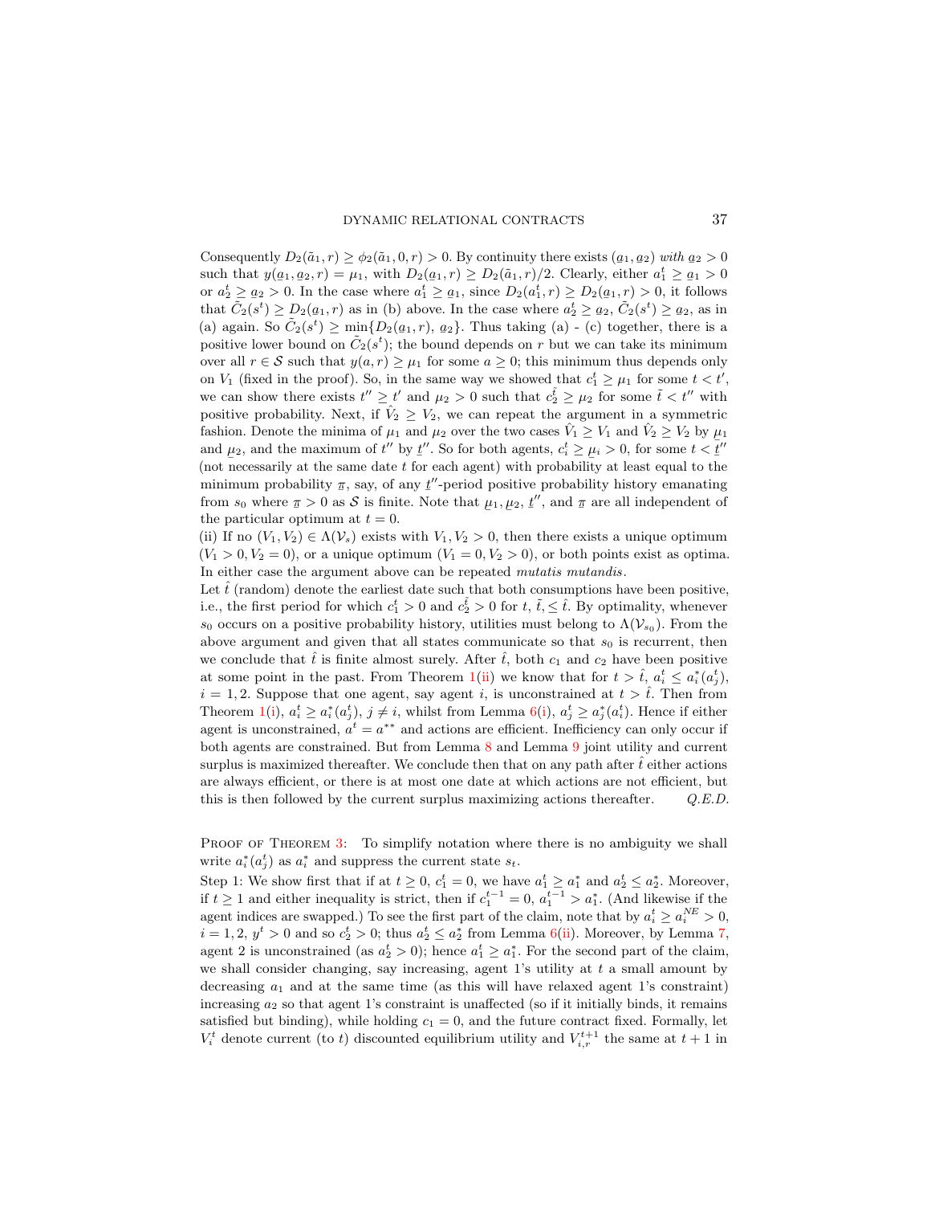Consequently $D_2(\tilde{a}_1, r) \geq \phi_2(\tilde{a}_1, 0, r) > 0$. By continuity there exists $(\underline{a}_1, \underline{a}_2)$ *with* $\underline{a}_2 > 0$ such that $y(\underline{a}_1, \underline{a}_2, r) = \mu_1$, with $D_2(\underline{a}_1, r) \geq D_2(\tilde{a}_1, r)/2$. Clearly, either $a_1^t \geq \underline{a}_1 > 0$ or $a_2^t \geq \underline{a}_2 > 0$. In the case where $a_1^t \geq \underline{a}_1$, since $D_2(a_1^t, r) \geq D_2(\underline{a}_1, r) > 0$, it follows that $\tilde{C}_2(s^t) \geq D_2(\underline{a}_1, r)$ as in (b) above. In the case where $a_2^t \geq \underline{a}_2$, $\tilde{C}_2(s^t) \geq \underline{a}_2$, as in (a) again. So $\tilde{C}_2(s^t) \geq \min\{D_2(\underline{a}_1, r), \underline{a}_2\}$. Thus taking (a) - (c) together, there is a positive lower bound on $\tilde{C}_2(s^t)$; the bound depends on $r$ but we can take its minimum over all $r \in \mathcal{S}$ such that $y(a, r) \geq \mu_1$ for some $a \geq 0$; this minimum thus depends only on $V_1$ (fixed in the proof). So, in the same way we showed that $c_1^t \geq \mu_1$ for some $t < t'$, we can show there exists $t'' \geq t'$ and $\mu_2 > 0$ such that $c_2^{\tilde{t}} \geq \mu_2$ for some $\tilde{t} < t''$ with positive probability. Next, if $\hat{V}_2 \geq V_2$, we can repeat the argument in a symmetric fashion. Denote the minima of $\mu_1$ and $\mu_2$ over the two cases $\hat{V}_1 \geq V_1$ and $\hat{V}_2 \geq V_2$ by $\underline{\mu}_1$ and $\underline{\mu}_2$, and the maximum of $t''$ by $\underline{t}''$. So for both agents, $c_i^t \geq \underline{\mu}_i > 0$, for some $t < \underline{t}''$ (not necessarily at the same date $t$ for each agent) with probability at least equal to the minimum probability $\underline{\pi}$, say, of any $\underline{t}''$-period positive probability history emanating from $s_0$ where $\underline{\pi} > 0$ as $\mathcal{S}$ is finite. Note that $\underline{\mu}_1, \underline{\mu}_2$, $\underline{t}''$, and $\underline{\pi}$ are all independent of the particular optimum at $t = 0$.

(ii) If no $(V_1, V_2) \in \Lambda(\mathcal{V}_s)$ exists with $V_1, V_2 > 0$, then there exists a unique optimum $(V_1 > 0, V_2 = 0)$, or a unique optimum $(V_1 = 0, V_2 > 0)$, or both points exist as optima. In either case the argument above can be repeated *mutatis mutandis*.

Let $\hat{t}$ (random) denote the earliest date such that both consumptions have been positive, i.e., the first period for which $c_1^t > 0$ and $c_2^{\tilde{t}} > 0$ for $t, \tilde{t}, \leq \hat{t}$. By optimality, whenever $s_0$ occurs on a positive probability history, utilities must belong to $\Lambda(\mathcal{V}_{s_0})$. From the above argument and given that all states communicate so that $s_0$ is recurrent, then we conclude that $\hat{t}$ is finite almost surely. After $\hat{t}$, both $c_1$ and $c_2$ have been positive at some point in the past. From Theorem 1(ii) we know that for $t > \hat{t}$, $a_i^t \leq a_i^*(a_j^t)$, $i = 1, 2$. Suppose that one agent, say agent $i$, is unconstrained at $t > \hat{t}$. Then from Theorem 1(i), $a_i^t \geq a_i^*(a_j^t)$, $j \neq i$, whilst from Lemma 6(i), $a_j^t \geq a_j^*(a_i^t)$. Hence if either agent is unconstrained, $a^t = a^{**}$ and actions are efficient. Inefficiency can only occur if both agents are constrained. But from Lemma 8 and Lemma 9 joint utility and current surplus is maximized thereafter. We conclude then that on any path after $\hat{t}$ either actions are always efficient, or there is at most one date at which actions are not efficient, but this is then followed by the current surplus maximizing actions thereafter. *Q.E.D.*

PROOF OF THEOREM 3: To simplify notation where there is no ambiguity we shall write $a_i^*(a_j^t)$ as $a_i^*$ and suppress the current state $s_t$.

Step 1: We show first that if at $t \geq 0$, $c_1^t = 0$, we have $a_1^t \geq a_1^*$ and $a_2^t \leq a_2^*$. Moreover, if $t \geq 1$ and either inequality is strict, then if $c_1^{t-1} = 0$, $a_1^{t-1} > a_1^*$. (And likewise if the agent indices are swapped.) To see the first part of the claim, note that by $a_i^t \geq a_i^{NE} > 0$, $i = 1, 2$, $y^t > 0$ and so $c_2^t > 0$; thus $a_2^t \leq a_2^*$ from Lemma 6(ii). Moreover, by Lemma 7, agent 2 is unconstrained (as $a_2^t > 0$); hence $a_1^t \geq a_1^*$. For the second part of the claim, we shall consider changing, say increasing, agent 1's utility at $t$ a small amount by decreasing $a_1$ and at the same time (as this will have relaxed agent 1's constraint) increasing $a_2$ so that agent 1's constraint is unaffected (so if it initially binds, it remains satisfied but binding), while holding $c_1 = 0$, and the future contract fixed. Formally, let $V_i^t$ denote current (to $t$) discounted equilibrium utility and $V_{i,r}^{t+1}$ the same at $t+1$ in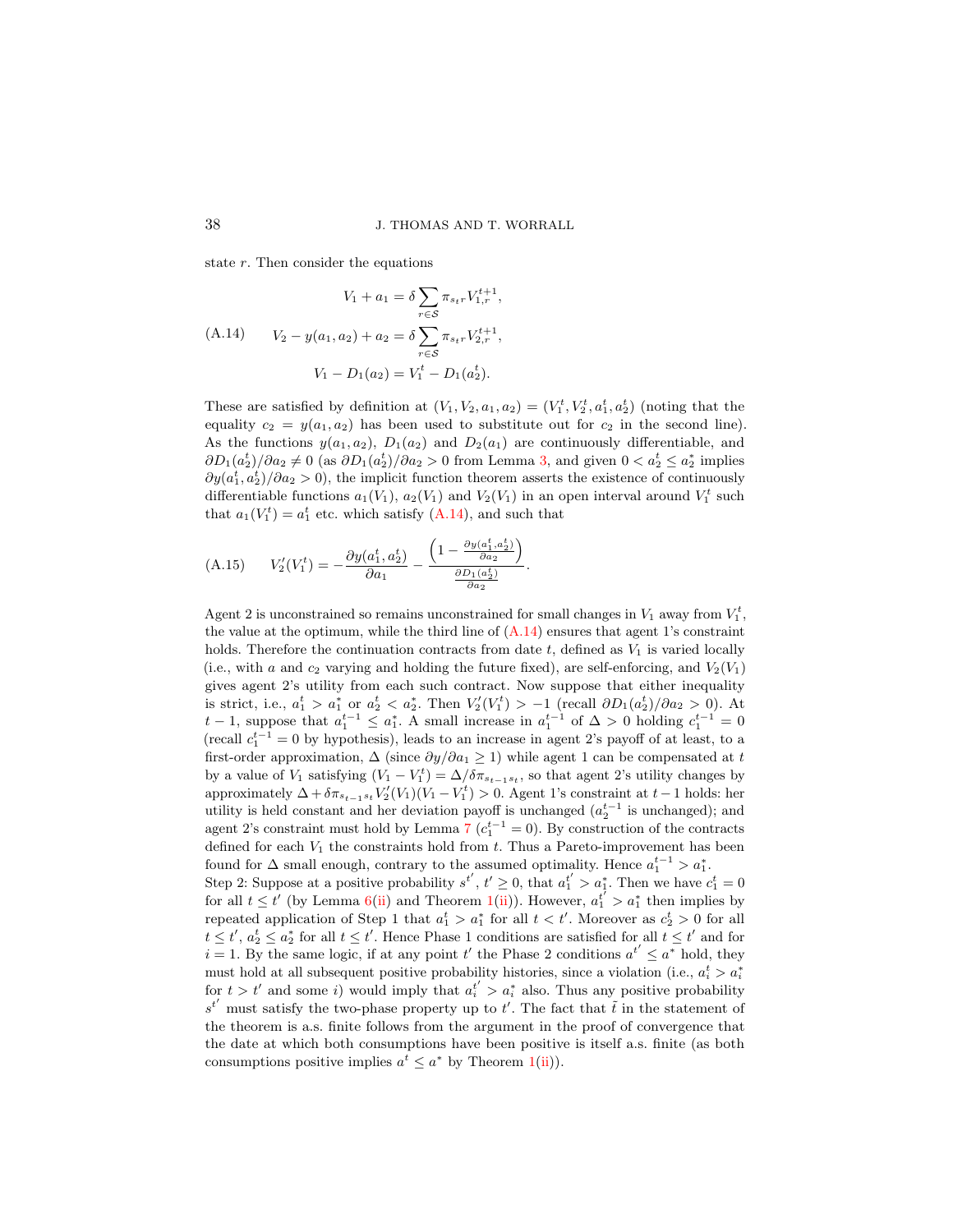state $r$. Then consider the equations

$$
\begin{aligned}
V_1 + a_1 &= \delta \sum_{r \in \mathcal{S}} \pi_{s_t r} V_{1,r}^{t+1}, \\
V_2 - y(a_1, a_2) + a_2 &= \delta \sum_{r \in \mathcal{S}} \pi_{s_t r} V_{2,r}^{t+1}, \\
V_1 - D_1(a_2) &= V_1^t - D_1(a_2^t).
\end{aligned} \tag{A.14}
$$

These are satisfied by definition at $(V_1, V_2, a_1, a_2) = (V_1^t, V_2^t, a_1^t, a_2^t)$ (noting that the equality $c_2 = y(a_1, a_2)$ has been used to substitute out for $c_2$ in the second line). As the functions $y(a_1, a_2)$, $D_1(a_2)$ and $D_2(a_1)$ are continuously differentiable, and $\partial D_1(a_2^t)/\partial a_2 \neq 0$ (as $\partial D_1(a_2^t)/\partial a_2 > 0$ from Lemma 3, and given $0 < a_2^t \leq a_2^*$ implies $\partial y(a_1^t, a_2^t)/\partial a_2 > 0$), the implicit function theorem asserts the existence of continuously differentiable functions $a_1(V_1)$, $a_2(V_1)$ and $V_2(V_1)$ in an open interval around $V_1^t$ such that $a_1(V_1^t) = a_1^t$ etc. which satisfy (A.14), and such that

$$
V_2'(V_1^t) = -\frac{\partial y(a_1^t, a_2^t)}{\partial a_1} - \frac{\left(1 - \frac{\partial y(a_1^t, a_2^t)}{\partial a_2}\right)}{\frac{\partial D_1(a_2^t)}{\partial a_2}}. \tag{A.15}
$$

Agent 2 is unconstrained so remains unconstrained for small changes in $V_1$ away from $V_1^t$, the value at the optimum, while the third line of (A.14) ensures that agent 1's constraint holds. Therefore the continuation contracts from date $t$, defined as $V_1$ is varied locally (i.e., with $a$ and $c_2$ varying and holding the future fixed), are self-enforcing, and $V_2(V_1)$ gives agent 2's utility from each such contract. Now suppose that either inequality is strict, i.e., $a_1^t > a_1^*$ or $a_2^t < a_2^*$. Then $V_2'(V_1^t) > -1$ (recall $\partial D_1(a_2^t)/\partial a_2 > 0$). At $t-1$, suppose that $a_1^{t-1} \leq a_1^*$. A small increase in $a_1^{t-1}$ of $\Delta > 0$ holding $c_1^{t-1} = 0$ (recall $c_1^{t-1} = 0$ by hypothesis), leads to an increase in agent 2's payoff of at least, to a first-order approximation, $\Delta$ (since $\partial y/\partial a_1 \geq 1$) while agent 1 can be compensated at $t$ by a value of $V_1$ satisfying $(V_1 - V_1^t) = \Delta/\delta\pi_{s_{t-1}s_t}$, so that agent 2's utility changes by approximately $\Delta + \delta\pi_{s_{t-1}s_t} V_2'(V_1)(V_1 - V_1^t) > 0$. Agent 1's constraint at $t-1$ holds: her utility is held constant and her deviation payoff is unchanged ($a_2^{t-1}$ is unchanged); and agent 2's constraint must hold by Lemma 7 ($c_1^{t-1} = 0$). By construction of the contracts defined for each $V_1$ the constraints hold from $t$. Thus a Pareto-improvement has been found for $\Delta$ small enough, contrary to the assumed optimality. Hence $a_1^{t-1} > a_1^*$.

Step 2: Suppose at a positive probability $s^{t'}$, $t' \geq 0$, that $a_1^{t'} > a_1^*$. Then we have $c_1^t = 0$ for all $t \leq t'$ (by Lemma 6(ii) and Theorem 1(ii)). However, $a_1^{t'} > a_1^*$ then implies by repeated application of Step 1 that $a_1^t > a_1^*$ for all $t < t'$. Moreover as $c_2^t > 0$ for all $t \leq t'$, $a_2^t \leq a_2^*$ for all $t \leq t'$. Hence Phase 1 conditions are satisfied for all $t \leq t'$ and for $i = 1$. By the same logic, if at any point $t'$ the Phase 2 conditions $a^{t'} \leq a^*$ hold, they must hold at all subsequent positive probability histories, since a violation (i.e., $a_i^t > a_i^*$ for $t > t'$ and some $i$) would imply that $a_i^{t'} > a_i^*$ also. Thus any positive probability $s^{t'}$ must satisfy the two-phase property up to $t'$. The fact that $\bar{t}$ in the statement of the theorem is a.s. finite follows from the argument in the proof of convergence that the date at which both consumptions have been positive is itself a.s. finite (as both consumptions positive implies $a^t \leq a^*$ by Theorem 1(ii)).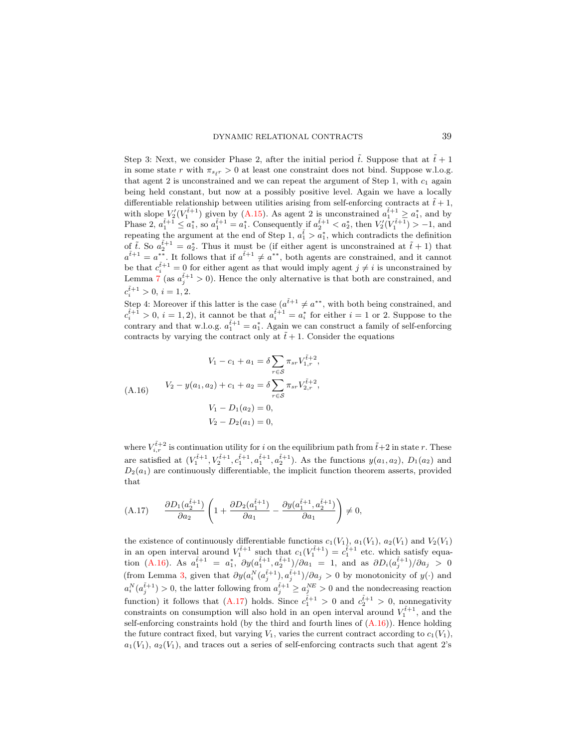Step 3: Next, we consider Phase 2, after the initial period $\tilde{t}$. Suppose that at $\tilde{t}+1$ in some state $r$ with $\pi_{s_{\tilde{t}}r} > 0$ at least one constraint does not bind. Suppose w.l.o.g. that agent 2 is unconstrained and we can repeat the argument of Step 1, with $c_1$ again being held constant, but now at a possibly positive level. Again we have a locally differentiable relationship between utilities arising from self-enforcing contracts at $\tilde{t}+1$, with slope $V_2'(V_1^{\tilde{t}+1})$ given by (A.15). As agent 2 is unconstrained $a_1^{\tilde{t}+1} \geq a_1^*$, and by Phase 2, $a_1^{\tilde{t}+1} \leq a_1^*$, so $a_1^{\tilde{t}+1} = a_1^*$. Consequently if $a_2^{\tilde{t}+1} < a_2^*$, then $V_2'(V_1^{\tilde{t}+1}) > -1$, and repeating the argument at the end of Step 1, $a_1^{\tilde{t}} > a_1^*$, which contradicts the definition of $\tilde{t}$. So $a_2^{\tilde{t}+1} = a_2^*$. Thus it must be (if either agent is unconstrained at $\tilde{t}+1$) that $a^{\tilde{t}+1} = a^{**}$. It follows that if $a^{\tilde{t}+1} \neq a^{**}$, both agents are constrained, and it cannot be that $c_i^{\tilde{t}+1} = 0$ for either agent as that would imply agent $j \neq i$ is unconstrained by Lemma 7 (as $a_j^{\tilde{t}+1} > 0$). Hence the only alternative is that both are constrained, and $c_i^{\tilde{t}+1} > 0$, $i = 1, 2$.

Step 4: Moreover if this latter is the case ($a^{\tilde{t}+1} \neq a^{**}$, with both being constrained, and $c_i^{\tilde{t}+1} > 0$, $i = 1, 2$), it cannot be that $a_i^{\tilde{t}+1} = a_i^*$ for either $i = 1$ or $2$. Suppose to the contrary and that w.l.o.g. $a_1^{\tilde{t}+1} = a_1^*$. Again we can construct a family of self-enforcing contracts by varying the contract only at $\tilde{t}+1$. Consider the equations

$$
\begin{aligned}
V_1 - c_1 + a_1 &= \delta \sum_{r \in \mathcal{S}} \pi_{sr} V_{1,r}^{\tilde{t}+2}, \\
V_2 - y(a_1, a_2) + c_1 + a_2 &= \delta \sum_{r \in \mathcal{S}} \pi_{sr} V_{2,r}^{\tilde{t}+2}, \\
V_1 - D_1(a_2) &= 0, \\
V_2 - D_2(a_1) &= 0,
\end{aligned} \tag{A.16}
$$

where $V_{i,r}^{\tilde{t}+2}$ is continuation utility for $i$ on the equilibrium path from $\tilde{t}+2$ in state $r$. These are satisfied at $(V_1^{\tilde{t}+1}, V_2^{\tilde{t}+1}, c_1^{\tilde{t}+1}, a_1^{\tilde{t}+1}, a_2^{\tilde{t}+1})$. As the functions $y(a_1, a_2)$, $D_1(a_2)$ and $D_2(a_1)$ are continuously differentiable, the implicit function theorem asserts, provided that

$$
\frac{\partial D_1(a_2^{\tilde{t}+1})}{\partial a_2} \left( 1 + \frac{\partial D_2(a_1^{\tilde{t}+1})}{\partial a_1} - \frac{\partial y(a_1^{\tilde{t}+1}, a_2^{\tilde{t}+1})}{\partial a_1} \right) \neq 0, \tag{A.17}
$$

the existence of continuously differentiable functions $c_1(V_1)$, $a_1(V_1)$, $a_2(V_1)$ and $V_2(V_1)$ in an open interval around $V_1^{\tilde{t}+1}$ such that $c_1(V_1^{\tilde{t}+1}) = c_1^{\tilde{t}+1}$ etc. which satisfy equation (A.16). As $a_1^{\tilde{t}+1} = a_1^*$, $\partial y(a_1^{\tilde{t}+1}, a_2^{\tilde{t}+1})/\partial a_1 = 1$, and as $\partial D_i(a_j^{\tilde{t}+1})/\partial a_j > 0$ (from Lemma 3, given that $\partial y(a_i^N(a_j^{\tilde{t}+1}), a_j^{\tilde{t}+1})/\partial a_j > 0$ by monotonicity of $y(\cdot)$ and $a_i^N(a_j^{\tilde{t}+1}) > 0$, the latter following from $a_j^{\tilde{t}+1} \geq a_j^{NE} > 0$ and the nondecreasing reaction function) it follows that (A.17) holds. Since $c_1^{\tilde{t}+1} > 0$ and $c_2^{\tilde{t}+1} > 0$, nonnegativity constraints on consumption will also hold in an open interval around $V_1^{\tilde{t}+1}$, and the self-enforcing constraints hold (by the third and fourth lines of (A.16)). Hence holding the future contract fixed, but varying $V_1$, varies the current contract according to $c_1(V_1)$, $a_1(V_1)$, $a_2(V_1)$, and traces out a series of self-enforcing contracts such that agent 2's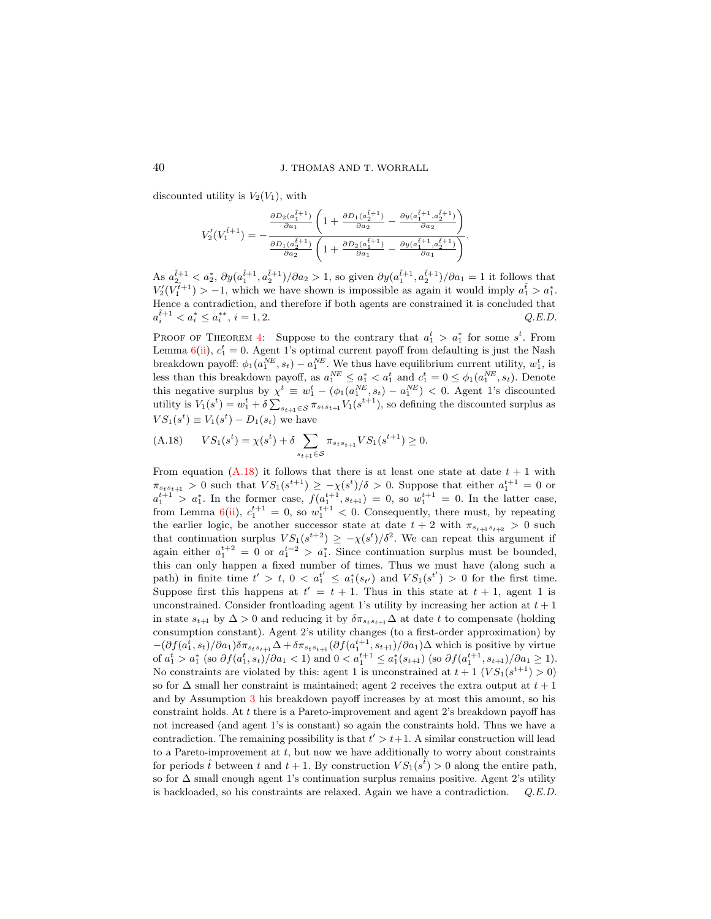discounted utility is $V_2(V_1)$, with

$$V_2'(V_1^{\hat{t}+1}) = -\frac{\frac{\partial D_2(a_1^{\hat{t}+1})}{\partial a_1}\left(1 + \frac{\partial D_1(a_2^{\hat{t}+1})}{\partial a_2} - \frac{\partial y(a_1^{\hat{t}+1}, a_2^{\hat{t}+1})}{\partial a_2}\right)}{\frac{\partial D_1(a_2^{\hat{t}+1})}{\partial a_2}\left(1 + \frac{\partial D_2(a_1^{\hat{t}+1})}{\partial a_1} - \frac{\partial y(a_1^{\hat{t}+1}, a_2^{\hat{t}+1})}{\partial a_1}\right)}.$$

As $a_2^{\hat{t}+1} < a_2^*$, $\partial y(a_1^{\hat{t}+1}, a_2^{\hat{t}+1})/\partial a_2 > 1$, so given $\partial y(a_1^{\hat{t}+1}, a_2^{\hat{t}+1})/\partial a_1 = 1$ it follows that $V_2'(V_1^{\hat{t}+1}) > -1$, which we have shown is impossible as again it would imply $a_1^{\hat{t}} > a_1^*$. Hence a contradiction, and therefore if both agents are constrained it is concluded that $a_i^{\hat{t}+1} < a_i^* \leq a_i^{**}$, $i = 1, 2$. *Q.E.D.*

Proof of Theorem 4: Suppose to the contrary that $a_1^t > a_1^*$ for some $s^t$. From Lemma 6(ii), $c_1^t = 0$. Agent 1's optimal current payoff from defaulting is just the Nash breakdown payoff: $\phi_1(a_1^{NE}, s_t) - a_1^{NE}$. We thus have equilibrium current utility, $w_1^t$, is less than this breakdown payoff, as $a_1^{NE} \leq a_1^* < a_1^t$ and $c_1^t = 0 \leq \phi_1(a_1^{NE}, s_t)$. Denote this negative surplus by $\chi^t \equiv w_1^t - (\phi_1(a_1^{NE}, s_t) - a_1^{NE}) < 0$. Agent 1's discounted utility is $V_1(s^t) = w_1^t + \delta \sum_{s_{t+1} \in \mathcal{S}} \pi_{s_t s_{t+1}} V_1(s^{t+1})$, so defining the discounted surplus as $VS_1(s^t) \equiv V_1(s^t) - D_1(s_t)$ we have

$$VS_1(s^t) = \chi(s^t) + \delta \sum_{s_{t+1} \in \mathcal{S}} \pi_{s_t s_{t+1}} VS_1(s^{t+1}) \geq 0. \tag{A.18}$$

From equation (A.18) it follows that there is at least one state at date $t+1$ with $\pi_{s_t s_{t+1}} > 0$ such that $VS_1(s^{t+1}) \geq -\chi(s^t)/\delta > 0$. Suppose that either $a_1^{t+1} = 0$ or $a_1^{t+1} > a_1^*$. In the former case, $f(a_1^{t+1}, s_{t+1}) = 0$, so $w_1^{t+1} = 0$. In the latter case, from Lemma 6(ii), $c_1^{t+1} = 0$, so $w_1^{t+1} < 0$. Consequently, there must, by repeating the earlier logic, be another successor state at date $t+2$ with $\pi_{s_{t+1} s_{t+2}} > 0$ such that continuation surplus $VS_1(s^{t+2}) \geq -\chi(s^t)/\delta^2$. We can repeat this argument if again either $a_1^{t+2} = 0$ or $a_1^{t=2} > a_1^*$. Since continuation surplus must be bounded, this can only happen a fixed number of times. Thus we must have (along such a path) in finite time $t' > t$, $0 < a_1^{t'} \leq a_1^*(s_{t'})$ and $VS_1(s^{t'}) > 0$ for the first time. Suppose first this happens at $t' = t+1$. Thus in this state at $t+1$, agent 1 is unconstrained. Consider frontloading agent 1's utility by increasing her action at $t+1$ in state $s_{t+1}$ by $\Delta > 0$ and reducing it by $\delta \pi_{s_t s_{t+1}} \Delta$ at date $t$ to compensate (holding consumption constant). Agent 2's utility changes (to a first-order approximation) by $-(\partial f(a_1^t, s_t)/\partial a_1)\delta \pi_{s_t s_{t+1}} \Delta + \delta \pi_{s_t s_{t+1}} (\partial f(a_1^{t+1}, s_{t+1})/\partial a_1)\Delta$ which is positive by virtue of $a_1^t > a_1^*$ (so $\partial f(a_1^t, s_t)/\partial a_1 < 1$) and $0 < a_1^{t+1} \leq a_1^*(s_{t+1})$ (so $\partial f(a_1^{t+1}, s_{t+1})/\partial a_1 \geq 1$). No constraints are violated by this: agent 1 is unconstrained at $t+1$ ($VS_1(s^{t+1}) > 0$) so for $\Delta$ small her constraint is maintained; agent 2 receives the extra output at $t+1$ and by Assumption 3 his breakdown payoff increases by at most this amount, so his constraint holds. At $t$ there is a Pareto-improvement and agent 2's breakdown payoff has not increased (and agent 1's is constant) so again the constraints hold. Thus we have a contradiction. The remaining possibility is that $t' > t+1$. A similar construction will lead to a Pareto-improvement at $t$, but now we have additionally to worry about constraints for periods $\hat{t}$ between $t$ and $t+1$. By construction $VS_1(s^{\hat{t}}) > 0$ along the entire path, so for $\Delta$ small enough agent 1's continuation surplus remains positive. Agent 2's utility is backloaded, so his constraints are relaxed. Again we have a contradiction. *Q.E.D.*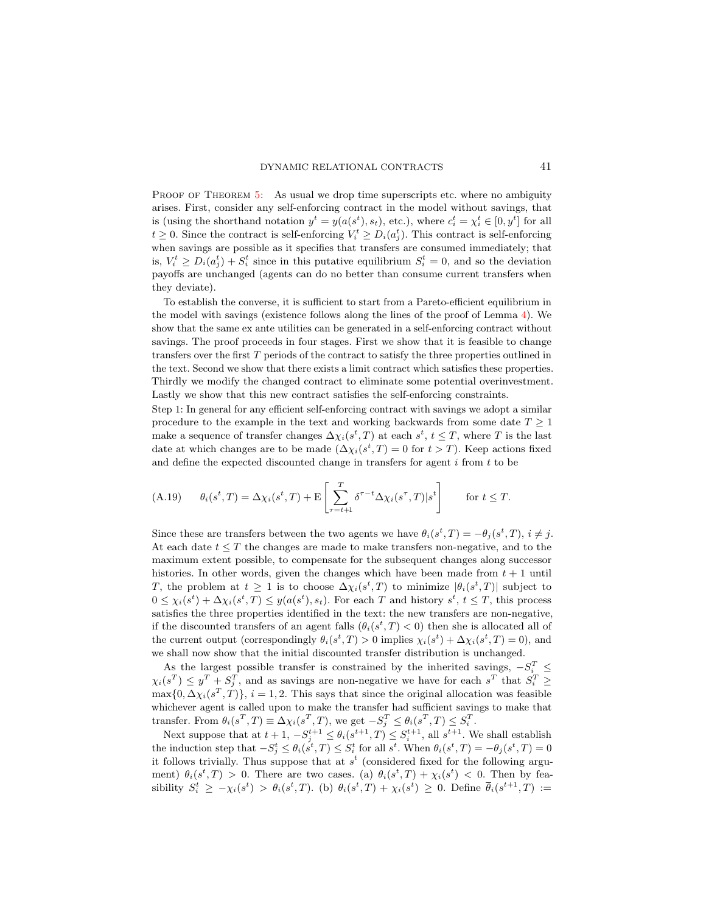Proof of Theorem 5: As usual we drop time superscripts etc. where no ambiguity arises. First, consider any self-enforcing contract in the model without savings, that is (using the shorthand notation $y^t = y(a(s^t), s_t)$, etc.), where $c_i^t = \chi_i^t \in [0, y^t]$ for all $t \geq 0$. Since the contract is self-enforcing $V_i^t \geq D_i(a_j^t)$. This contract is self-enforcing when savings are possible as it specifies that transfers are consumed immediately; that is, $V_i^t \geq D_i(a_j^t) + S_i^t$ since in this putative equilibrium $S_i^t = 0$, and so the deviation payoffs are unchanged (agents can do no better than consume current transfers when they deviate).

To establish the converse, it is sufficient to start from a Pareto-efficient equilibrium in the model with savings (existence follows along the lines of the proof of Lemma 4). We show that the same ex ante utilities can be generated in a self-enforcing contract without savings. The proof proceeds in four stages. First we show that it is feasible to change transfers over the first $T$ periods of the contract to satisfy the three properties outlined in the text. Second we show that there exists a limit contract which satisfies these properties. Thirdly we modify the changed contract to eliminate some potential overinvestment. Lastly we show that this new contract satisfies the self-enforcing constraints.

Step 1: In general for any efficient self-enforcing contract with savings we adopt a similar procedure to the example in the text and working backwards from some date $T \geq 1$ make a sequence of transfer changes $\Delta\chi_i(s^t, T)$ at each $s^t$, $t \leq T$, where $T$ is the last date at which changes are to be made ($\Delta\chi_i(s^t, T) = 0$ for $t > T$). Keep actions fixed and define the expected discounted change in transfers for agent $i$ from $t$ to be

$$\text{(A.19)} \qquad \theta_i(s^t, T) = \Delta\chi_i(s^t, T) + \mathrm{E}\left[\sum_{\tau=t+1}^{T} \delta^{\tau-t} \Delta\chi_i(s^\tau, T) | s^t\right] \qquad \text{for } t \leq T.$$

Since these are transfers between the two agents we have $\theta_i(s^t, T) = -\theta_j(s^t, T)$, $i \neq j$. At each date $t \leq T$ the changes are made to make transfers non-negative, and to the maximum extent possible, to compensate for the subsequent changes along successor histories. In other words, given the changes which have been made from $t+1$ until $T$, the problem at $t \geq 1$ is to choose $\Delta\chi_i(s^t, T)$ to minimize $|\theta_i(s^t, T)|$ subject to $0 \leq \chi_i(s^t) + \Delta\chi_i(s^t, T) \leq y(a(s^t), s_t)$. For each $T$ and history $s^t$, $t \leq T$, this process satisfies the three properties identified in the text: the new transfers are non-negative, if the discounted transfers of an agent falls ($\theta_i(s^t, T) < 0$) then she is allocated all of the current output (correspondingly $\theta_i(s^t, T) > 0$ implies $\chi_i(s^t) + \Delta\chi_i(s^t, T) = 0$), and we shall now show that the initial discounted transfer distribution is unchanged.

As the largest possible transfer is constrained by the inherited savings, $-S_i^T \leq \chi_i(s^T) \leq y^T + S_j^T$, and as savings are non-negative we have for each $s^T$ that $S_i^T \geq \max\{0, \Delta\chi_i(s^T, T)\}$, $i = 1, 2$. This says that since the original allocation was feasible whichever agent is called upon to make the transfer had sufficient savings to make that transfer. From $\theta_i(s^T, T) \equiv \Delta\chi_i(s^T, T)$, we get $-S_j^T \leq \theta_i(s^T, T) \leq S_i^T$.

Next suppose that at $t+1$, $-S_j^{t+1} \leq \theta_i(s^{t+1}, T) \leq S_i^{t+1}$, all $s^{t+1}$. We shall establish the induction step that $-S_j^t \leq \theta_i(s^t, T) \leq S_i^t$ for all $s^t$. When $\theta_i(s^t, T) = -\theta_j(s^t, T) = 0$ it follows trivially. Thus suppose that at $s^t$ (considered fixed for the following argument) $\theta_i(s^t, T) > 0$. There are two cases. (a) $\theta_i(s^t, T) + \chi_i(s^t) < 0$. Then by feasibility $S_i^t \geq -\chi_i(s^t) > \theta_i(s^t, T)$. (b) $\theta_i(s^t, T) + \chi_i(s^t) \geq 0$. Define $\overline{\theta}_i(s^{t+1}, T) :=$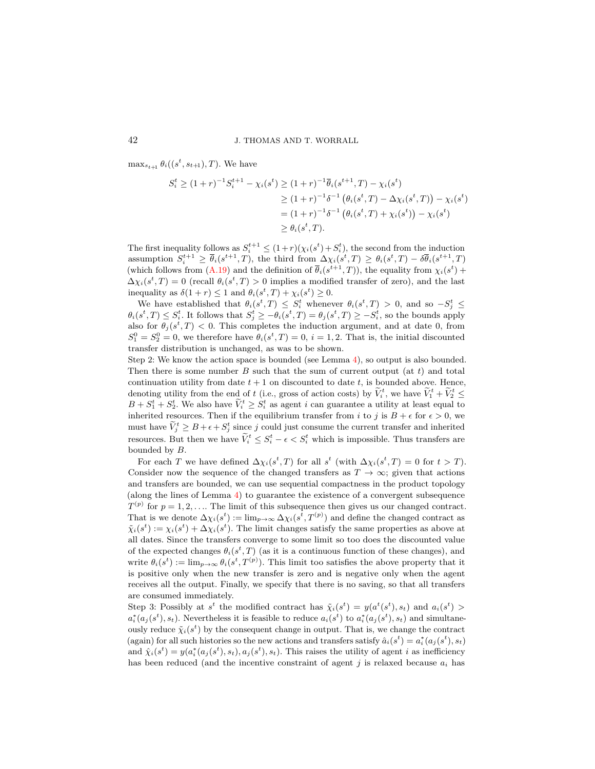$\max_{s_{t+1}} \theta_i((s^t, s_{t+1}), T)$. We have

$$
\begin{aligned}
S_i^t \geq (1+r)^{-1} S_i^{t+1} - \chi_i(s^t) &\geq (1+r)^{-1} \overline{\theta}_i(s^{t+1}, T) - \chi_i(s^t) \\
&\geq (1+r)^{-1} \delta^{-1} \left( \theta_i(s^t, T) - \Delta\chi_i(s^t, T) \right) - \chi_i(s^t) \\
&= (1+r)^{-1} \delta^{-1} \left( \theta_i(s^t, T) + \chi_i(s^t) \right) - \chi_i(s^t) \\
&\geq \theta_i(s^t, T).
\end{aligned}
$$

The first inequality follows as $S_i^{t+1} \leq (1+r)(\chi_i(s^t) + S_i^t)$, the second from the induction assumption $S_i^{t+1} \geq \overline{\theta}_i(s^{t+1}, T)$, the third from $\Delta\chi_i(s^t, T) \geq \theta_i(s^t, T) - \delta \overline{\theta}_i(s^{t+1}, T)$ (which follows from (A.19) and the definition of $\overline{\theta}_i(s^{t+1}, T)$), the equality from $\chi_i(s^t) + \Delta\chi_i(s^t, T) = 0$ (recall $\theta_i(s^t, T) > 0$ implies a modified transfer of zero), and the last inequality as $\delta(1+r) \leq 1$ and $\theta_i(s^t, T) + \chi_i(s^t) \geq 0$.

We have established that $\theta_i(s^t, T) \leq S_i^t$ whenever $\theta_i(s^t, T) > 0$, and so $-S_j^t \leq \theta_i(s^t, T) \leq S_i^t$. It follows that $S_j^t \geq -\theta_i(s^t, T) = \theta_j(s^t, T) \geq -S_i^t$, so the bounds apply also for $\theta_j(s^t, T) < 0$. This completes the induction argument, and at date 0, from $S_1^0 = S_2^0 = 0$, we therefore have $\theta_i(s^t, T) = 0$, $i = 1, 2$. That is, the initial discounted transfer distribution is unchanged, as was to be shown.

Step 2: We know the action space is bounded (see Lemma 4), so output is also bounded. Then there is some number $B$ such that the sum of current output (at $t$) and total continuation utility from date $t+1$ on discounted to date $t$, is bounded above. Hence, denoting utility from the end of $t$ (i.e., gross of action costs) by $\widetilde{V}_i^t$, we have $\widetilde{V}_1^t + \widetilde{V}_2^t \leq B + S_1^t + S_2^t$. We also have $\widetilde{V}_i^t \geq S_i^t$ as agent $i$ can guarantee a utility at least equal to inherited resources. Then if the equilibrium transfer from $i$ to $j$ is $B + \epsilon$ for $\epsilon > 0$, we must have $\widetilde{V}_j^t \geq B + \epsilon + S_j^t$ since $j$ could just consume the current transfer and inherited resources. But then we have $\widetilde{V}_i^t \leq S_i^t - \epsilon < S_i^t$ which is impossible. Thus transfers are bounded by $B$.

For each $T$ we have defined $\Delta\chi_i(s^t, T)$ for all $s^t$ (with $\Delta\chi_i(s^t, T) = 0$ for $t > T$). Consider now the sequence of the changed transfers as $T \to \infty$; given that actions and transfers are bounded, we can use sequential compactness in the product topology (along the lines of Lemma 4) to guarantee the existence of a convergent subsequence $T^{(p)}$ for $p = 1, 2, \ldots$. The limit of this subsequence then gives us our changed contract. That is we denote $\Delta\chi_i(s^t) := \lim_{p\to\infty} \Delta\chi_i(s^t, T^{(p)})$ and define the changed contract as $\tilde{\chi}_i(s^t) := \chi_i(s^t) + \Delta\chi_i(s^t)$. The limit changes satisfy the same properties as above at all dates. Since the transfers converge to some limit so too does the discounted value of the expected changes $\theta_i(s^t, T)$ (as it is a continuous function of these changes), and write $\theta_i(s^t) := \lim_{p\to\infty} \theta_i(s^t, T^{(p)})$. This limit too satisfies the above property that it is positive only when the new transfer is zero and is negative only when the agent receives all the output. Finally, we specify that there is no saving, so that all transfers are consumed immediately.

Step 3: Possibly at $s^t$ the modified contract has $\tilde{\chi}_i(s^t) = y(a^t(s^t), s_t)$ and $a_i(s^t) > a_i^*(a_j(s^t), s_t)$. Nevertheless it is feasible to reduce $a_i(s^t)$ to $a_i^*(a_j(s^t), s_t)$ and simultaneously reduce $\tilde{\chi}_i(s^t)$ by the consequent change in output. That is, we change the contract (again) for all such histories so the new actions and transfers satisfy $\hat{a}_i(s^t) = a_i^*(a_j(s^t), s_t)$ and $\hat{\chi}_i(s^t) = y(a_i^*(a_j(s^t), s_t), a_j(s^t), s_t)$. This raises the utility of agent $i$ as inefficiency has been reduced (and the incentive constraint of agent $j$ is relaxed because $a_i$ has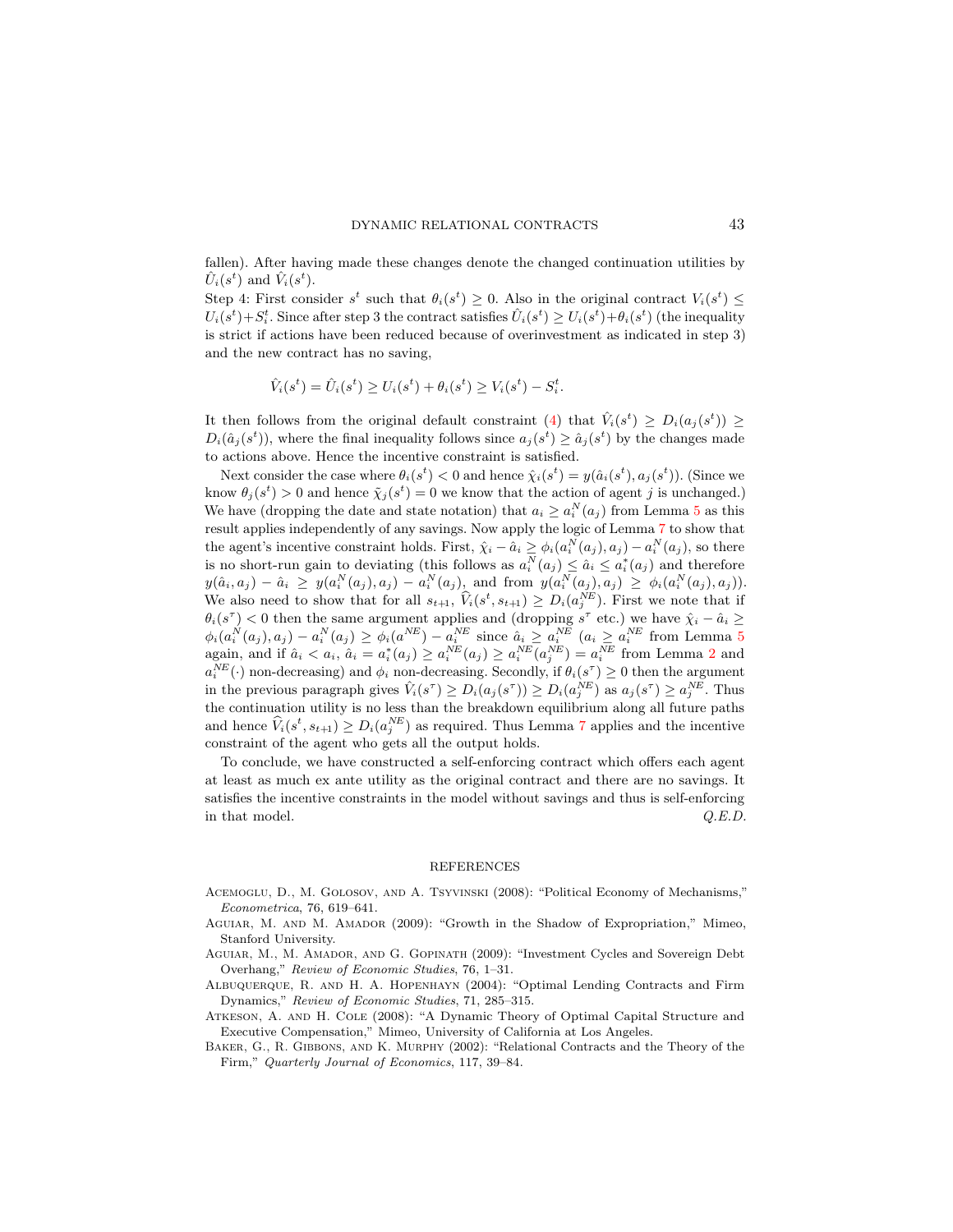fallen). After having made these changes denote the changed continuation utilities by $\hat{U}_i(s^t)$ and $\hat{V}_i(s^t)$.

Step 4: First consider $s^t$ such that $\theta_i(s^t) \geq 0$. Also in the original contract $V_i(s^t) \leq U_i(s^t)+S_i^t$. Since after step 3 the contract satisfies $\hat{U}_i(s^t) \geq U_i(s^t)+\theta_i(s^t)$ (the inequality is strict if actions have been reduced because of overinvestment as indicated in step 3) and the new contract has no saving,

$$\hat{V}_i(s^t) = \hat{U}_i(s^t) \geq U_i(s^t) + \theta_i(s^t) \geq V_i(s^t) - S_i^t.$$

It then follows from the original default constraint (4) that $\hat{V}_i(s^t) \geq D_i(a_j(s^t)) \geq D_i(\hat{a}_j(s^t))$, where the final inequality follows since $a_j(s^t) \geq \hat{a}_j(s^t)$ by the changes made to actions above. Hence the incentive constraint is satisfied.

Next consider the case where $\theta_i(s^t) < 0$ and hence $\hat{\chi}_i(s^t) = y(\hat{a}_i(s^t), a_j(s^t))$. (Since we know $\theta_j(s^t) > 0$ and hence $\tilde{\chi}_j(s^t) = 0$ we know that the action of agent $j$ is unchanged.) We have (dropping the date and state notation) that $a_i \geq a_i^N(a_j)$ from Lemma 5 as this result applies independently of any savings. Now apply the logic of Lemma 7 to show that the agent's incentive constraint holds. First, $\hat{\chi}_i - \hat{a}_i \geq \phi_i(a_i^N(a_j), a_j) - a_i^N(a_j)$, so there is no short-run gain to deviating (this follows as $a_i^N(a_j) \leq \hat{a}_i \leq a_i^*(a_j)$ and therefore $y(\hat{a}_i, a_j) - \hat{a}_i \geq y(a_i^N(a_j), a_j) - a_i^N(a_j)$, and from $y(a_i^N(a_j), a_j) \geq \phi_i(a_i^N(a_j), a_j)$). We also need to show that for all $s_{t+1}$, $\widehat{V}_i(s^t, s_{t+1}) \geq D_i(a_j^{NE})$. First we note that if $\theta_i(s^\tau) < 0$ then the same argument applies and (dropping $s^\tau$ etc.) we have $\hat{\chi}_i - \hat{a}_i \geq \phi_i(a_i^N(a_j), a_j) - a_i^N(a_j) \geq \phi_i(a^{NE}) - a_i^{NE}$ since $\hat{a}_i \geq a_i^{NE}$ ($a_i \geq a_i^{NE}$ from Lemma 5 again, and if $\hat{a}_i < a_i$, $\hat{a}_i = a_i^*(a_j) \geq a_i^{NE}(a_j) \geq a_i^{NE}(a_j^{NE}) = a_i^{NE}$ from Lemma 2 and $a_i^{NE}(\cdot)$ non-decreasing) and $\phi_i$ non-decreasing. Secondly, if $\theta_i(s^\tau) \geq 0$ then the argument in the previous paragraph gives $\hat{V}_i(s^\tau) \geq D_i(a_j(s^\tau)) \geq D_i(a_j^{NE})$ as $a_j(s^\tau) \geq a_j^{NE}$. Thus the continuation utility is no less than the breakdown equilibrium along all future paths and hence $\widehat{V}_i(s^t, s_{t+1}) \geq D_i(a_j^{NE})$ as required. Thus Lemma 7 applies and the incentive constraint of the agent who gets all the output holds.

To conclude, we have constructed a self-enforcing contract which offers each agent at least as much ex ante utility as the original contract and there are no savings. It satisfies the incentive constraints in the model without savings and thus is self-enforcing in that model. *Q.E.D.*

## REFERENCES

Acemoglu, D., M. Golosov, and A. Tsyvinski (2008): "Political Economy of Mechanisms," *Econometrica*, 76, 619–641.

Aguiar, M. and M. Amador (2009): "Growth in the Shadow of Expropriation," Mimeo, Stanford University.

Aguiar, M., M. Amador, and G. Gopinath (2009): "Investment Cycles and Sovereign Debt Overhang," *Review of Economic Studies*, 76, 1–31.

Albuquerque, R. and H. A. Hopenhayn (2004): "Optimal Lending Contracts and Firm Dynamics," *Review of Economic Studies*, 71, 285–315.

Atkeson, A. and H. Cole (2008): "A Dynamic Theory of Optimal Capital Structure and Executive Compensation," Mimeo, University of California at Los Angeles.

Baker, G., R. Gibbons, and K. Murphy (2002): "Relational Contracts and the Theory of the Firm," *Quarterly Journal of Economics*, 117, 39–84.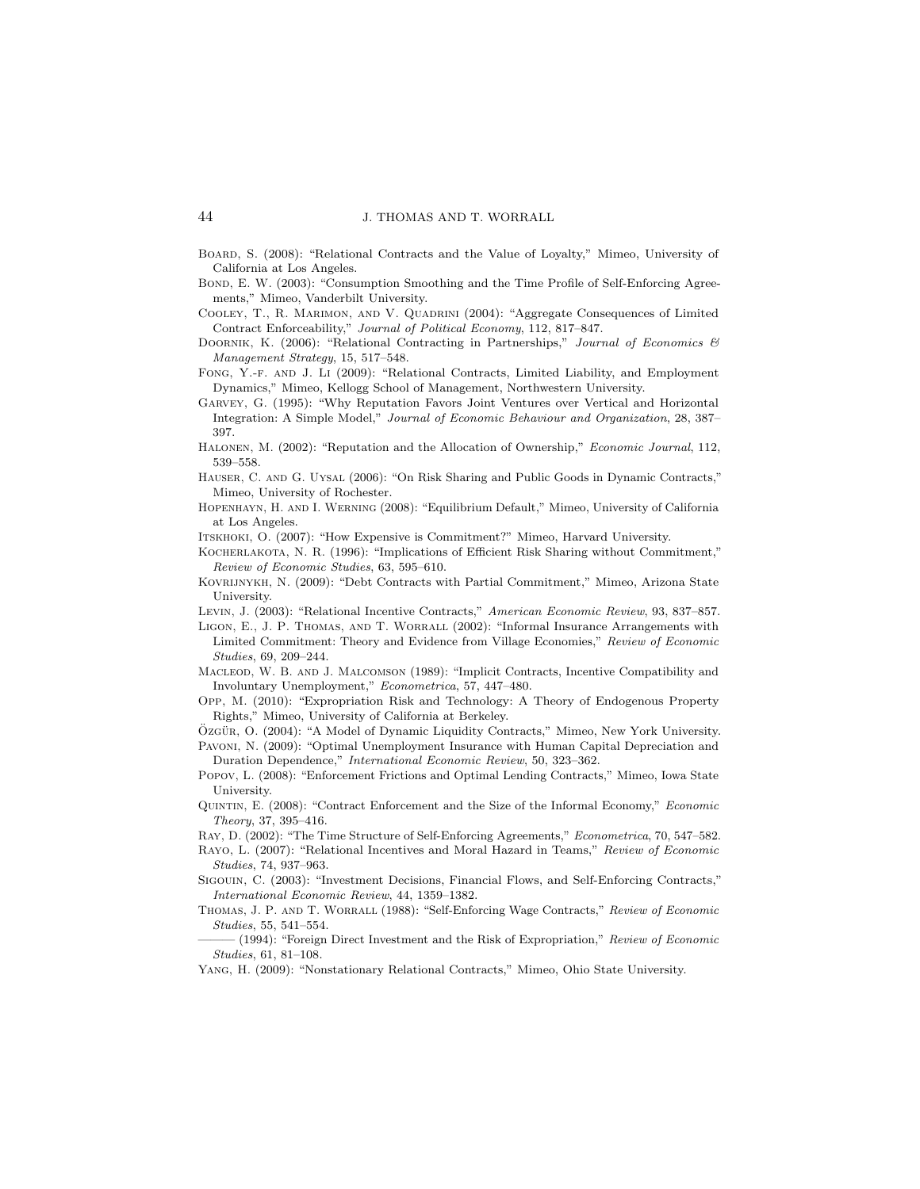Board, S. (2008): "Relational Contracts and the Value of Loyalty," Mimeo, University of California at Los Angeles.

Bond, E. W. (2003): "Consumption Smoothing and the Time Profile of Self-Enforcing Agreements," Mimeo, Vanderbilt University.

Cooley, T., R. Marimon, and V. Quadrini (2004): "Aggregate Consequences of Limited Contract Enforceability," *Journal of Political Economy*, 112, 817–847.

Doornik, K. (2006): "Relational Contracting in Partnerships," *Journal of Economics & Management Strategy*, 15, 517–548.

Fong, Y.-f. and J. Li (2009): "Relational Contracts, Limited Liability, and Employment Dynamics," Mimeo, Kellogg School of Management, Northwestern University.

Garvey, G. (1995): "Why Reputation Favors Joint Ventures over Vertical and Horizontal Integration: A Simple Model," *Journal of Economic Behaviour and Organization*, 28, 387–397.

Halonen, M. (2002): "Reputation and the Allocation of Ownership," *Economic Journal*, 112, 539–558.

Hauser, C. and G. Uysal (2006): "On Risk Sharing and Public Goods in Dynamic Contracts," Mimeo, University of Rochester.

Hopenhayn, H. and I. Werning (2008): "Equilibrium Default," Mimeo, University of California at Los Angeles.

Itskhoki, O. (2007): "How Expensive is Commitment?" Mimeo, Harvard University.

Kocherlakota, N. R. (1996): "Implications of Efficient Risk Sharing without Commitment," *Review of Economic Studies*, 63, 595–610.

Kovrijnykh, N. (2009): "Debt Contracts with Partial Commitment," Mimeo, Arizona State University.

Levin, J. (2003): "Relational Incentive Contracts," *American Economic Review*, 93, 837–857.

Ligon, E., J. P. Thomas, and T. Worrall (2002): "Informal Insurance Arrangements with Limited Commitment: Theory and Evidence from Village Economies," *Review of Economic Studies*, 69, 209–244.

MacLeod, W. B. and J. Malcomson (1989): "Implicit Contracts, Incentive Compatibility and Involuntary Unemployment," *Econometrica*, 57, 447–480.

Opp, M. (2010): "Expropriation Risk and Technology: A Theory of Endogenous Property Rights," Mimeo, University of California at Berkeley.

Özgür, O. (2004): "A Model of Dynamic Liquidity Contracts," Mimeo, New York University.

Pavoni, N. (2009): "Optimal Unemployment Insurance with Human Capital Depreciation and Duration Dependence," *International Economic Review*, 50, 323–362.

Popov, L. (2008): "Enforcement Frictions and Optimal Lending Contracts," Mimeo, Iowa State University.

Quintin, E. (2008): "Contract Enforcement and the Size of the Informal Economy," *Economic Theory*, 37, 395–416.

Ray, D. (2002): "The Time Structure of Self-Enforcing Agreements," *Econometrica*, 70, 547–582.

Rayo, L. (2007): "Relational Incentives and Moral Hazard in Teams," *Review of Economic Studies*, 74, 937–963.

Sigouin, C. (2003): "Investment Decisions, Financial Flows, and Self-Enforcing Contracts," *International Economic Review*, 44, 1359–1382.

Thomas, J. P. and T. Worrall (1988): "Self-Enforcing Wage Contracts," *Review of Economic Studies*, 55, 541–554.

——— (1994): "Foreign Direct Investment and the Risk of Expropriation," *Review of Economic Studies*, 61, 81–108.

Yang, H. (2009): "Nonstationary Relational Contracts," Mimeo, Ohio State University.